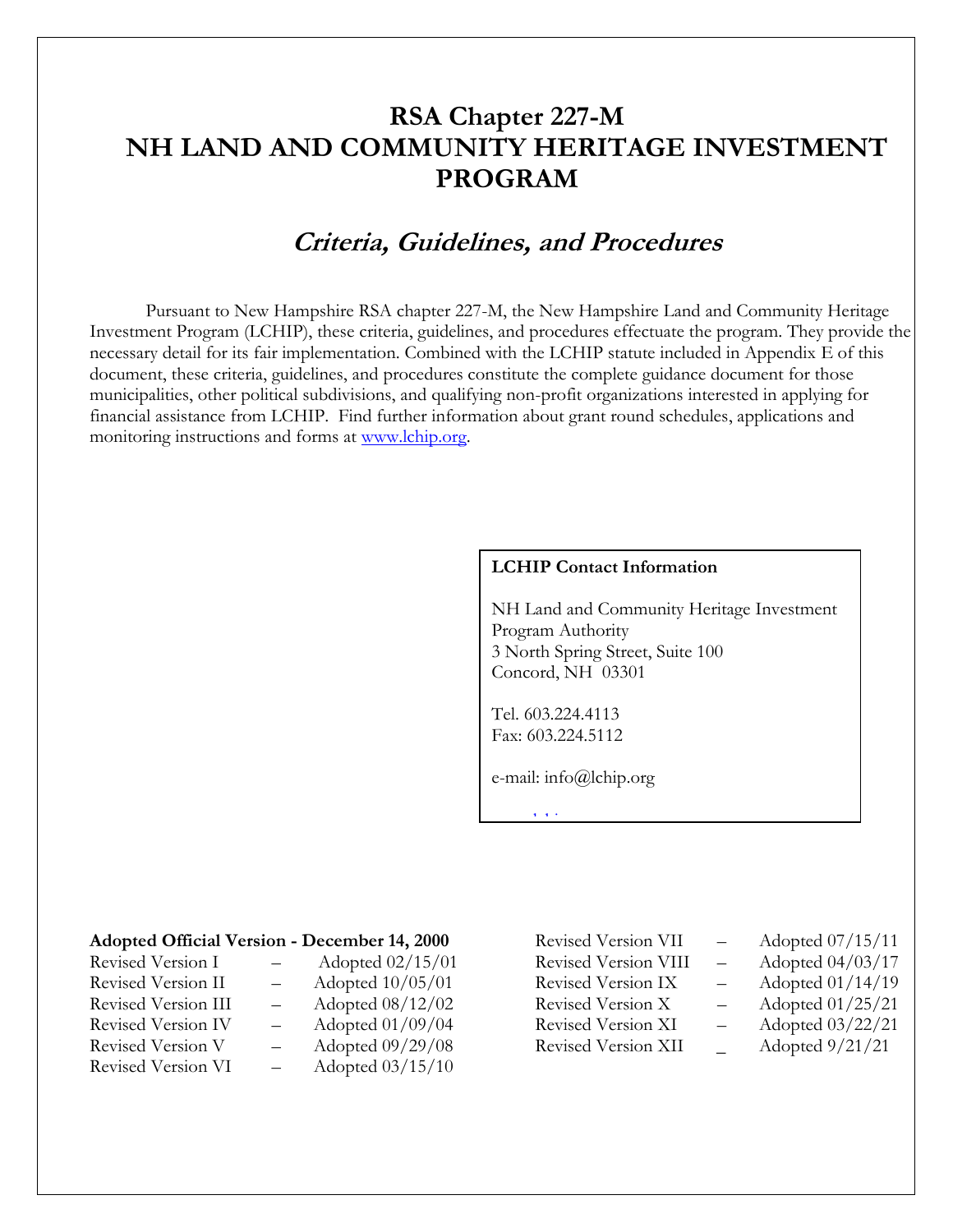# RSA Chapter 227-M
# NH LAND AND COMMUNITY HERITAGE INVESTMENT PROGRAM

## *Criteria, Guidelines, and Procedures*

Pursuant to New Hampshire RSA chapter 227-M, the New Hampshire Land and Community Heritage Investment Program (LCHIP), these criteria, guidelines, and procedures effectuate the program. They provide the necessary detail for its fair implementation. Combined with the LCHIP statute included in Appendix E of this document, these criteria, guidelines, and procedures constitute the complete guidance document for those municipalities, other political subdivisions, and qualifying non-profit organizations interested in applying for financial assistance from LCHIP. Find further information about grant round schedules, applications and monitoring instructions and forms at www.lchip.org.

**LCHIP Contact Information**

NH Land and Community Heritage Investment Program Authority
3 North Spring Street, Suite 100
Concord, NH 03301

Tel. 603.224.4113
Fax: 603.224.5112

e-mail: info@lchip.org

**Adopted Official Version - December 14, 2000**

| | | |
|---|---|---|
| Revised Version I | – | Adopted 02/15/01 |
| Revised Version II | – | Adopted 10/05/01 |
| Revised Version III | – | Adopted 08/12/02 |
| Revised Version IV | – | Adopted 01/09/04 |
| Revised Version V | – | Adopted 09/29/08 |
| Revised Version VI | – | Adopted 03/15/10 |
| Revised Version VII | – | Adopted 07/15/11 |
| Revised Version VIII | – | Adopted 04/03/17 |
| Revised Version IX | – | Adopted 01/14/19 |
| Revised Version X | – | Adopted 01/25/21 |
| Revised Version XI | – | Adopted 03/22/21 |
| Revised Version XII | _ | Adopted 9/21/21 |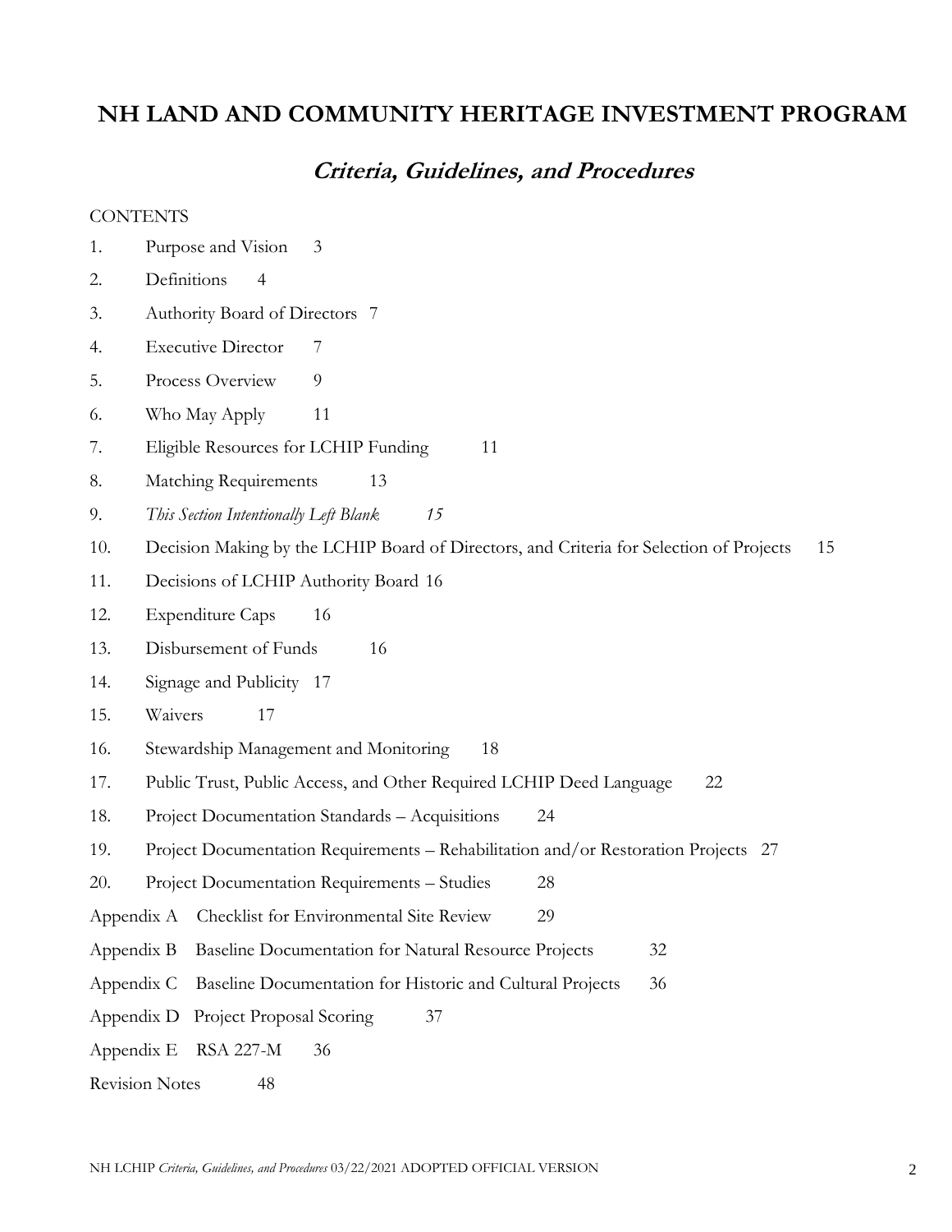# NH LAND AND COMMUNITY HERITAGE INVESTMENT PROGRAM

## *Criteria, Guidelines, and Procedures*

CONTENTS

1. Purpose and Vision 3
2. Definitions 4
3. Authority Board of Directors 7
4. Executive Director 7
5. Process Overview 9
6. Who May Apply 11
7. Eligible Resources for LCHIP Funding 11
8. Matching Requirements 13
9. *This Section Intentionally Left Blank 15*
10. Decision Making by the LCHIP Board of Directors, and Criteria for Selection of Projects 15
11. Decisions of LCHIP Authority Board 16
12. Expenditure Caps 16
13. Disbursement of Funds 16
14. Signage and Publicity 17
15. Waivers 17
16. Stewardship Management and Monitoring 18
17. Public Trust, Public Access, and Other Required LCHIP Deed Language 22
18. Project Documentation Standards – Acquisitions 24
19. Project Documentation Requirements – Rehabilitation and/or Restoration Projects 27
20. Project Documentation Requirements – Studies 28

Appendix A Checklist for Environmental Site Review 29

Appendix B Baseline Documentation for Natural Resource Projects 32

Appendix C Baseline Documentation for Historic and Cultural Projects 36

Appendix D Project Proposal Scoring 37

Appendix E RSA 227-M 36

Revision Notes 48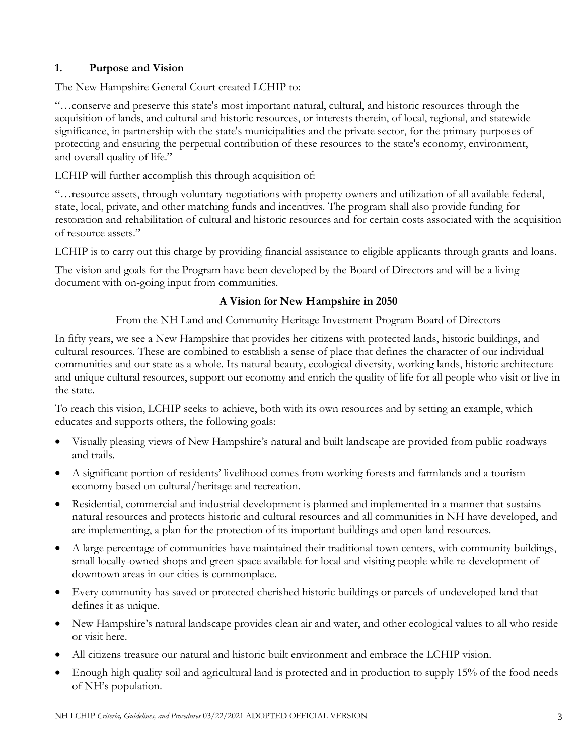## 1. Purpose and Vision

The New Hampshire General Court created LCHIP to:

"…conserve and preserve this state's most important natural, cultural, and historic resources through the acquisition of lands, and cultural and historic resources, or interests therein, of local, regional, and statewide significance, in partnership with the state's municipalities and the private sector, for the primary purposes of protecting and ensuring the perpetual contribution of these resources to the state's economy, environment, and overall quality of life."

LCHIP will further accomplish this through acquisition of:

"…resource assets, through voluntary negotiations with property owners and utilization of all available federal, state, local, private, and other matching funds and incentives. The program shall also provide funding for restoration and rehabilitation of cultural and historic resources and for certain costs associated with the acquisition of resource assets."

LCHIP is to carry out this charge by providing financial assistance to eligible applicants through grants and loans.

The vision and goals for the Program have been developed by the Board of Directors and will be a living document with on-going input from communities.

### A Vision for New Hampshire in 2050

From the NH Land and Community Heritage Investment Program Board of Directors

In fifty years, we see a New Hampshire that provides her citizens with protected lands, historic buildings, and cultural resources. These are combined to establish a sense of place that defines the character of our individual communities and our state as a whole. Its natural beauty, ecological diversity, working lands, historic architecture and unique cultural resources, support our economy and enrich the quality of life for all people who visit or live in the state.

To reach this vision, LCHIP seeks to achieve, both with its own resources and by setting an example, which educates and supports others, the following goals:

- Visually pleasing views of New Hampshire's natural and built landscape are provided from public roadways and trails.
- A significant portion of residents' livelihood comes from working forests and farmlands and a tourism economy based on cultural/heritage and recreation.
- Residential, commercial and industrial development is planned and implemented in a manner that sustains natural resources and protects historic and cultural resources and all communities in NH have developed, and are implementing, a plan for the protection of its important buildings and open land resources.
- A large percentage of communities have maintained their traditional town centers, with community buildings, small locally-owned shops and green space available for local and visiting people while re-development of downtown areas in our cities is commonplace.
- Every community has saved or protected cherished historic buildings or parcels of undeveloped land that defines it as unique.
- New Hampshire's natural landscape provides clean air and water, and other ecological values to all who reside or visit here.
- All citizens treasure our natural and historic built environment and embrace the LCHIP vision.
- Enough high quality soil and agricultural land is protected and in production to supply 15% of the food needs of NH's population.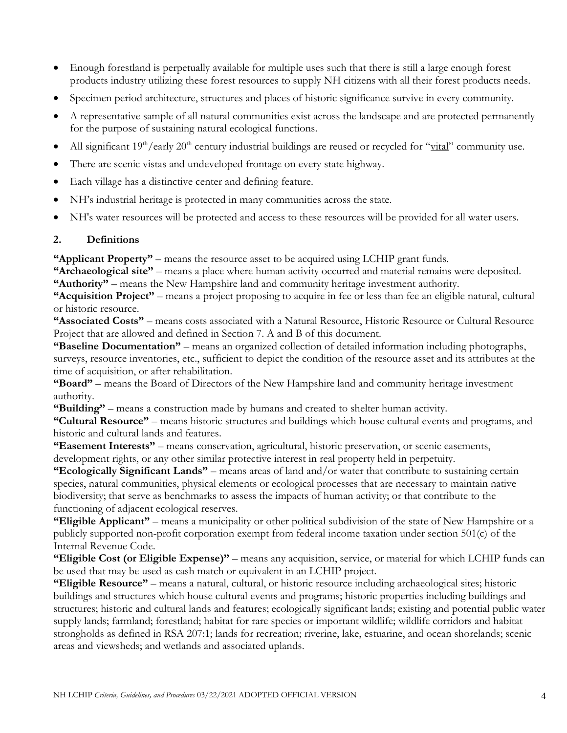- Enough forestland is perpetually available for multiple uses such that there is still a large enough forest products industry utilizing these forest resources to supply NH citizens with all their forest products needs.
- Specimen period architecture, structures and places of historic significance survive in every community.
- A representative sample of all natural communities exist across the landscape and are protected permanently for the purpose of sustaining natural ecological functions.
- All significant 19th/early 20th century industrial buildings are reused or recycled for "vital" community use.
- There are scenic vistas and undeveloped frontage on every state highway.
- Each village has a distinctive center and defining feature.
- NH's industrial heritage is protected in many communities across the state.
- NH's water resources will be protected and access to these resources will be provided for all water users.

## 2. Definitions

**"Applicant Property"** – means the resource asset to be acquired using LCHIP grant funds.

**"Archaeological site"** – means a place where human activity occurred and material remains were deposited.

**"Authority"** – means the New Hampshire land and community heritage investment authority.

**"Acquisition Project"** – means a project proposing to acquire in fee or less than fee an eligible natural, cultural or historic resource.

**"Associated Costs"** – means costs associated with a Natural Resource, Historic Resource or Cultural Resource Project that are allowed and defined in Section 7. A and B of this document.

**"Baseline Documentation"** – means an organized collection of detailed information including photographs, surveys, resource inventories, etc., sufficient to depict the condition of the resource asset and its attributes at the time of acquisition, or after rehabilitation.

**"Board"** – means the Board of Directors of the New Hampshire land and community heritage investment authority.

**"Building"** – means a construction made by humans and created to shelter human activity.

**"Cultural Resource"** – means historic structures and buildings which house cultural events and programs, and historic and cultural lands and features.

**"Easement Interests"** – means conservation, agricultural, historic preservation, or scenic easements, development rights, or any other similar protective interest in real property held in perpetuity.

**"Ecologically Significant Lands"** – means areas of land and/or water that contribute to sustaining certain species, natural communities, physical elements or ecological processes that are necessary to maintain native biodiversity; that serve as benchmarks to assess the impacts of human activity; or that contribute to the functioning of adjacent ecological reserves.

**"Eligible Applicant"** – means a municipality or other political subdivision of the state of New Hampshire or a publicly supported non-profit corporation exempt from federal income taxation under section 501(c) of the Internal Revenue Code.

**"Eligible Cost (or Eligible Expense)"** – means any acquisition, service, or material for which LCHIP funds can be used that may be used as cash match or equivalent in an LCHIP project.

**"Eligible Resource"** – means a natural, cultural, or historic resource including archaeological sites; historic buildings and structures which house cultural events and programs; historic properties including buildings and structures; historic and cultural lands and features; ecologically significant lands; existing and potential public water supply lands; farmland; forestland; habitat for rare species or important wildlife; wildlife corridors and habitat strongholds as defined in RSA 207:1; lands for recreation; riverine, lake, estuarine, and ocean shorelands; scenic areas and viewsheds; and wetlands and associated uplands.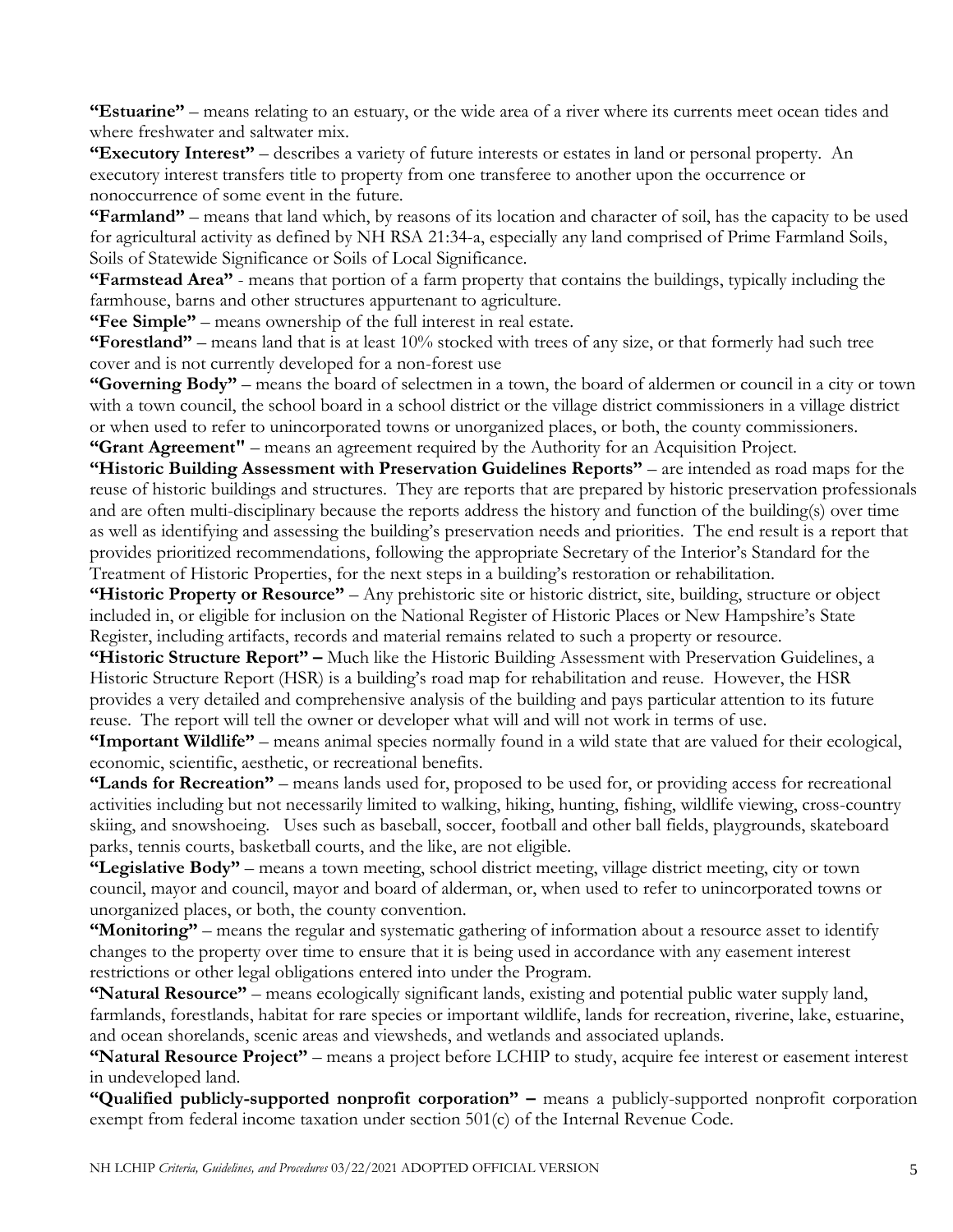**"Estuarine"** – means relating to an estuary, or the wide area of a river where its currents meet ocean tides and where freshwater and saltwater mix.

**"Executory Interest"** – describes a variety of future interests or estates in land or personal property. An executory interest transfers title to property from one transferee to another upon the occurrence or nonoccurrence of some event in the future.

**"Farmland"** – means that land which, by reasons of its location and character of soil, has the capacity to be used for agricultural activity as defined by NH RSA 21:34-a, especially any land comprised of Prime Farmland Soils, Soils of Statewide Significance or Soils of Local Significance.

**"Farmstead Area"** - means that portion of a farm property that contains the buildings, typically including the farmhouse, barns and other structures appurtenant to agriculture.

**"Fee Simple"** – means ownership of the full interest in real estate.

**"Forestland"** – means land that is at least 10% stocked with trees of any size, or that formerly had such tree cover and is not currently developed for a non-forest use

**"Governing Body"** – means the board of selectmen in a town, the board of aldermen or council in a city or town with a town council, the school board in a school district or the village district commissioners in a village district or when used to refer to unincorporated towns or unorganized places, or both, the county commissioners.

**"Grant Agreement"** – means an agreement required by the Authority for an Acquisition Project.

**"Historic Building Assessment with Preservation Guidelines Reports"** – are intended as road maps for the reuse of historic buildings and structures. They are reports that are prepared by historic preservation professionals and are often multi-disciplinary because the reports address the history and function of the building(s) over time as well as identifying and assessing the building's preservation needs and priorities. The end result is a report that provides prioritized recommendations, following the appropriate Secretary of the Interior's Standard for the Treatment of Historic Properties, for the next steps in a building's restoration or rehabilitation.

**"Historic Property or Resource"** – Any prehistoric site or historic district, site, building, structure or object included in, or eligible for inclusion on the National Register of Historic Places or New Hampshire's State Register, including artifacts, records and material remains related to such a property or resource.

**"Historic Structure Report" –** Much like the Historic Building Assessment with Preservation Guidelines, a Historic Structure Report (HSR) is a building's road map for rehabilitation and reuse. However, the HSR provides a very detailed and comprehensive analysis of the building and pays particular attention to its future reuse. The report will tell the owner or developer what will and will not work in terms of use.

**"Important Wildlife"** – means animal species normally found in a wild state that are valued for their ecological, economic, scientific, aesthetic, or recreational benefits.

**"Lands for Recreation"** – means lands used for, proposed to be used for, or providing access for recreational activities including but not necessarily limited to walking, hiking, hunting, fishing, wildlife viewing, cross-country skiing, and snowshoeing. Uses such as baseball, soccer, football and other ball fields, playgrounds, skateboard parks, tennis courts, basketball courts, and the like, are not eligible.

**"Legislative Body"** – means a town meeting, school district meeting, village district meeting, city or town council, mayor and council, mayor and board of alderman, or, when used to refer to unincorporated towns or unorganized places, or both, the county convention.

**"Monitoring"** – means the regular and systematic gathering of information about a resource asset to identify changes to the property over time to ensure that it is being used in accordance with any easement interest restrictions or other legal obligations entered into under the Program.

**"Natural Resource"** – means ecologically significant lands, existing and potential public water supply land, farmlands, forestlands, habitat for rare species or important wildlife, lands for recreation, riverine, lake, estuarine, and ocean shorelands, scenic areas and viewsheds, and wetlands and associated uplands.

**"Natural Resource Project"** – means a project before LCHIP to study, acquire fee interest or easement interest in undeveloped land.

**"Qualified publicly-supported nonprofit corporation" –** means a publicly-supported nonprofit corporation exempt from federal income taxation under section 501(c) of the Internal Revenue Code.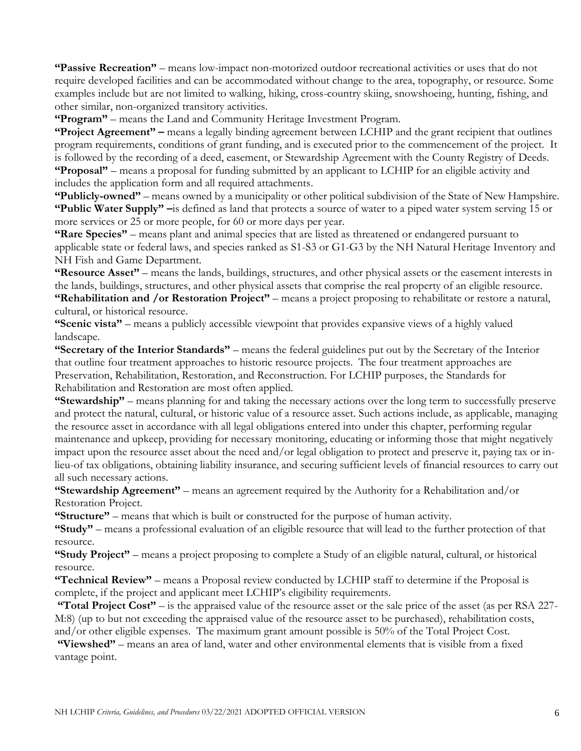**"Passive Recreation"** – means low-impact non-motorized outdoor recreational activities or uses that do not require developed facilities and can be accommodated without change to the area, topography, or resource. Some examples include but are not limited to walking, hiking, cross-country skiing, snowshoeing, hunting, fishing, and other similar, non-organized transitory activities.

**"Program"** – means the Land and Community Heritage Investment Program.

**"Project Agreement" –** means a legally binding agreement between LCHIP and the grant recipient that outlines program requirements, conditions of grant funding, and is executed prior to the commencement of the project. It is followed by the recording of a deed, easement, or Stewardship Agreement with the County Registry of Deeds.

**"Proposal"** – means a proposal for funding submitted by an applicant to LCHIP for an eligible activity and includes the application form and all required attachments.

**"Publicly-owned"** – means owned by a municipality or other political subdivision of the State of New Hampshire.

**"Public Water Supply" –**is defined as land that protects a source of water to a piped water system serving 15 or more services or 25 or more people, for 60 or more days per year.

**"Rare Species"** – means plant and animal species that are listed as threatened or endangered pursuant to applicable state or federal laws, and species ranked as S1-S3 or G1-G3 by the NH Natural Heritage Inventory and NH Fish and Game Department.

**"Resource Asset"** – means the lands, buildings, structures, and other physical assets or the easement interests in the lands, buildings, structures, and other physical assets that comprise the real property of an eligible resource.

**"Rehabilitation and /or Restoration Project"** – means a project proposing to rehabilitate or restore a natural, cultural, or historical resource.

**"Scenic vista"** – means a publicly accessible viewpoint that provides expansive views of a highly valued landscape.

**"Secretary of the Interior Standards"** – means the federal guidelines put out by the Secretary of the Interior that outline four treatment approaches to historic resource projects. The four treatment approaches are Preservation, Rehabilitation, Restoration, and Reconstruction. For LCHIP purposes, the Standards for Rehabilitation and Restoration are most often applied.

**"Stewardship"** – means planning for and taking the necessary actions over the long term to successfully preserve and protect the natural, cultural, or historic value of a resource asset. Such actions include, as applicable, managing the resource asset in accordance with all legal obligations entered into under this chapter, performing regular maintenance and upkeep, providing for necessary monitoring, educating or informing those that might negatively impact upon the resource asset about the need and/or legal obligation to protect and preserve it, paying tax or in-lieu-of tax obligations, obtaining liability insurance, and securing sufficient levels of financial resources to carry out all such necessary actions.

**"Stewardship Agreement"** – means an agreement required by the Authority for a Rehabilitation and/or Restoration Project.

**"Structure"** – means that which is built or constructed for the purpose of human activity.

**"Study"** – means a professional evaluation of an eligible resource that will lead to the further protection of that resource.

**"Study Project"** – means a project proposing to complete a Study of an eligible natural, cultural, or historical resource.

**"Technical Review"** – means a Proposal review conducted by LCHIP staff to determine if the Proposal is complete, if the project and applicant meet LCHIP's eligibility requirements.

**"Total Project Cost"** – is the appraised value of the resource asset or the sale price of the asset (as per RSA 227-M:8) (up to but not exceeding the appraised value of the resource asset to be purchased), rehabilitation costs, and/or other eligible expenses. The maximum grant amount possible is 50% of the Total Project Cost.

**"Viewshed"** – means an area of land, water and other environmental elements that is visible from a fixed vantage point.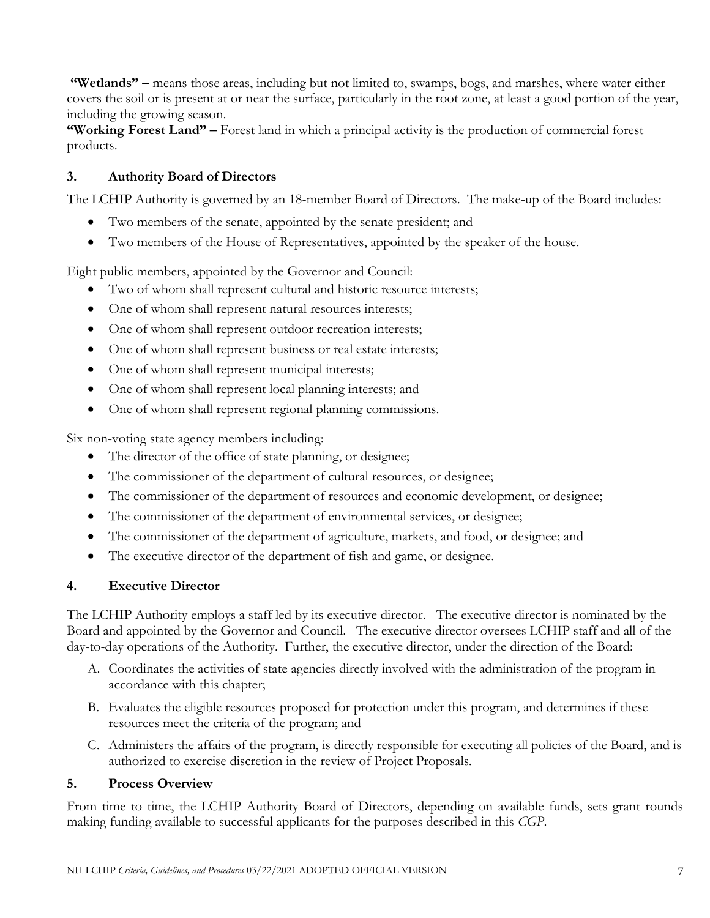**"Wetlands" –** means those areas, including but not limited to, swamps, bogs, and marshes, where water either covers the soil or is present at or near the surface, particularly in the root zone, at least a good portion of the year, including the growing season.

**"Working Forest Land" –** Forest land in which a principal activity is the production of commercial forest products.

## 3. Authority Board of Directors

The LCHIP Authority is governed by an 18-member Board of Directors. The make-up of the Board includes:

- Two members of the senate, appointed by the senate president; and
- Two members of the House of Representatives, appointed by the speaker of the house.

Eight public members, appointed by the Governor and Council:

- Two of whom shall represent cultural and historic resource interests;
- One of whom shall represent natural resources interests;
- One of whom shall represent outdoor recreation interests;
- One of whom shall represent business or real estate interests;
- One of whom shall represent municipal interests;
- One of whom shall represent local planning interests; and
- One of whom shall represent regional planning commissions.

Six non-voting state agency members including:

- The director of the office of state planning, or designee;
- The commissioner of the department of cultural resources, or designee;
- The commissioner of the department of resources and economic development, or designee;
- The commissioner of the department of environmental services, or designee;
- The commissioner of the department of agriculture, markets, and food, or designee; and
- The executive director of the department of fish and game, or designee.

## 4. Executive Director

The LCHIP Authority employs a staff led by its executive director. The executive director is nominated by the Board and appointed by the Governor and Council. The executive director oversees LCHIP staff and all of the day-to-day operations of the Authority. Further, the executive director, under the direction of the Board:

A. Coordinates the activities of state agencies directly involved with the administration of the program in accordance with this chapter;

B. Evaluates the eligible resources proposed for protection under this program, and determines if these resources meet the criteria of the program; and

C. Administers the affairs of the program, is directly responsible for executing all policies of the Board, and is authorized to exercise discretion in the review of Project Proposals.

## 5. Process Overview

From time to time, the LCHIP Authority Board of Directors, depending on available funds, sets grant rounds making funding available to successful applicants for the purposes described in this *CGP*.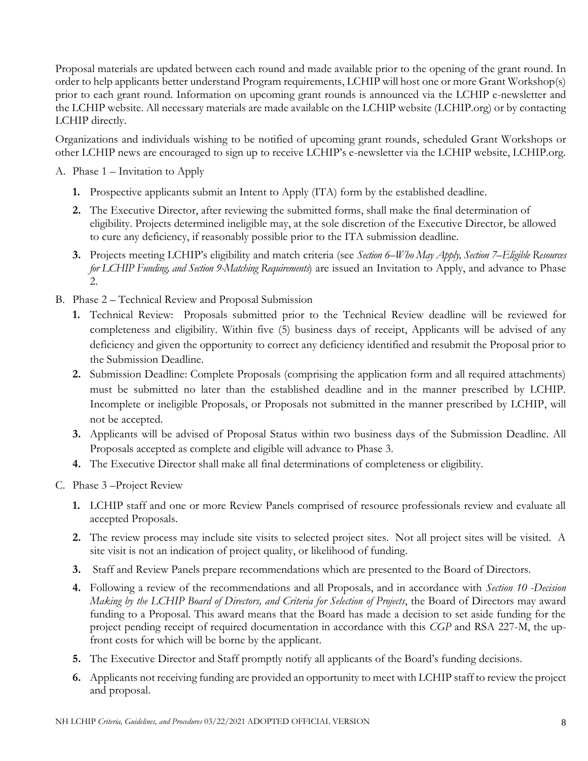Proposal materials are updated between each round and made available prior to the opening of the grant round. In order to help applicants better understand Program requirements, LCHIP will host one or more Grant Workshop(s) prior to each grant round. Information on upcoming grant rounds is announced via the LCHIP e-newsletter and the LCHIP website. All necessary materials are made available on the LCHIP website (LCHIP.org) or by contacting LCHIP directly.

Organizations and individuals wishing to be notified of upcoming grant rounds, scheduled Grant Workshops or other LCHIP news are encouraged to sign up to receive LCHIP's e-newsletter via the LCHIP website, LCHIP.org.

A. Phase 1 – Invitation to Apply

  1. Prospective applicants submit an Intent to Apply (ITA) form by the established deadline.
  2. The Executive Director, after reviewing the submitted forms, shall make the final determination of eligibility. Projects determined ineligible may, at the sole discretion of the Executive Director, be allowed to cure any deficiency, if reasonably possible prior to the ITA submission deadline.
  3. Projects meeting LCHIP's eligibility and match criteria (see *Section 6–Who May Apply, Section 7–Eligible Resources for LCHIP Funding, and Section 9-Matching Requirements*) are issued an Invitation to Apply, and advance to Phase 2.

B. Phase 2 – Technical Review and Proposal Submission

  1. Technical Review: Proposals submitted prior to the Technical Review deadline will be reviewed for completeness and eligibility. Within five (5) business days of receipt, Applicants will be advised of any deficiency and given the opportunity to correct any deficiency identified and resubmit the Proposal prior to the Submission Deadline.
  2. Submission Deadline: Complete Proposals (comprising the application form and all required attachments) must be submitted no later than the established deadline and in the manner prescribed by LCHIP. Incomplete or ineligible Proposals, or Proposals not submitted in the manner prescribed by LCHIP, will not be accepted.
  3. Applicants will be advised of Proposal Status within two business days of the Submission Deadline. All Proposals accepted as complete and eligible will advance to Phase 3.
  4. The Executive Director shall make all final determinations of completeness or eligibility.

C. Phase 3 –Project Review

  1. LCHIP staff and one or more Review Panels comprised of resource professionals review and evaluate all accepted Proposals.
  2. The review process may include site visits to selected project sites. Not all project sites will be visited. A site visit is not an indication of project quality, or likelihood of funding.
  3. Staff and Review Panels prepare recommendations which are presented to the Board of Directors.
  4. Following a review of the recommendations and all Proposals, and in accordance with *Section 10 -Decision Making by the LCHIP Board of Directors, and Criteria for Selection of Projects*, the Board of Directors may award funding to a Proposal. This award means that the Board has made a decision to set aside funding for the project pending receipt of required documentation in accordance with this *CGP* and RSA 227-M, the up-front costs for which will be borne by the applicant.
  5. The Executive Director and Staff promptly notify all applicants of the Board's funding decisions.
  6. Applicants not receiving funding are provided an opportunity to meet with LCHIP staff to review the project and proposal.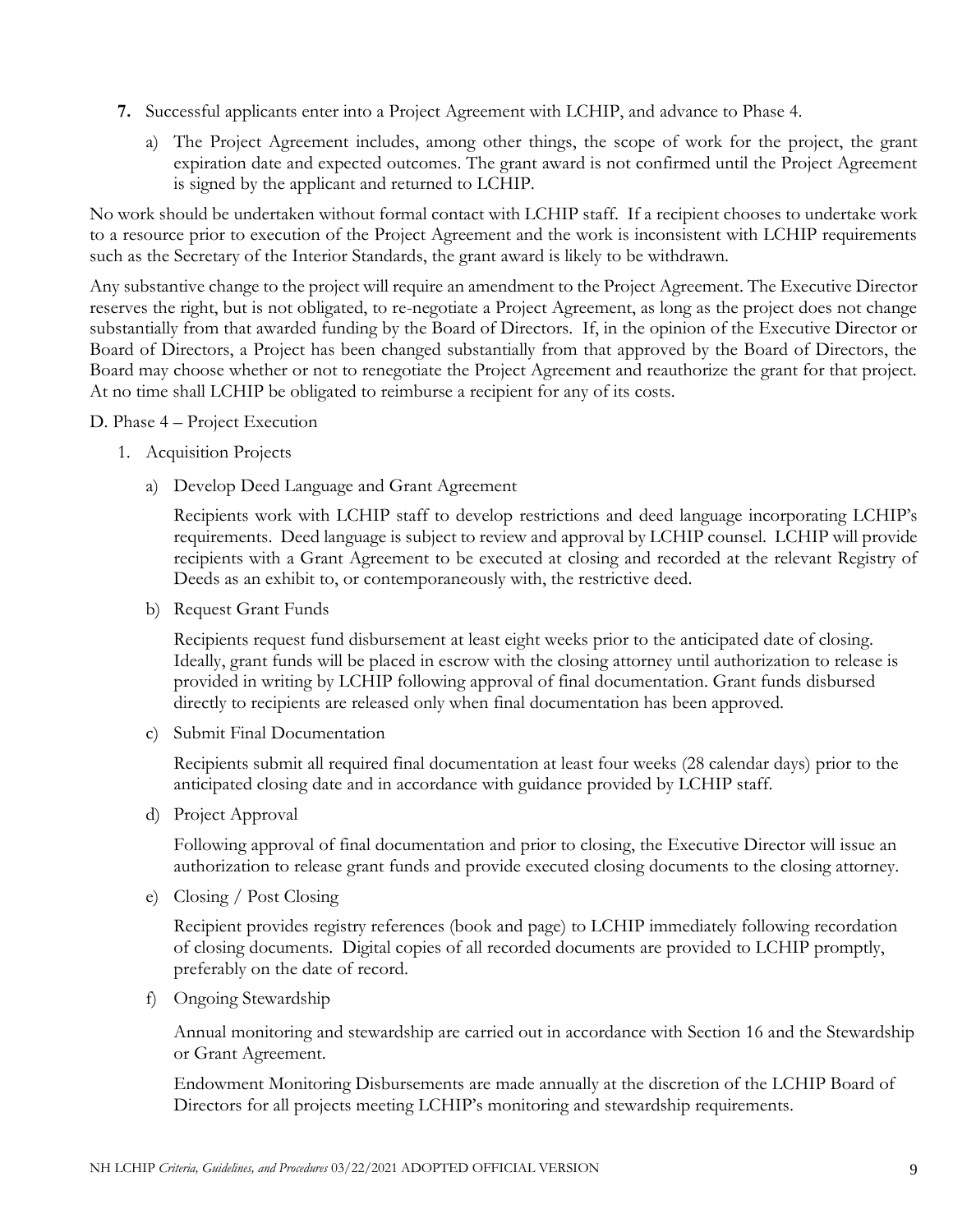7. Successful applicants enter into a Project Agreement with LCHIP, and advance to Phase 4.

   a) The Project Agreement includes, among other things, the scope of work for the project, the grant expiration date and expected outcomes. The grant award is not confirmed until the Project Agreement is signed by the applicant and returned to LCHIP.

No work should be undertaken without formal contact with LCHIP staff. If a recipient chooses to undertake work to a resource prior to execution of the Project Agreement and the work is inconsistent with LCHIP requirements such as the Secretary of the Interior Standards, the grant award is likely to be withdrawn.

Any substantive change to the project will require an amendment to the Project Agreement. The Executive Director reserves the right, but is not obligated, to re-negotiate a Project Agreement, as long as the project does not change substantially from that awarded funding by the Board of Directors. If, in the opinion of the Executive Director or Board of Directors, a Project has been changed substantially from that approved by the Board of Directors, the Board may choose whether or not to renegotiate the Project Agreement and reauthorize the grant for that project. At no time shall LCHIP be obligated to reimburse a recipient for any of its costs.

D. Phase 4 – Project Execution

1. Acquisition Projects

   a) Develop Deed Language and Grant Agreement

      Recipients work with LCHIP staff to develop restrictions and deed language incorporating LCHIP's requirements. Deed language is subject to review and approval by LCHIP counsel. LCHIP will provide recipients with a Grant Agreement to be executed at closing and recorded at the relevant Registry of Deeds as an exhibit to, or contemporaneously with, the restrictive deed.

   b) Request Grant Funds

      Recipients request fund disbursement at least eight weeks prior to the anticipated date of closing. Ideally, grant funds will be placed in escrow with the closing attorney until authorization to release is provided in writing by LCHIP following approval of final documentation. Grant funds disbursed directly to recipients are released only when final documentation has been approved.

   c) Submit Final Documentation

      Recipients submit all required final documentation at least four weeks (28 calendar days) prior to the anticipated closing date and in accordance with guidance provided by LCHIP staff.

   d) Project Approval

      Following approval of final documentation and prior to closing, the Executive Director will issue an authorization to release grant funds and provide executed closing documents to the closing attorney.

   e) Closing / Post Closing

      Recipient provides registry references (book and page) to LCHIP immediately following recordation of closing documents. Digital copies of all recorded documents are provided to LCHIP promptly, preferably on the date of record.

   f) Ongoing Stewardship

      Annual monitoring and stewardship are carried out in accordance with Section 16 and the Stewardship or Grant Agreement.

      Endowment Monitoring Disbursements are made annually at the discretion of the LCHIP Board of Directors for all projects meeting LCHIP's monitoring and stewardship requirements.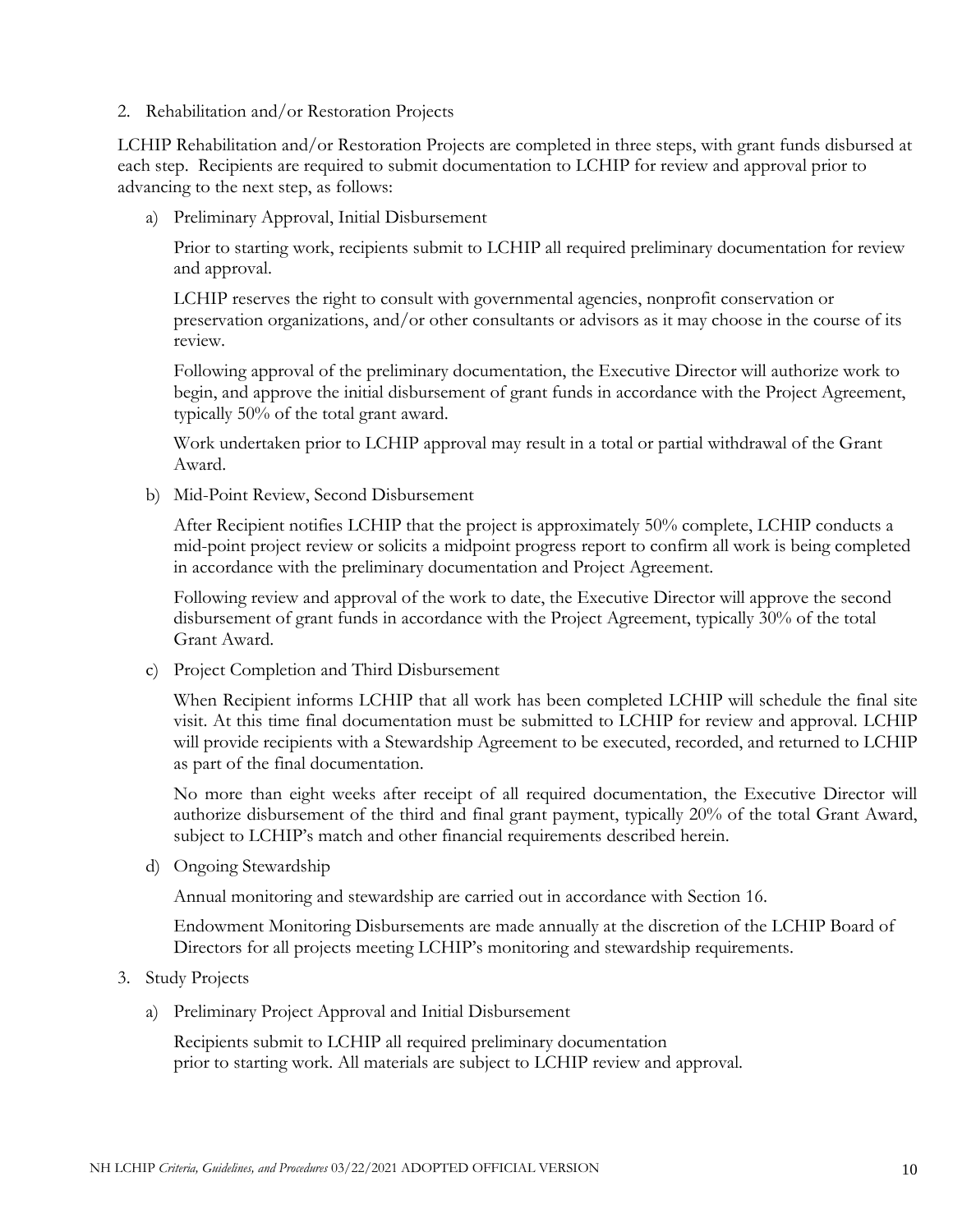2. Rehabilitation and/or Restoration Projects

LCHIP Rehabilitation and/or Restoration Projects are completed in three steps, with grant funds disbursed at each step. Recipients are required to submit documentation to LCHIP for review and approval prior to advancing to the next step, as follows:

a) Preliminary Approval, Initial Disbursement

   Prior to starting work, recipients submit to LCHIP all required preliminary documentation for review and approval.

   LCHIP reserves the right to consult with governmental agencies, nonprofit conservation or preservation organizations, and/or other consultants or advisors as it may choose in the course of its review.

   Following approval of the preliminary documentation, the Executive Director will authorize work to begin, and approve the initial disbursement of grant funds in accordance with the Project Agreement, typically 50% of the total grant award.

   Work undertaken prior to LCHIP approval may result in a total or partial withdrawal of the Grant Award.

b) Mid-Point Review, Second Disbursement

   After Recipient notifies LCHIP that the project is approximately 50% complete, LCHIP conducts a mid-point project review or solicits a midpoint progress report to confirm all work is being completed in accordance with the preliminary documentation and Project Agreement.

   Following review and approval of the work to date, the Executive Director will approve the second disbursement of grant funds in accordance with the Project Agreement, typically 30% of the total Grant Award.

c) Project Completion and Third Disbursement

   When Recipient informs LCHIP that all work has been completed LCHIP will schedule the final site visit. At this time final documentation must be submitted to LCHIP for review and approval. LCHIP will provide recipients with a Stewardship Agreement to be executed, recorded, and returned to LCHIP as part of the final documentation.

   No more than eight weeks after receipt of all required documentation, the Executive Director will authorize disbursement of the third and final grant payment, typically 20% of the total Grant Award, subject to LCHIP's match and other financial requirements described herein.

d) Ongoing Stewardship

   Annual monitoring and stewardship are carried out in accordance with Section 16.

   Endowment Monitoring Disbursements are made annually at the discretion of the LCHIP Board of Directors for all projects meeting LCHIP's monitoring and stewardship requirements.

3. Study Projects

a) Preliminary Project Approval and Initial Disbursement

   Recipients submit to LCHIP all required preliminary documentation prior to starting work. All materials are subject to LCHIP review and approval.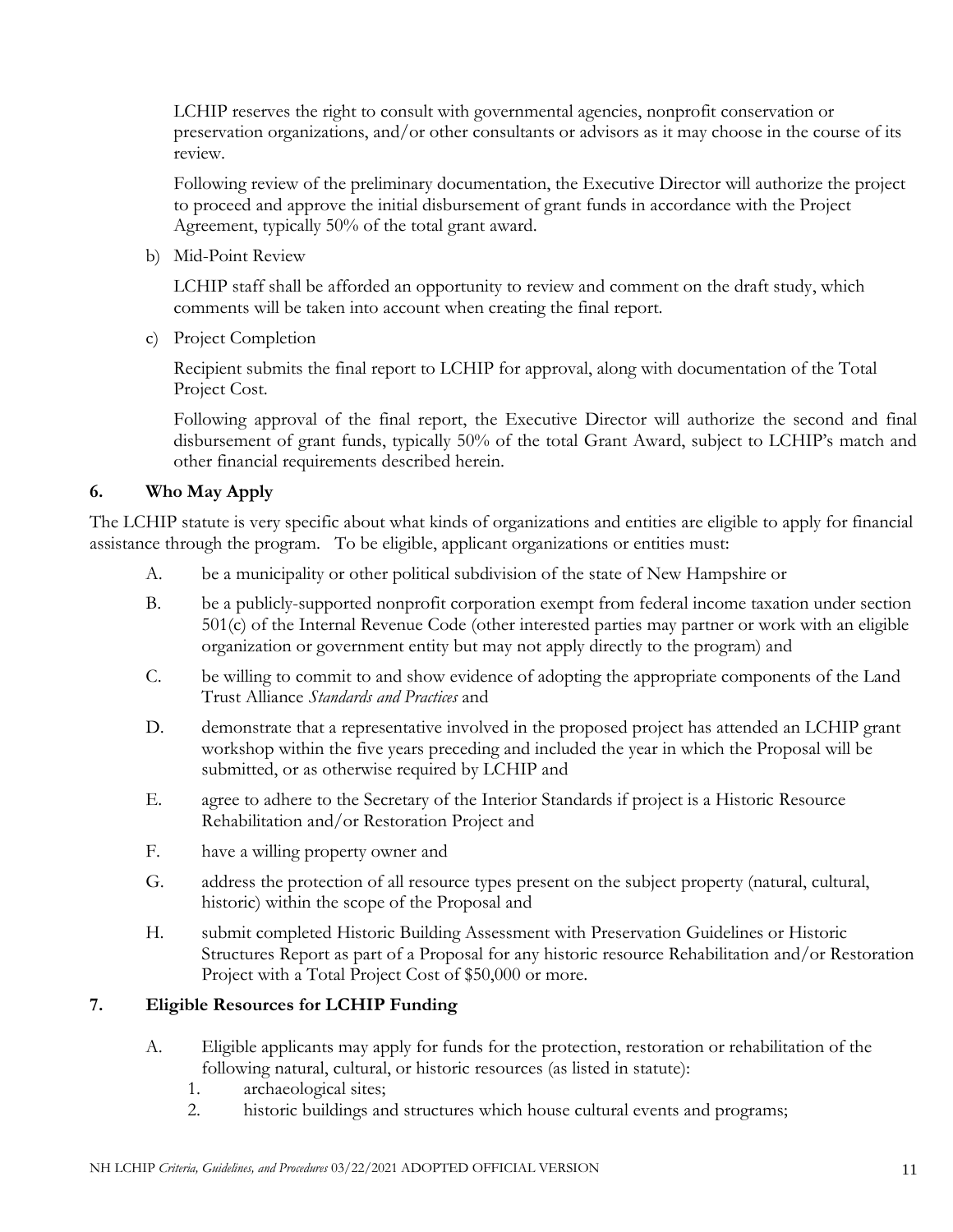LCHIP reserves the right to consult with governmental agencies, nonprofit conservation or preservation organizations, and/or other consultants or advisors as it may choose in the course of its review.

Following review of the preliminary documentation, the Executive Director will authorize the project to proceed and approve the initial disbursement of grant funds in accordance with the Project Agreement, typically 50% of the total grant award.

b) Mid-Point Review

LCHIP staff shall be afforded an opportunity to review and comment on the draft study, which comments will be taken into account when creating the final report.

c) Project Completion

Recipient submits the final report to LCHIP for approval, along with documentation of the Total Project Cost.

Following approval of the final report, the Executive Director will authorize the second and final disbursement of grant funds, typically 50% of the total Grant Award, subject to LCHIP's match and other financial requirements described herein.

## 6. Who May Apply

The LCHIP statute is very specific about what kinds of organizations and entities are eligible to apply for financial assistance through the program. To be eligible, applicant organizations or entities must:

A. be a municipality or other political subdivision of the state of New Hampshire or

B. be a publicly-supported nonprofit corporation exempt from federal income taxation under section 501(c) of the Internal Revenue Code (other interested parties may partner or work with an eligible organization or government entity but may not apply directly to the program) and

C. be willing to commit to and show evidence of adopting the appropriate components of the Land Trust Alliance *Standards and Practices* and

D. demonstrate that a representative involved in the proposed project has attended an LCHIP grant workshop within the five years preceding and included the year in which the Proposal will be submitted, or as otherwise required by LCHIP and

E. agree to adhere to the Secretary of the Interior Standards if project is a Historic Resource Rehabilitation and/or Restoration Project and

F. have a willing property owner and

G. address the protection of all resource types present on the subject property (natural, cultural, historic) within the scope of the Proposal and

H. submit completed Historic Building Assessment with Preservation Guidelines or Historic Structures Report as part of a Proposal for any historic resource Rehabilitation and/or Restoration Project with a Total Project Cost of $50,000 or more.

## 7. Eligible Resources for LCHIP Funding

A. Eligible applicants may apply for funds for the protection, restoration or rehabilitation of the following natural, cultural, or historic resources (as listed in statute):

1. archaeological sites;
2. historic buildings and structures which house cultural events and programs;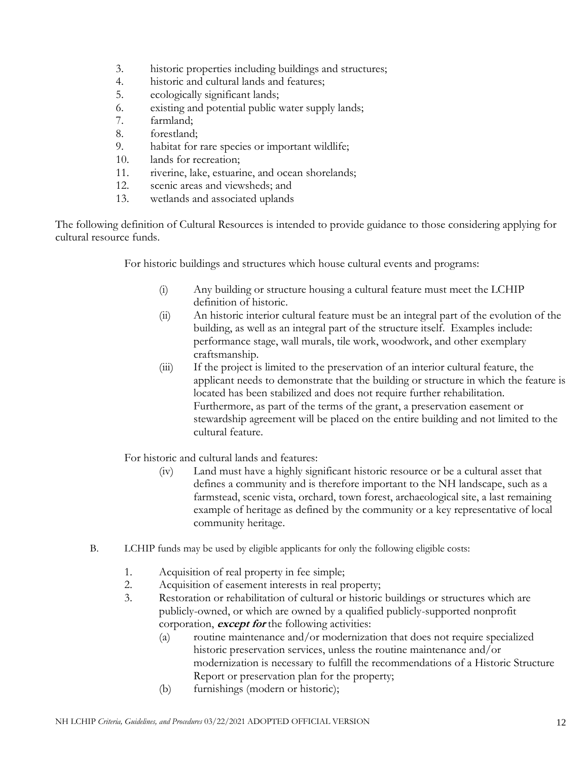3. historic properties including buildings and structures;
4. historic and cultural lands and features;
5. ecologically significant lands;
6. existing and potential public water supply lands;
7. farmland;
8. forestland;
9. habitat for rare species or important wildlife;
10. lands for recreation;
11. riverine, lake, estuarine, and ocean shorelands;
12. scenic areas and viewsheds; and
13. wetlands and associated uplands

The following definition of Cultural Resources is intended to provide guidance to those considering applying for cultural resource funds.

For historic buildings and structures which house cultural events and programs:

- (i) Any building or structure housing a cultural feature must meet the LCHIP definition of historic.
- (ii) An historic interior cultural feature must be an integral part of the evolution of the building, as well as an integral part of the structure itself. Examples include: performance stage, wall murals, tile work, woodwork, and other exemplary craftsmanship.
- (iii) If the project is limited to the preservation of an interior cultural feature, the applicant needs to demonstrate that the building or structure in which the feature is located has been stabilized and does not require further rehabilitation. Furthermore, as part of the terms of the grant, a preservation easement or stewardship agreement will be placed on the entire building and not limited to the cultural feature.

For historic and cultural lands and features:

- (iv) Land must have a highly significant historic resource or be a cultural asset that defines a community and is therefore important to the NH landscape, such as a farmstead, scenic vista, orchard, town forest, archaeological site, a last remaining example of heritage as defined by the community or a key representative of local community heritage.

B. LCHIP funds may be used by eligible applicants for only the following eligible costs:

1. Acquisition of real property in fee simple;
2. Acquisition of easement interests in real property;
3. Restoration or rehabilitation of cultural or historic buildings or structures which are publicly-owned, or which are owned by a qualified publicly-supported nonprofit corporation, ***except for*** the following activities:
   - (a) routine maintenance and/or modernization that does not require specialized historic preservation services, unless the routine maintenance and/or modernization is necessary to fulfill the recommendations of a Historic Structure Report or preservation plan for the property;
   - (b) furnishings (modern or historic);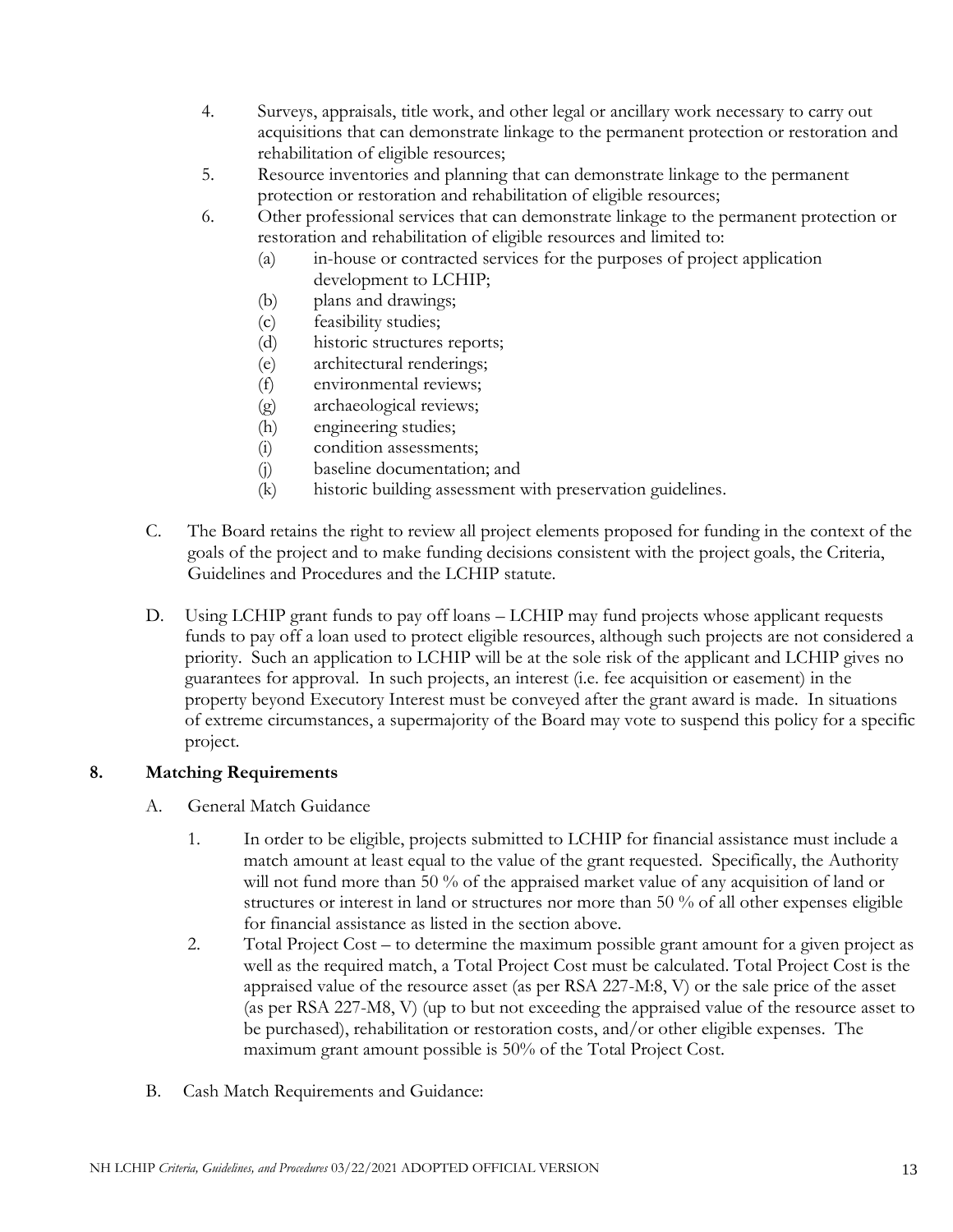4. Surveys, appraisals, title work, and other legal or ancillary work necessary to carry out acquisitions that can demonstrate linkage to the permanent protection or restoration and rehabilitation of eligible resources;
5. Resource inventories and planning that can demonstrate linkage to the permanent protection or restoration and rehabilitation of eligible resources;
6. Other professional services that can demonstrate linkage to the permanent protection or restoration and rehabilitation of eligible resources and limited to:
   - (a) in-house or contracted services for the purposes of project application development to LCHIP;
   - (b) plans and drawings;
   - (c) feasibility studies;
   - (d) historic structures reports;
   - (e) architectural renderings;
   - (f) environmental reviews;
   - (g) archaeological reviews;
   - (h) engineering studies;
   - (i) condition assessments;
   - (j) baseline documentation; and
   - (k) historic building assessment with preservation guidelines.

C. The Board retains the right to review all project elements proposed for funding in the context of the goals of the project and to make funding decisions consistent with the project goals, the Criteria, Guidelines and Procedures and the LCHIP statute.

D. Using LCHIP grant funds to pay off loans – LCHIP may fund projects whose applicant requests funds to pay off a loan used to protect eligible resources, although such projects are not considered a priority. Such an application to LCHIP will be at the sole risk of the applicant and LCHIP gives no guarantees for approval. In such projects, an interest (i.e. fee acquisition or easement) in the property beyond Executory Interest must be conveyed after the grant award is made. In situations of extreme circumstances, a supermajority of the Board may vote to suspend this policy for a specific project.

## 8. Matching Requirements

A. General Match Guidance

1. In order to be eligible, projects submitted to LCHIP for financial assistance must include a match amount at least equal to the value of the grant requested. Specifically, the Authority will not fund more than 50 % of the appraised market value of any acquisition of land or structures or interest in land or structures nor more than 50 % of all other expenses eligible for financial assistance as listed in the section above.
2. Total Project Cost – to determine the maximum possible grant amount for a given project as well as the required match, a Total Project Cost must be calculated. Total Project Cost is the appraised value of the resource asset (as per RSA 227-M:8, V) or the sale price of the asset (as per RSA 227-M8, V) (up to but not exceeding the appraised value of the resource asset to be purchased), rehabilitation or restoration costs, and/or other eligible expenses. The maximum grant amount possible is 50% of the Total Project Cost.

B. Cash Match Requirements and Guidance: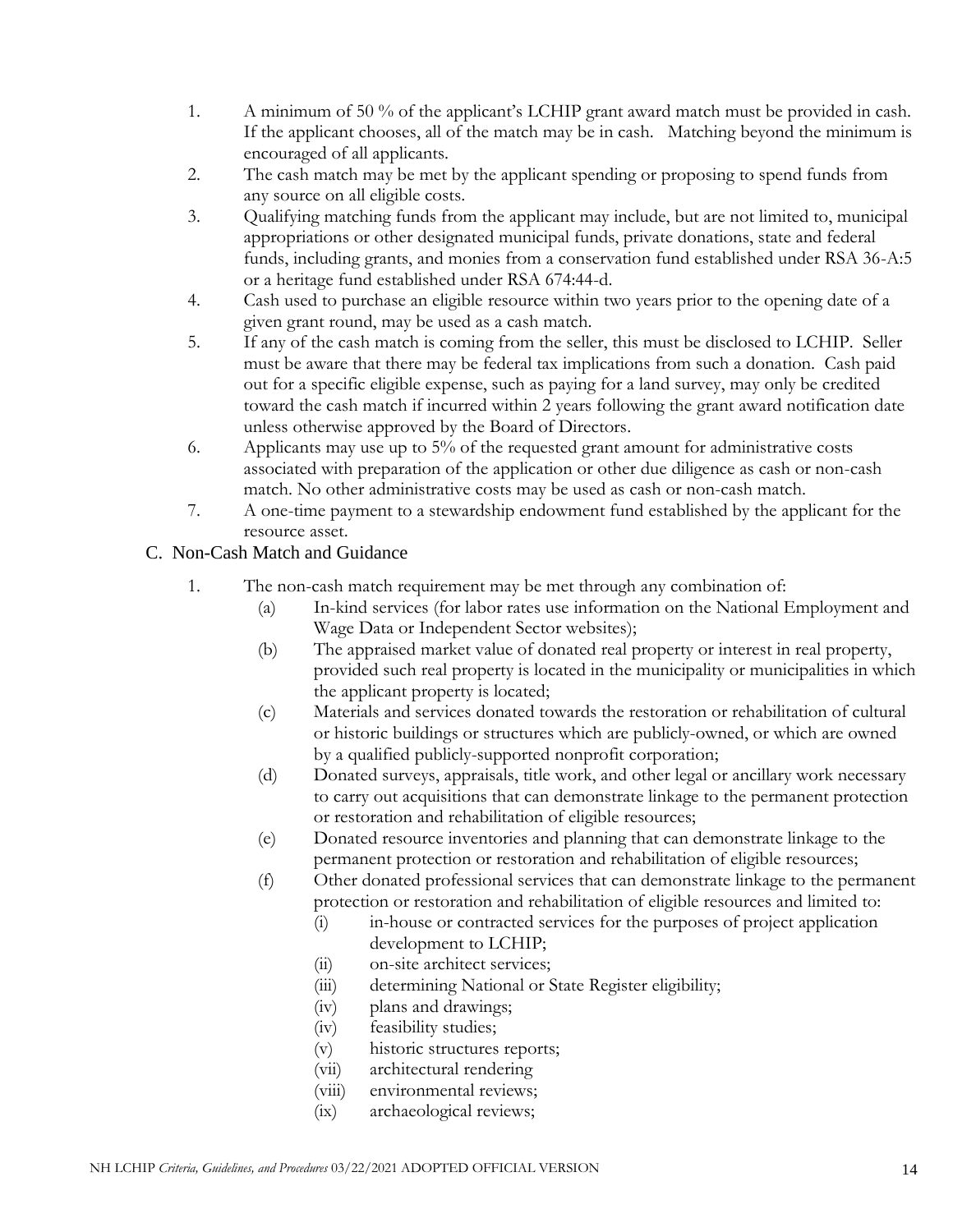1. A minimum of 50 % of the applicant's LCHIP grant award match must be provided in cash. If the applicant chooses, all of the match may be in cash. Matching beyond the minimum is encouraged of all applicants.
2. The cash match may be met by the applicant spending or proposing to spend funds from any source on all eligible costs.
3. Qualifying matching funds from the applicant may include, but are not limited to, municipal appropriations or other designated municipal funds, private donations, state and federal funds, including grants, and monies from a conservation fund established under RSA 36-A:5 or a heritage fund established under RSA 674:44-d.
4. Cash used to purchase an eligible resource within two years prior to the opening date of a given grant round, may be used as a cash match.
5. If any of the cash match is coming from the seller, this must be disclosed to LCHIP. Seller must be aware that there may be federal tax implications from such a donation. Cash paid out for a specific eligible expense, such as paying for a land survey, may only be credited toward the cash match if incurred within 2 years following the grant award notification date unless otherwise approved by the Board of Directors.
6. Applicants may use up to 5% of the requested grant amount for administrative costs associated with preparation of the application or other due diligence as cash or non-cash match. No other administrative costs may be used as cash or non-cash match.
7. A one-time payment to a stewardship endowment fund established by the applicant for the resource asset.

## C. Non-Cash Match and Guidance

1. The non-cash match requirement may be met through any combination of:
   - (a) In-kind services (for labor rates use information on the National Employment and Wage Data or Independent Sector websites);
   - (b) The appraised market value of donated real property or interest in real property, provided such real property is located in the municipality or municipalities in which the applicant property is located;
   - (c) Materials and services donated towards the restoration or rehabilitation of cultural or historic buildings or structures which are publicly-owned, or which are owned by a qualified publicly-supported nonprofit corporation;
   - (d) Donated surveys, appraisals, title work, and other legal or ancillary work necessary to carry out acquisitions that can demonstrate linkage to the permanent protection or restoration and rehabilitation of eligible resources;
   - (e) Donated resource inventories and planning that can demonstrate linkage to the permanent protection or restoration and rehabilitation of eligible resources;
   - (f) Other donated professional services that can demonstrate linkage to the permanent protection or restoration and rehabilitation of eligible resources and limited to:
     - (i) in-house or contracted services for the purposes of project application development to LCHIP;
     - (ii) on-site architect services;
     - (iii) determining National or State Register eligibility;
     - (iv) plans and drawings;
     - (iv) feasibility studies;
     - (v) historic structures reports;
     - (vii) architectural rendering
     - (viii) environmental reviews;
     - (ix) archaeological reviews;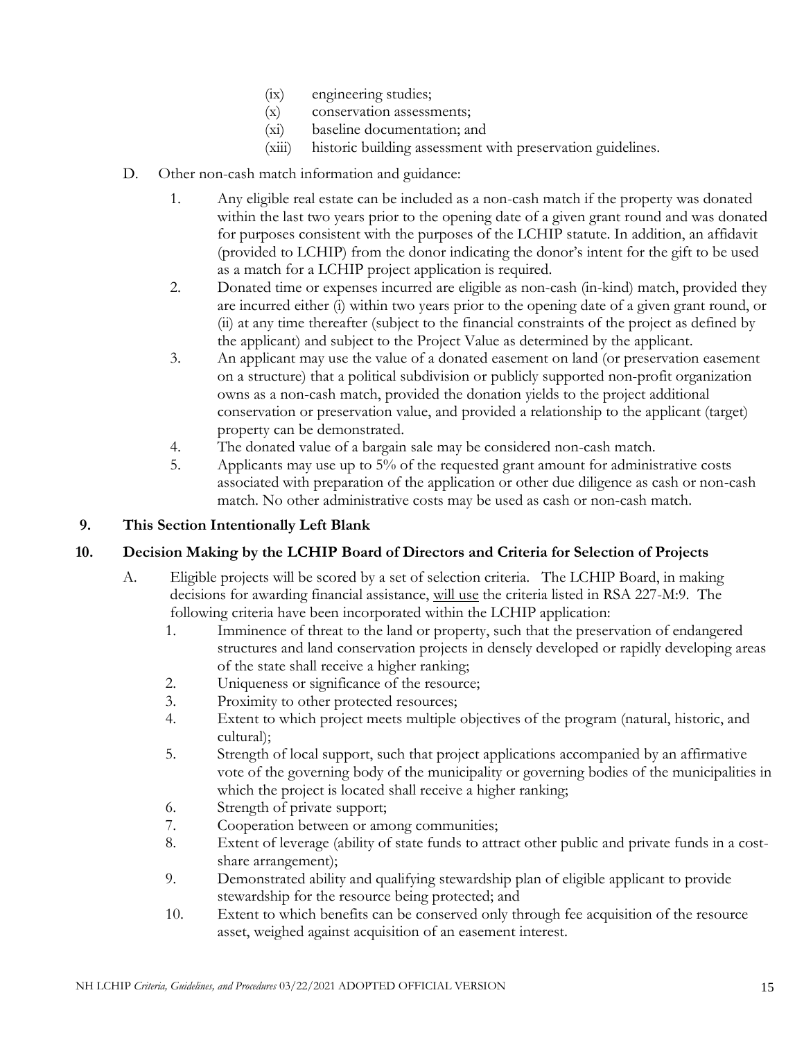(ix) engineering studies;
(x) conservation assessments;
(xi) baseline documentation; and
(xiii) historic building assessment with preservation guidelines.

D. Other non-cash match information and guidance:

1. Any eligible real estate can be included as a non-cash match if the property was donated within the last two years prior to the opening date of a given grant round and was donated for purposes consistent with the purposes of the LCHIP statute. In addition, an affidavit (provided to LCHIP) from the donor indicating the donor's intent for the gift to be used as a match for a LCHIP project application is required.
2. Donated time or expenses incurred are eligible as non-cash (in-kind) match, provided they are incurred either (i) within two years prior to the opening date of a given grant round, or (ii) at any time thereafter (subject to the financial constraints of the project as defined by the applicant) and subject to the Project Value as determined by the applicant.
3. An applicant may use the value of a donated easement on land (or preservation easement on a structure) that a political subdivision or publicly supported non-profit organization owns as a non-cash match, provided the donation yields to the project additional conservation or preservation value, and provided a relationship to the applicant (target) property can be demonstrated.
4. The donated value of a bargain sale may be considered non-cash match.
5. Applicants may use up to 5% of the requested grant amount for administrative costs associated with preparation of the application or other due diligence as cash or non-cash match. No other administrative costs may be used as cash or non-cash match.

## 9. This Section Intentionally Left Blank

## 10. Decision Making by the LCHIP Board of Directors and Criteria for Selection of Projects

A. Eligible projects will be scored by a set of selection criteria. The LCHIP Board, in making decisions for awarding financial assistance, <u>will use</u> the criteria listed in RSA 227-M:9. The following criteria have been incorporated within the LCHIP application:

1. Imminence of threat to the land or property, such that the preservation of endangered structures and land conservation projects in densely developed or rapidly developing areas of the state shall receive a higher ranking;
2. Uniqueness or significance of the resource;
3. Proximity to other protected resources;
4. Extent to which project meets multiple objectives of the program (natural, historic, and cultural);
5. Strength of local support, such that project applications accompanied by an affirmative vote of the governing body of the municipality or governing bodies of the municipalities in which the project is located shall receive a higher ranking;
6. Strength of private support;
7. Cooperation between or among communities;
8. Extent of leverage (ability of state funds to attract other public and private funds in a cost-share arrangement);
9. Demonstrated ability and qualifying stewardship plan of eligible applicant to provide stewardship for the resource being protected; and
10. Extent to which benefits can be conserved only through fee acquisition of the resource asset, weighed against acquisition of an easement interest.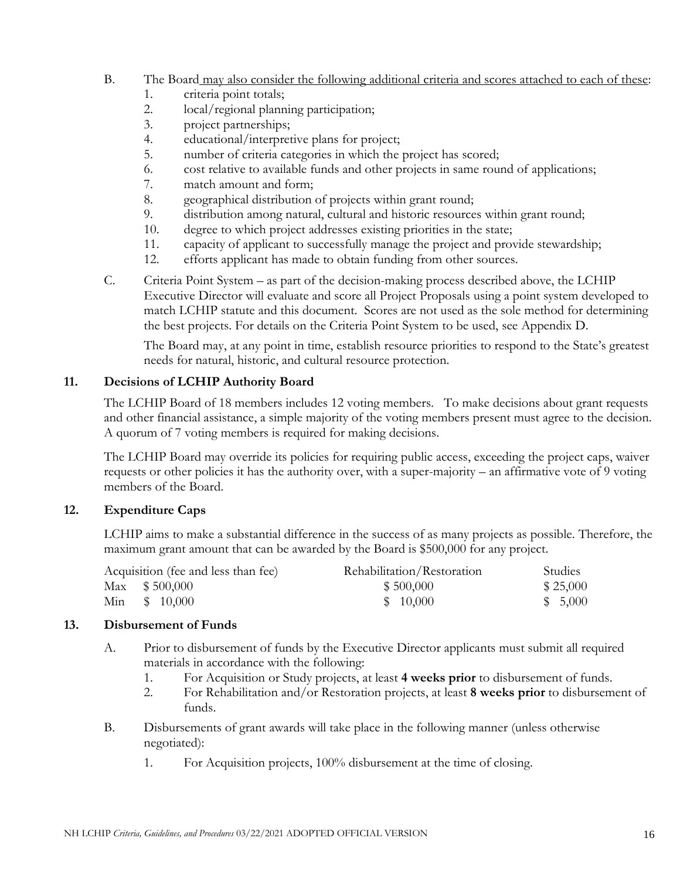B. The Board <u>may also consider the following additional criteria and scores attached to each of these</u>:
   1. criteria point totals;
   2. local/regional planning participation;
   3. project partnerships;
   4. educational/interpretive plans for project;
   5. number of criteria categories in which the project has scored;
   6. cost relative to available funds and other projects in same round of applications;
   7. match amount and form;
   8. geographical distribution of projects within grant round;
   9. distribution among natural, cultural and historic resources within grant round;
   10. degree to which project addresses existing priorities in the state;
   11. capacity of applicant to successfully manage the project and provide stewardship;
   12. efforts applicant has made to obtain funding from other sources.

C. Criteria Point System – as part of the decision-making process described above, the LCHIP Executive Director will evaluate and score all Project Proposals using a point system developed to match LCHIP statute and this document. Scores are not used as the sole method for determining the best projects. For details on the Criteria Point System to be used, see Appendix D.

   The Board may, at any point in time, establish resource priorities to respond to the State's greatest needs for natural, historic, and cultural resource protection.

## 11. Decisions of LCHIP Authority Board

The LCHIP Board of 18 members includes 12 voting members. To make decisions about grant requests and other financial assistance, a simple majority of the voting members present must agree to the decision. A quorum of 7 voting members is required for making decisions.

The LCHIP Board may override its policies for requiring public access, exceeding the project caps, waiver requests or other policies it has the authority over, with a super-majority – an affirmative vote of 9 voting members of the Board.

## 12. Expenditure Caps

LCHIP aims to make a substantial difference in the success of as many projects as possible. Therefore, the maximum grant amount that can be awarded by the Board is $500,000 for any project.

| | Acquisition (fee and less than fee) | Rehabilitation/Restoration | Studies |
|---|---|---|---|
| Max | $ 500,000 | $ 500,000 | $ 25,000 |
| Min | $ 10,000 | $ 10,000 | $ 5,000 |

## 13. Disbursement of Funds

A. Prior to disbursement of funds by the Executive Director applicants must submit all required materials in accordance with the following:
   1. For Acquisition or Study projects, at least **4 weeks prior** to disbursement of funds.
   2. For Rehabilitation and/or Restoration projects, at least **8 weeks prior** to disbursement of funds.

B. Disbursements of grant awards will take place in the following manner (unless otherwise negotiated):
   1. For Acquisition projects, 100% disbursement at the time of closing.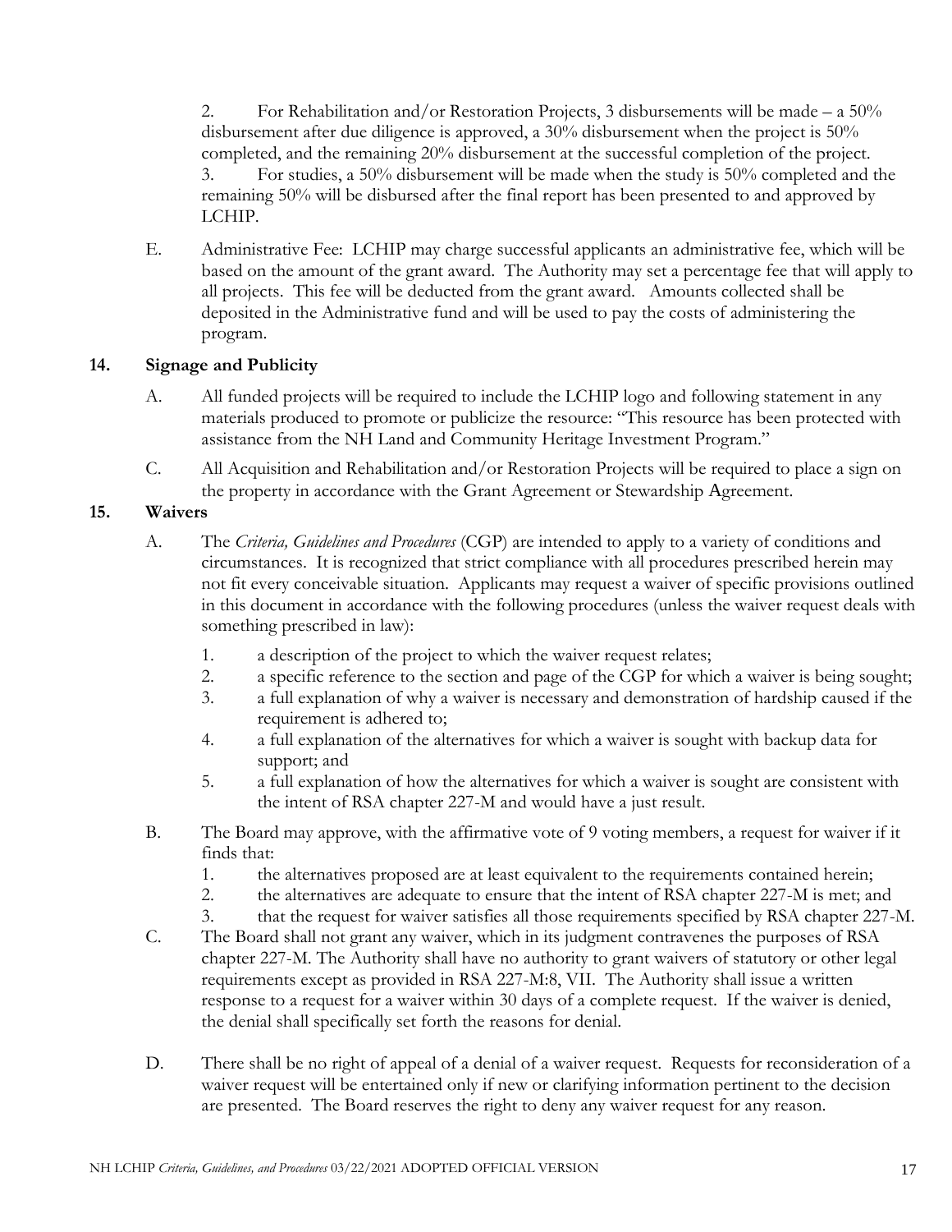2. For Rehabilitation and/or Restoration Projects, 3 disbursements will be made – a 50% disbursement after due diligence is approved, a 30% disbursement when the project is 50% completed, and the remaining 20% disbursement at the successful completion of the project.
3. For studies, a 50% disbursement will be made when the study is 50% completed and the remaining 50% will be disbursed after the final report has been presented to and approved by LCHIP.

E. Administrative Fee: LCHIP may charge successful applicants an administrative fee, which will be based on the amount of the grant award. The Authority may set a percentage fee that will apply to all projects. This fee will be deducted from the grant award. Amounts collected shall be deposited in the Administrative fund and will be used to pay the costs of administering the program.

## 14. Signage and Publicity

A. All funded projects will be required to include the LCHIP logo and following statement in any materials produced to promote or publicize the resource: "This resource has been protected with assistance from the NH Land and Community Heritage Investment Program."

C. All Acquisition and Rehabilitation and/or Restoration Projects will be required to place a sign on the property in accordance with the Grant Agreement or Stewardship Agreement.

## 15. Waivers

A. The *Criteria, Guidelines and Procedures* (CGP) are intended to apply to a variety of conditions and circumstances. It is recognized that strict compliance with all procedures prescribed herein may not fit every conceivable situation. Applicants may request a waiver of specific provisions outlined in this document in accordance with the following procedures (unless the waiver request deals with something prescribed in law):

1. a description of the project to which the waiver request relates;
2. a specific reference to the section and page of the CGP for which a waiver is being sought;
3. a full explanation of why a waiver is necessary and demonstration of hardship caused if the requirement is adhered to;
4. a full explanation of the alternatives for which a waiver is sought with backup data for support; and
5. a full explanation of how the alternatives for which a waiver is sought are consistent with the intent of RSA chapter 227-M and would have a just result.

B. The Board may approve, with the affirmative vote of 9 voting members, a request for waiver if it finds that:

1. the alternatives proposed are at least equivalent to the requirements contained herein;
2. the alternatives are adequate to ensure that the intent of RSA chapter 227-M is met; and
3. that the request for waiver satisfies all those requirements specified by RSA chapter 227-M.

C. The Board shall not grant any waiver, which in its judgment contravenes the purposes of RSA chapter 227-M. The Authority shall have no authority to grant waivers of statutory or other legal requirements except as provided in RSA 227-M:8, VII. The Authority shall issue a written response to a request for a waiver within 30 days of a complete request. If the waiver is denied, the denial shall specifically set forth the reasons for denial.

D. There shall be no right of appeal of a denial of a waiver request. Requests for reconsideration of a waiver request will be entertained only if new or clarifying information pertinent to the decision are presented. The Board reserves the right to deny any waiver request for any reason.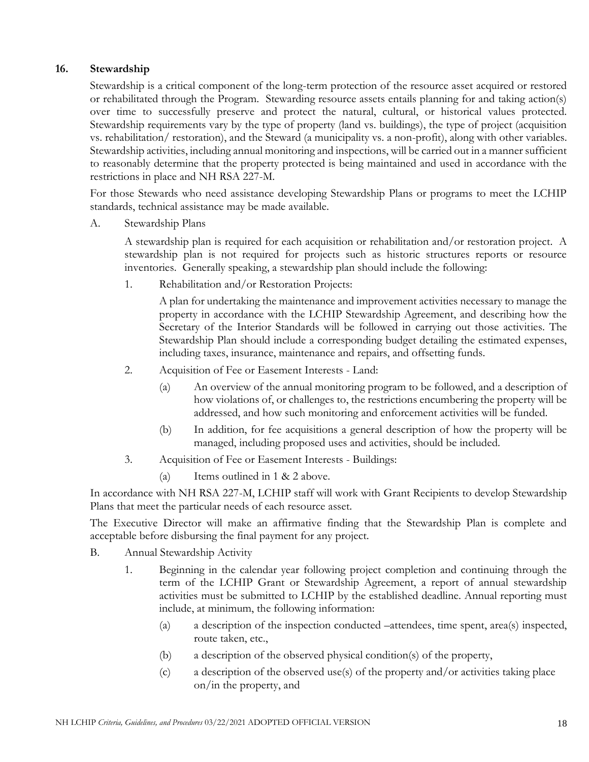## 16. Stewardship

Stewardship is a critical component of the long-term protection of the resource asset acquired or restored or rehabilitated through the Program. Stewarding resource assets entails planning for and taking action(s) over time to successfully preserve and protect the natural, cultural, or historical values protected. Stewardship requirements vary by the type of property (land vs. buildings), the type of project (acquisition vs. rehabilitation/ restoration), and the Steward (a municipality vs. a non-profit), along with other variables. Stewardship activities, including annual monitoring and inspections, will be carried out in a manner sufficient to reasonably determine that the property protected is being maintained and used in accordance with the restrictions in place and NH RSA 227-M.

For those Stewards who need assistance developing Stewardship Plans or programs to meet the LCHIP standards, technical assistance may be made available.

A. Stewardship Plans

A stewardship plan is required for each acquisition or rehabilitation and/or restoration project. A stewardship plan is not required for projects such as historic structures reports or resource inventories. Generally speaking, a stewardship plan should include the following:

1. Rehabilitation and/or Restoration Projects:

   A plan for undertaking the maintenance and improvement activities necessary to manage the property in accordance with the LCHIP Stewardship Agreement, and describing how the Secretary of the Interior Standards will be followed in carrying out those activities. The Stewardship Plan should include a corresponding budget detailing the estimated expenses, including taxes, insurance, maintenance and repairs, and offsetting funds.

2. Acquisition of Fee or Easement Interests - Land:

   (a) An overview of the annual monitoring program to be followed, and a description of how violations of, or challenges to, the restrictions encumbering the property will be addressed, and how such monitoring and enforcement activities will be funded.

   (b) In addition, for fee acquisitions a general description of how the property will be managed, including proposed uses and activities, should be included.

3. Acquisition of Fee or Easement Interests - Buildings:

   (a) Items outlined in 1 & 2 above.

In accordance with NH RSA 227-M, LCHIP staff will work with Grant Recipients to develop Stewardship Plans that meet the particular needs of each resource asset.

The Executive Director will make an affirmative finding that the Stewardship Plan is complete and acceptable before disbursing the final payment for any project.

B. Annual Stewardship Activity

1. Beginning in the calendar year following project completion and continuing through the term of the LCHIP Grant or Stewardship Agreement, a report of annual stewardship activities must be submitted to LCHIP by the established deadline. Annual reporting must include, at minimum, the following information:

   (a) a description of the inspection conducted –attendees, time spent, area(s) inspected, route taken, etc.,

   (b) a description of the observed physical condition(s) of the property,

   (c) a description of the observed use(s) of the property and/or activities taking place on/in the property, and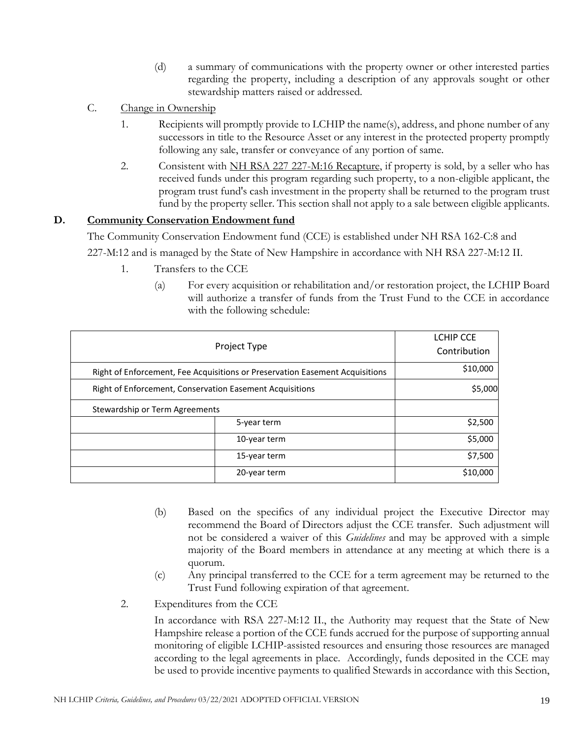(d) a summary of communications with the property owner or other interested parties regarding the property, including a description of any approvals sought or other stewardship matters raised or addressed.

C. Change in Ownership

1. Recipients will promptly provide to LCHIP the name(s), address, and phone number of any successors in title to the Resource Asset or any interest in the protected property promptly following any sale, transfer or conveyance of any portion of same.

2. Consistent with NH RSA 227 227-M:16 Recapture, if property is sold, by a seller who has received funds under this program regarding such property, to a non-eligible applicant, the program trust fund's cash investment in the property shall be returned to the program trust fund by the property seller. This section shall not apply to a sale between eligible applicants.

## D. Community Conservation Endowment fund

The Community Conservation Endowment fund (CCE) is established under NH RSA 162-C:8 and 227-M:12 and is managed by the State of New Hampshire in accordance with NH RSA 227-M:12 II.

1. Transfers to the CCE

(a) For every acquisition or rehabilitation and/or restoration project, the LCHIP Board will authorize a transfer of funds from the Trust Fund to the CCE in accordance with the following schedule:

| Project Type | | LCHIP CCE Contribution |
|---|---|---|
| Right of Enforcement, Fee Acquisitions or Preservation Easement Acquisitions | | $10,000 |
| Right of Enforcement, Conservation Easement Acquisitions | | $5,000 |
| Stewardship or Term Agreements | | |
| | 5-year term | $2,500 |
| | 10-year term | $5,000 |
| | 15-year term | $7,500 |
| | 20-year term | $10,000 |

(b) Based on the specifics of any individual project the Executive Director may recommend the Board of Directors adjust the CCE transfer. Such adjustment will not be considered a waiver of this *Guidelines* and may be approved with a simple majority of the Board members in attendance at any meeting at which there is a quorum.

(c) Any principal transferred to the CCE for a term agreement may be returned to the Trust Fund following expiration of that agreement.

2. Expenditures from the CCE

In accordance with RSA 227-M:12 II., the Authority may request that the State of New Hampshire release a portion of the CCE funds accrued for the purpose of supporting annual monitoring of eligible LCHIP-assisted resources and ensuring those resources are managed according to the legal agreements in place. Accordingly, funds deposited in the CCE may be used to provide incentive payments to qualified Stewards in accordance with this Section,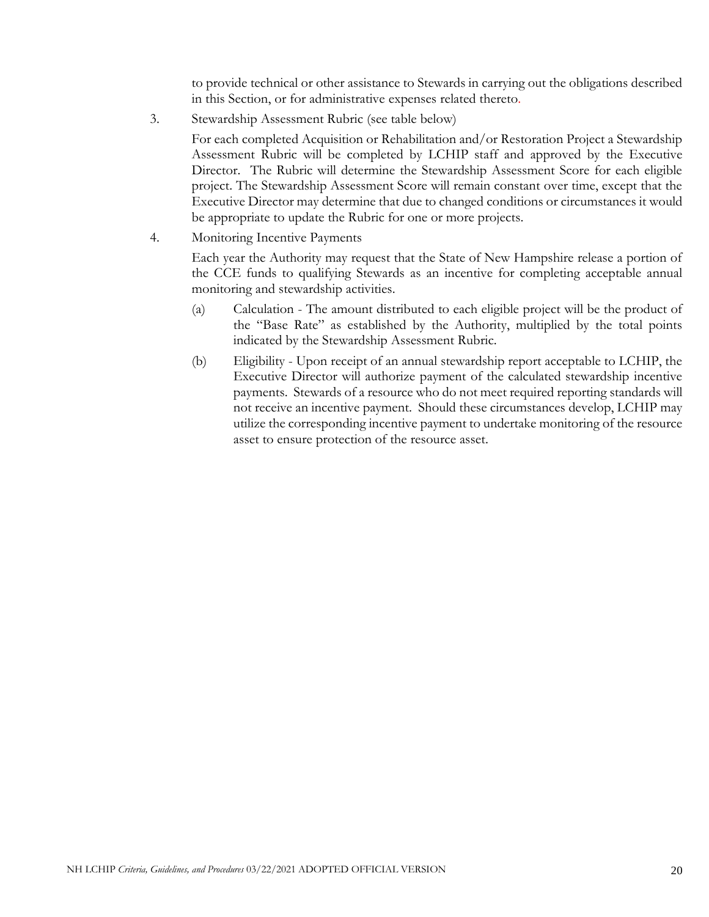to provide technical or other assistance to Stewards in carrying out the obligations described in this Section, or for administrative expenses related thereto.

3. Stewardship Assessment Rubric (see table below)

   For each completed Acquisition or Rehabilitation and/or Restoration Project a Stewardship Assessment Rubric will be completed by LCHIP staff and approved by the Executive Director. The Rubric will determine the Stewardship Assessment Score for each eligible project. The Stewardship Assessment Score will remain constant over time, except that the Executive Director may determine that due to changed conditions or circumstances it would be appropriate to update the Rubric for one or more projects.

4. Monitoring Incentive Payments

   Each year the Authority may request that the State of New Hampshire release a portion of the CCE funds to qualifying Stewards as an incentive for completing acceptable annual monitoring and stewardship activities.

   (a) Calculation - The amount distributed to each eligible project will be the product of the "Base Rate" as established by the Authority, multiplied by the total points indicated by the Stewardship Assessment Rubric.

   (b) Eligibility - Upon receipt of an annual stewardship report acceptable to LCHIP, the Executive Director will authorize payment of the calculated stewardship incentive payments. Stewards of a resource who do not meet required reporting standards will not receive an incentive payment. Should these circumstances develop, LCHIP may utilize the corresponding incentive payment to undertake monitoring of the resource asset to ensure protection of the resource asset.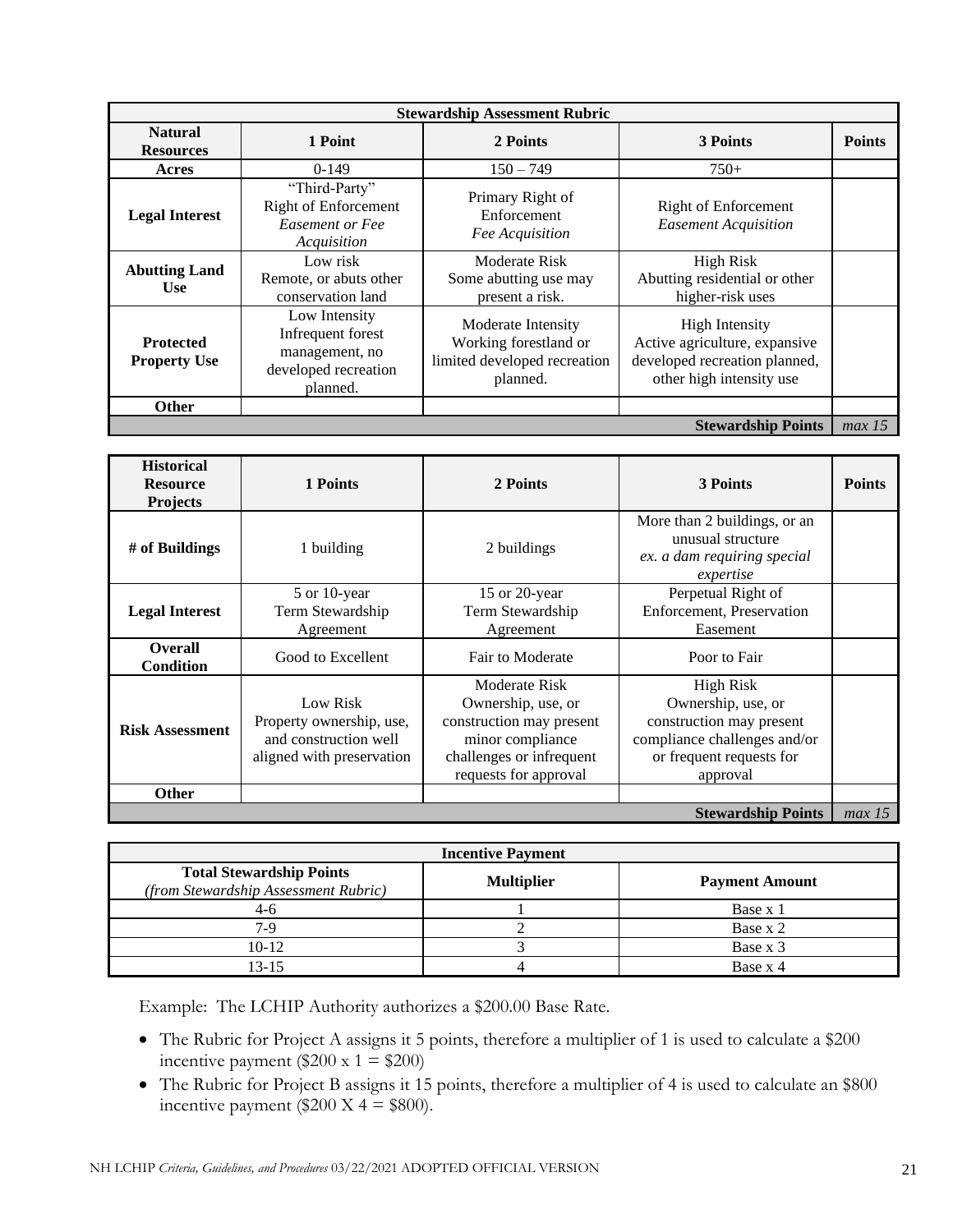| Stewardship Assessment Rubric | | | | |
|---|---|---|---|---|
| **Natural Resources** | **1 Point** | **2 Points** | **3 Points** | **Points** |
| **Acres** | 0-149 | 150 – 749 | 750+ | |
| **Legal Interest** | "Third-Party" Right of Enforcement *Easement or Fee Acquisition* | Primary Right of Enforcement *Fee Acquisition* | Right of Enforcement *Easement Acquisition* | |
| **Abutting Land Use** | Low risk Remote, or abuts other conservation land | Moderate Risk Some abutting use may present a risk. | High Risk Abutting residential or other higher-risk uses | |
| **Protected Property Use** | Low Intensity Infrequent forest management, no developed recreation planned. | Moderate Intensity Working forestland or limited developed recreation planned. | High Intensity Active agriculture, expansive developed recreation planned, other high intensity use | |
| **Other** | | | | |
| | | | **Stewardship Points** | *max 15* |

| **Historical Resource Projects** | **1 Points** | **2 Points** | **3 Points** | **Points** |
|---|---|---|---|---|
| **# of Buildings** | 1 building | 2 buildings | More than 2 buildings, or an unusual structure *ex. a dam requiring special expertise* | |
| **Legal Interest** | 5 or 10-year Term Stewardship Agreement | 15 or 20-year Term Stewardship Agreement | Perpetual Right of Enforcement, Preservation Easement | |
| **Overall Condition** | Good to Excellent | Fair to Moderate | Poor to Fair | |
| **Risk Assessment** | Low Risk Property ownership, use, and construction well aligned with preservation | Moderate Risk Ownership, use, or construction may present minor compliance challenges or infrequent requests for approval | High Risk Ownership, use, or construction may present compliance challenges and/or or frequent requests for approval | |
| **Other** | | | | |
| | | | **Stewardship Points** | *max 15* |

| Incentive Payment | | |
|---|---|---|
| **Total Stewardship Points** *(from Stewardship Assessment Rubric)* | **Multiplier** | **Payment Amount** |
| 4-6 | 1 | Base x 1 |
| 7-9 | 2 | Base x 2 |
| 10-12 | 3 | Base x 3 |
| 13-15 | 4 | Base x 4 |

Example: The LCHIP Authority authorizes a $200.00 Base Rate.

- The Rubric for Project A assigns it 5 points, therefore a multiplier of 1 is used to calculate a $200 incentive payment ($200 x 1 = $200)
- The Rubric for Project B assigns it 15 points, therefore a multiplier of 4 is used to calculate an $800 incentive payment ($200 X 4 = $800).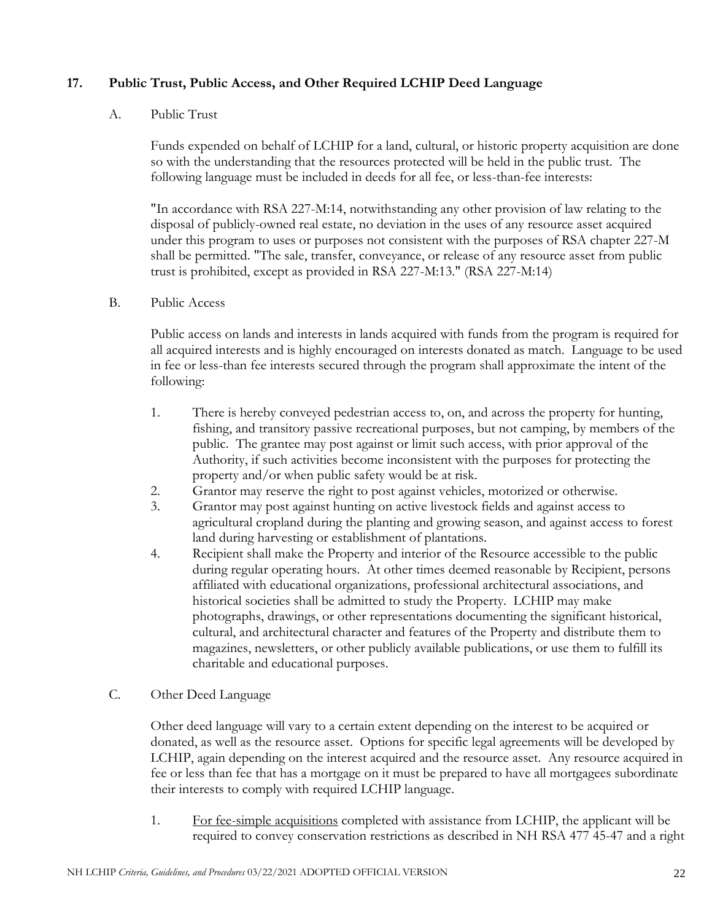## 17. Public Trust, Public Access, and Other Required LCHIP Deed Language

### A. Public Trust

Funds expended on behalf of LCHIP for a land, cultural, or historic property acquisition are done so with the understanding that the resources protected will be held in the public trust. The following language must be included in deeds for all fee, or less-than-fee interests:

"In accordance with RSA 227-M:14, notwithstanding any other provision of law relating to the disposal of publicly-owned real estate, no deviation in the uses of any resource asset acquired under this program to uses or purposes not consistent with the purposes of RSA chapter 227-M shall be permitted. "The sale, transfer, conveyance, or release of any resource asset from public trust is prohibited, except as provided in RSA 227-M:13." (RSA 227-M:14)

### B. Public Access

Public access on lands and interests in lands acquired with funds from the program is required for all acquired interests and is highly encouraged on interests donated as match. Language to be used in fee or less-than fee interests secured through the program shall approximate the intent of the following:

1. There is hereby conveyed pedestrian access to, on, and across the property for hunting, fishing, and transitory passive recreational purposes, but not camping, by members of the public. The grantee may post against or limit such access, with prior approval of the Authority, if such activities become inconsistent with the purposes for protecting the property and/or when public safety would be at risk.
2. Grantor may reserve the right to post against vehicles, motorized or otherwise.
3. Grantor may post against hunting on active livestock fields and against access to agricultural cropland during the planting and growing season, and against access to forest land during harvesting or establishment of plantations.
4. Recipient shall make the Property and interior of the Resource accessible to the public during regular operating hours. At other times deemed reasonable by Recipient, persons affiliated with educational organizations, professional architectural associations, and historical societies shall be admitted to study the Property. LCHIP may make photographs, drawings, or other representations documenting the significant historical, cultural, and architectural character and features of the Property and distribute them to magazines, newsletters, or other publicly available publications, or use them to fulfill its charitable and educational purposes.

### C. Other Deed Language

Other deed language will vary to a certain extent depending on the interest to be acquired or donated, as well as the resource asset. Options for specific legal agreements will be developed by LCHIP, again depending on the interest acquired and the resource asset. Any resource acquired in fee or less than fee that has a mortgage on it must be prepared to have all mortgagees subordinate their interests to comply with required LCHIP language.

1. <u>For fee-simple acquisitions</u> completed with assistance from LCHIP, the applicant will be required to convey conservation restrictions as described in NH RSA 477 45-47 and a right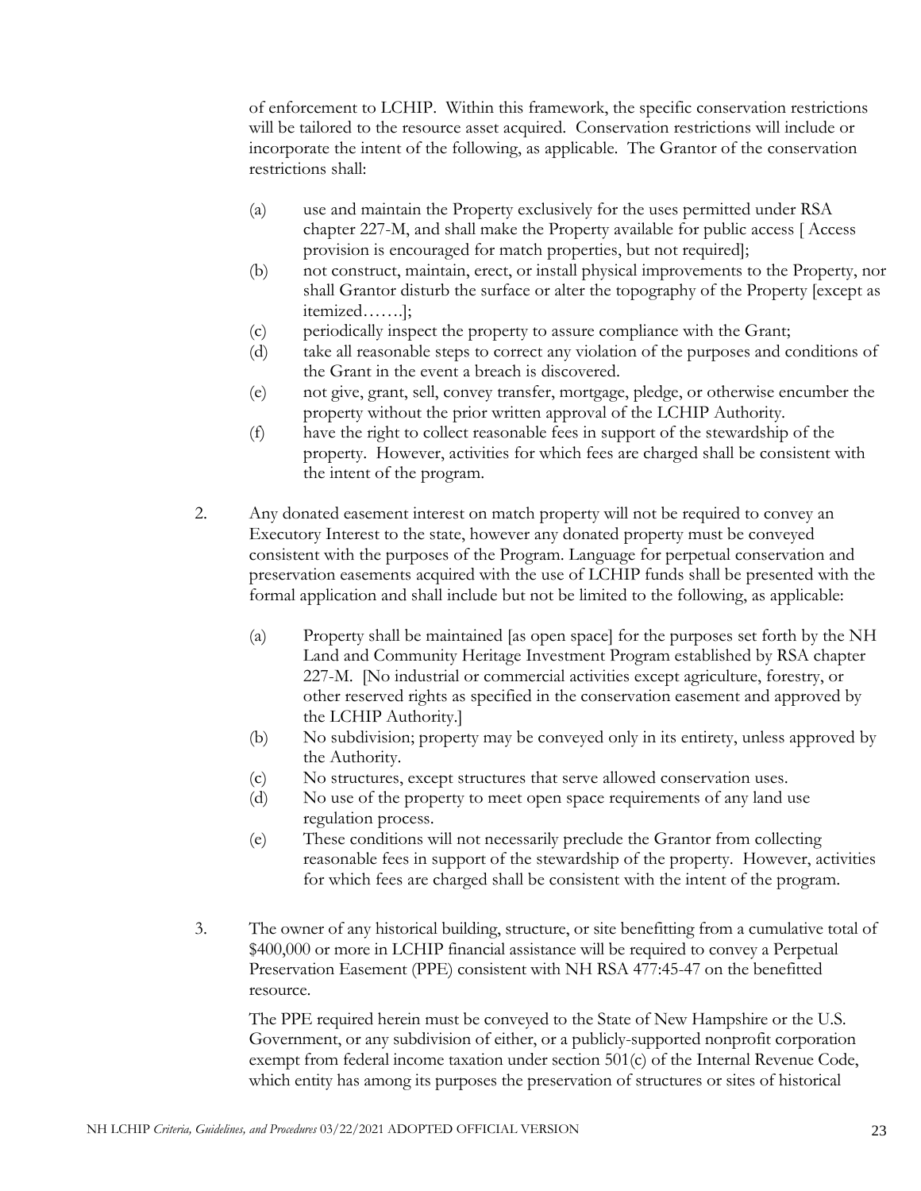of enforcement to LCHIP. Within this framework, the specific conservation restrictions will be tailored to the resource asset acquired. Conservation restrictions will include or incorporate the intent of the following, as applicable. The Grantor of the conservation restrictions shall:

(a) use and maintain the Property exclusively for the uses permitted under RSA chapter 227-M, and shall make the Property available for public access [ Access provision is encouraged for match properties, but not required];

(b) not construct, maintain, erect, or install physical improvements to the Property, nor shall Grantor disturb the surface or alter the topography of the Property [except as itemized…….];

(c) periodically inspect the property to assure compliance with the Grant;

(d) take all reasonable steps to correct any violation of the purposes and conditions of the Grant in the event a breach is discovered.

(e) not give, grant, sell, convey transfer, mortgage, pledge, or otherwise encumber the property without the prior written approval of the LCHIP Authority.

(f) have the right to collect reasonable fees in support of the stewardship of the property. However, activities for which fees are charged shall be consistent with the intent of the program.

2. Any donated easement interest on match property will not be required to convey an Executory Interest to the state, however any donated property must be conveyed consistent with the purposes of the Program. Language for perpetual conservation and preservation easements acquired with the use of LCHIP funds shall be presented with the formal application and shall include but not be limited to the following, as applicable:

   (a) Property shall be maintained [as open space] for the purposes set forth by the NH Land and Community Heritage Investment Program established by RSA chapter 227-M. [No industrial or commercial activities except agriculture, forestry, or other reserved rights as specified in the conservation easement and approved by the LCHIP Authority.]

   (b) No subdivision; property may be conveyed only in its entirety, unless approved by the Authority.

   (c) No structures, except structures that serve allowed conservation uses.

   (d) No use of the property to meet open space requirements of any land use regulation process.

   (e) These conditions will not necessarily preclude the Grantor from collecting reasonable fees in support of the stewardship of the property. However, activities for which fees are charged shall be consistent with the intent of the program.

3. The owner of any historical building, structure, or site benefitting from a cumulative total of $400,000 or more in LCHIP financial assistance will be required to convey a Perpetual Preservation Easement (PPE) consistent with NH RSA 477:45-47 on the benefitted resource.

   The PPE required herein must be conveyed to the State of New Hampshire or the U.S. Government, or any subdivision of either, or a publicly-supported nonprofit corporation exempt from federal income taxation under section 501(c) of the Internal Revenue Code, which entity has among its purposes the preservation of structures or sites of historical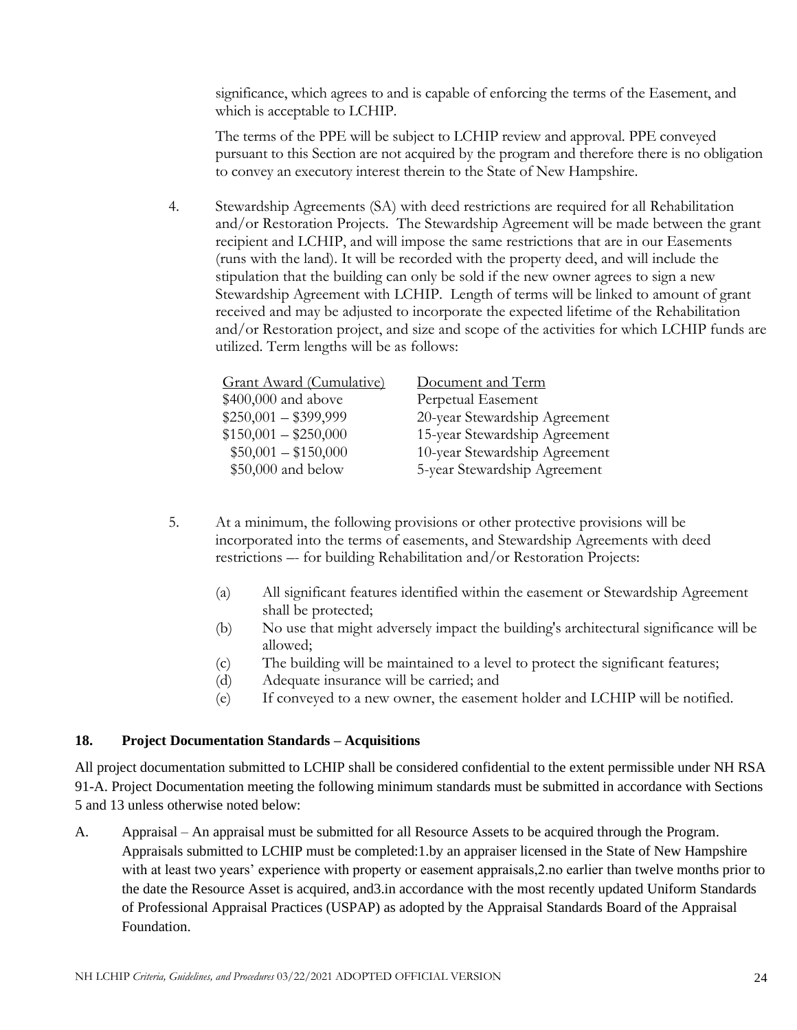significance, which agrees to and is capable of enforcing the terms of the Easement, and which is acceptable to LCHIP.

The terms of the PPE will be subject to LCHIP review and approval. PPE conveyed pursuant to this Section are not acquired by the program and therefore there is no obligation to convey an executory interest therein to the State of New Hampshire.

4. Stewardship Agreements (SA) with deed restrictions are required for all Rehabilitation and/or Restoration Projects. The Stewardship Agreement will be made between the grant recipient and LCHIP, and will impose the same restrictions that are in our Easements (runs with the land). It will be recorded with the property deed, and will include the stipulation that the building can only be sold if the new owner agrees to sign a new Stewardship Agreement with LCHIP. Length of terms will be linked to amount of grant received and may be adjusted to incorporate the expected lifetime of the Rehabilitation and/or Restoration project, and size and scope of the activities for which LCHIP funds are utilized. Term lengths will be as follows:

| Grant Award (Cumulative) | Document and Term |
|---|---|
| $400,000 and above | Perpetual Easement |
| $250,001 – $399,999 | 20-year Stewardship Agreement |
| $150,001 – $250,000 | 15-year Stewardship Agreement |
| $50,001 – $150,000 | 10-year Stewardship Agreement |
| $50,000 and below | 5-year Stewardship Agreement |

5. At a minimum, the following provisions or other protective provisions will be incorporated into the terms of easements, and Stewardship Agreements with deed restrictions –- for building Rehabilitation and/or Restoration Projects:

   (a) All significant features identified within the easement or Stewardship Agreement shall be protected;
   (b) No use that might adversely impact the building's architectural significance will be allowed;
   (c) The building will be maintained to a level to protect the significant features;
   (d) Adequate insurance will be carried; and
   (e) If conveyed to a new owner, the easement holder and LCHIP will be notified.

## 18. Project Documentation Standards – Acquisitions

All project documentation submitted to LCHIP shall be considered confidential to the extent permissible under NH RSA 91-A. Project Documentation meeting the following minimum standards must be submitted in accordance with Sections 5 and 13 unless otherwise noted below:

A. Appraisal – An appraisal must be submitted for all Resource Assets to be acquired through the Program. Appraisals submitted to LCHIP must be completed:1.by an appraiser licensed in the State of New Hampshire with at least two years' experience with property or easement appraisals,2.no earlier than twelve months prior to the date the Resource Asset is acquired, and3.in accordance with the most recently updated Uniform Standards of Professional Appraisal Practices (USPAP) as adopted by the Appraisal Standards Board of the Appraisal Foundation.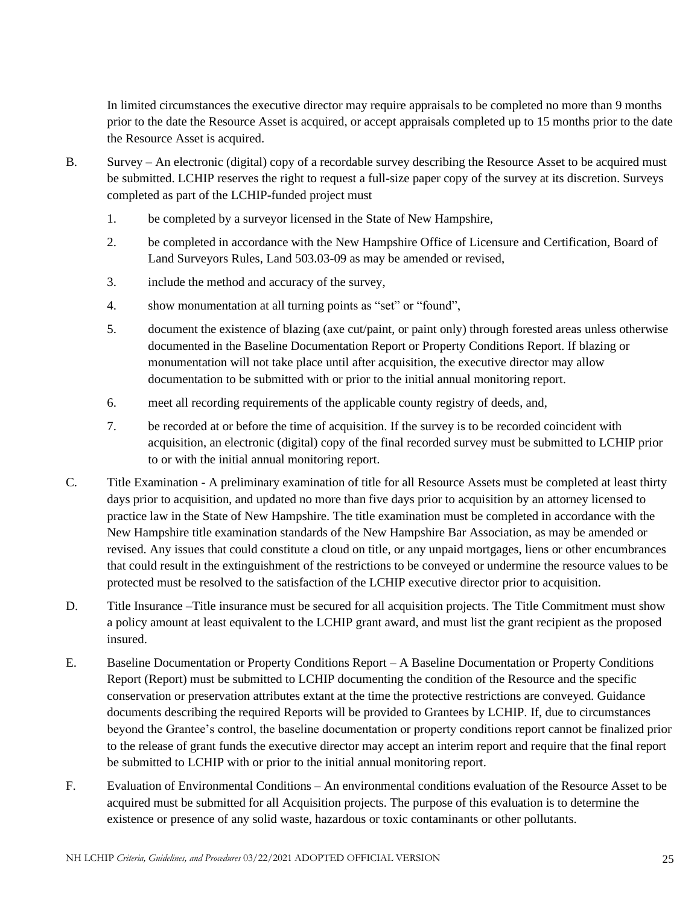In limited circumstances the executive director may require appraisals to be completed no more than 9 months prior to the date the Resource Asset is acquired, or accept appraisals completed up to 15 months prior to the date the Resource Asset is acquired.

B. Survey – An electronic (digital) copy of a recordable survey describing the Resource Asset to be acquired must be submitted. LCHIP reserves the right to request a full-size paper copy of the survey at its discretion. Surveys completed as part of the LCHIP-funded project must

1. be completed by a surveyor licensed in the State of New Hampshire,
2. be completed in accordance with the New Hampshire Office of Licensure and Certification, Board of Land Surveyors Rules, Land 503.03-09 as may be amended or revised,
3. include the method and accuracy of the survey,
4. show monumentation at all turning points as "set" or "found",
5. document the existence of blazing (axe cut/paint, or paint only) through forested areas unless otherwise documented in the Baseline Documentation Report or Property Conditions Report. If blazing or monumentation will not take place until after acquisition, the executive director may allow documentation to be submitted with or prior to the initial annual monitoring report.
6. meet all recording requirements of the applicable county registry of deeds, and,
7. be recorded at or before the time of acquisition. If the survey is to be recorded coincident with acquisition, an electronic (digital) copy of the final recorded survey must be submitted to LCHIP prior to or with the initial annual monitoring report.

C. Title Examination - A preliminary examination of title for all Resource Assets must be completed at least thirty days prior to acquisition, and updated no more than five days prior to acquisition by an attorney licensed to practice law in the State of New Hampshire. The title examination must be completed in accordance with the New Hampshire title examination standards of the New Hampshire Bar Association, as may be amended or revised. Any issues that could constitute a cloud on title, or any unpaid mortgages, liens or other encumbrances that could result in the extinguishment of the restrictions to be conveyed or undermine the resource values to be protected must be resolved to the satisfaction of the LCHIP executive director prior to acquisition.

D. Title Insurance –Title insurance must be secured for all acquisition projects. The Title Commitment must show a policy amount at least equivalent to the LCHIP grant award, and must list the grant recipient as the proposed insured.

E. Baseline Documentation or Property Conditions Report – A Baseline Documentation or Property Conditions Report (Report) must be submitted to LCHIP documenting the condition of the Resource and the specific conservation or preservation attributes extant at the time the protective restrictions are conveyed. Guidance documents describing the required Reports will be provided to Grantees by LCHIP. If, due to circumstances beyond the Grantee's control, the baseline documentation or property conditions report cannot be finalized prior to the release of grant funds the executive director may accept an interim report and require that the final report be submitted to LCHIP with or prior to the initial annual monitoring report.

F. Evaluation of Environmental Conditions – An environmental conditions evaluation of the Resource Asset to be acquired must be submitted for all Acquisition projects. The purpose of this evaluation is to determine the existence or presence of any solid waste, hazardous or toxic contaminants or other pollutants.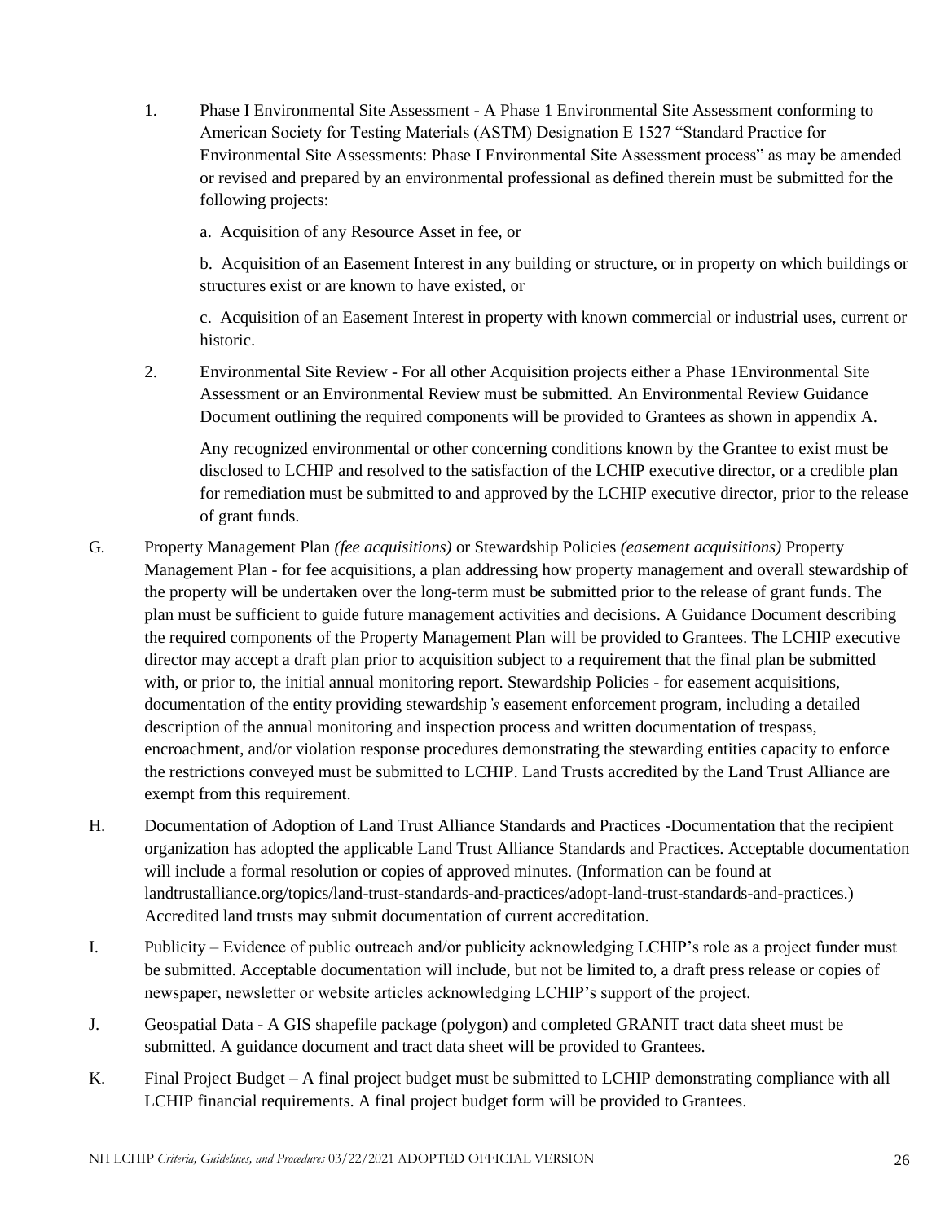1. Phase I Environmental Site Assessment - A Phase 1 Environmental Site Assessment conforming to American Society for Testing Materials (ASTM) Designation E 1527 "Standard Practice for Environmental Site Assessments: Phase I Environmental Site Assessment process" as may be amended or revised and prepared by an environmental professional as defined therein must be submitted for the following projects:

   a. Acquisition of any Resource Asset in fee, or

   b. Acquisition of an Easement Interest in any building or structure, or in property on which buildings or structures exist or are known to have existed, or

   c. Acquisition of an Easement Interest in property with known commercial or industrial uses, current or historic.

2. Environmental Site Review - For all other Acquisition projects either a Phase 1Environmental Site Assessment or an Environmental Review must be submitted. An Environmental Review Guidance Document outlining the required components will be provided to Grantees as shown in appendix A.

   Any recognized environmental or other concerning conditions known by the Grantee to exist must be disclosed to LCHIP and resolved to the satisfaction of the LCHIP executive director, or a credible plan for remediation must be submitted to and approved by the LCHIP executive director, prior to the release of grant funds.

G. Property Management Plan *(fee acquisitions)* or Stewardship Policies *(easement acquisitions)* Property Management Plan - for fee acquisitions, a plan addressing how property management and overall stewardship of the property will be undertaken over the long-term must be submitted prior to the release of grant funds. The plan must be sufficient to guide future management activities and decisions. A Guidance Document describing the required components of the Property Management Plan will be provided to Grantees. The LCHIP executive director may accept a draft plan prior to acquisition subject to a requirement that the final plan be submitted with, or prior to, the initial annual monitoring report. Stewardship Policies - for easement acquisitions, documentation of the entity providing stewardship*'s* easement enforcement program, including a detailed description of the annual monitoring and inspection process and written documentation of trespass, encroachment, and/or violation response procedures demonstrating the stewarding entities capacity to enforce the restrictions conveyed must be submitted to LCHIP. Land Trusts accredited by the Land Trust Alliance are exempt from this requirement.

H. Documentation of Adoption of Land Trust Alliance Standards and Practices -Documentation that the recipient organization has adopted the applicable Land Trust Alliance Standards and Practices. Acceptable documentation will include a formal resolution or copies of approved minutes. (Information can be found at landtrustalliance.org/topics/land-trust-standards-and-practices/adopt-land-trust-standards-and-practices.) Accredited land trusts may submit documentation of current accreditation.

I. Publicity – Evidence of public outreach and/or publicity acknowledging LCHIP's role as a project funder must be submitted. Acceptable documentation will include, but not be limited to, a draft press release or copies of newspaper, newsletter or website articles acknowledging LCHIP's support of the project.

J. Geospatial Data - A GIS shapefile package (polygon) and completed GRANIT tract data sheet must be submitted. A guidance document and tract data sheet will be provided to Grantees.

K. Final Project Budget – A final project budget must be submitted to LCHIP demonstrating compliance with all LCHIP financial requirements. A final project budget form will be provided to Grantees.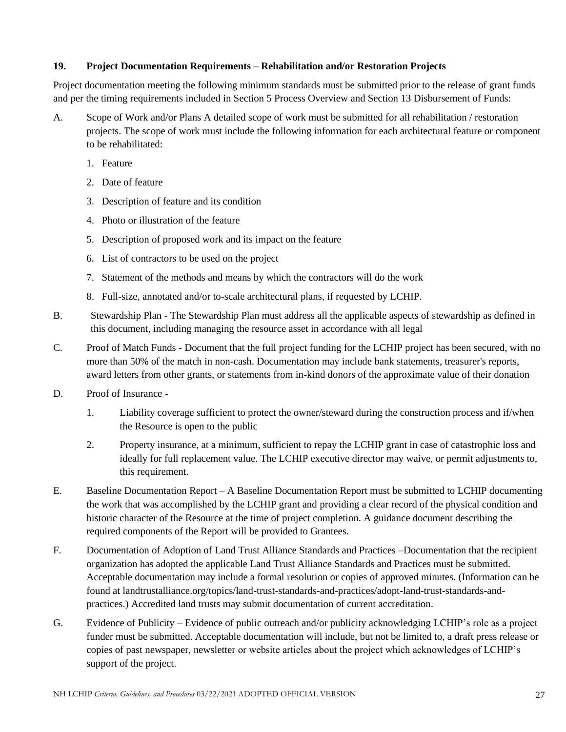### 19. Project Documentation Requirements – Rehabilitation and/or Restoration Projects

Project documentation meeting the following minimum standards must be submitted prior to the release of grant funds and per the timing requirements included in Section 5 Process Overview and Section 13 Disbursement of Funds:

A. Scope of Work and/or Plans A detailed scope of work must be submitted for all rehabilitation / restoration projects. The scope of work must include the following information for each architectural feature or component to be rehabilitated:

   1. Feature
   2. Date of feature
   3. Description of feature and its condition
   4. Photo or illustration of the feature
   5. Description of proposed work and its impact on the feature
   6. List of contractors to be used on the project
   7. Statement of the methods and means by which the contractors will do the work
   8. Full-size, annotated and/or to-scale architectural plans, if requested by LCHIP.

B. Stewardship Plan - The Stewardship Plan must address all the applicable aspects of stewardship as defined in this document, including managing the resource asset in accordance with all legal

C. Proof of Match Funds - Document that the full project funding for the LCHIP project has been secured, with no more than 50% of the match in non-cash. Documentation may include bank statements, treasurer's reports, award letters from other grants, or statements from in-kind donors of the approximate value of their donation

D. Proof of Insurance -

   1. Liability coverage sufficient to protect the owner/steward during the construction process and if/when the Resource is open to the public
   2. Property insurance, at a minimum, sufficient to repay the LCHIP grant in case of catastrophic loss and ideally for full replacement value. The LCHIP executive director may waive, or permit adjustments to, this requirement.

E. Baseline Documentation Report – A Baseline Documentation Report must be submitted to LCHIP documenting the work that was accomplished by the LCHIP grant and providing a clear record of the physical condition and historic character of the Resource at the time of project completion. A guidance document describing the required components of the Report will be provided to Grantees.

F. Documentation of Adoption of Land Trust Alliance Standards and Practices –Documentation that the recipient organization has adopted the applicable Land Trust Alliance Standards and Practices must be submitted. Acceptable documentation may include a formal resolution or copies of approved minutes. (Information can be found at landtrustalliance.org/topics/land-trust-standards-and-practices/adopt-land-trust-standards-and-practices.) Accredited land trusts may submit documentation of current accreditation.

G. Evidence of Publicity – Evidence of public outreach and/or publicity acknowledging LCHIP's role as a project funder must be submitted. Acceptable documentation will include, but not be limited to, a draft press release or copies of past newspaper, newsletter or website articles about the project which acknowledges of LCHIP's support of the project.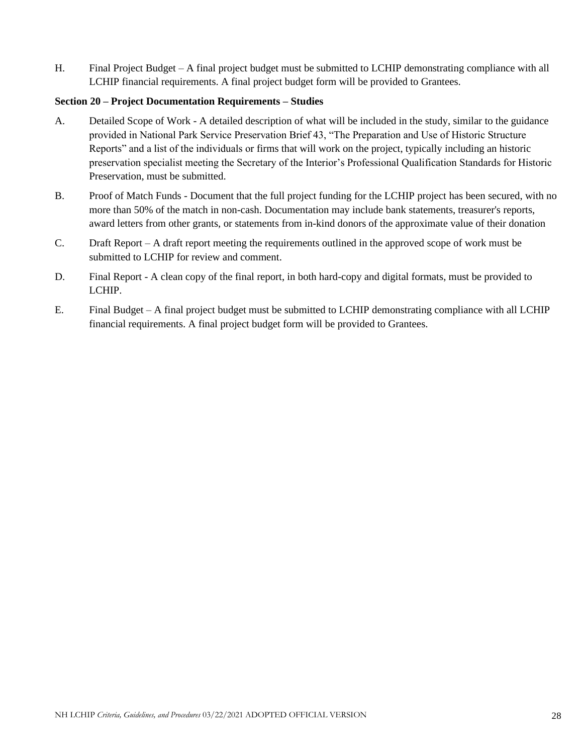H. Final Project Budget – A final project budget must be submitted to LCHIP demonstrating compliance with all LCHIP financial requirements. A final project budget form will be provided to Grantees.

**Section 20 – Project Documentation Requirements – Studies**

A. Detailed Scope of Work - A detailed description of what will be included in the study, similar to the guidance provided in National Park Service Preservation Brief 43, "The Preparation and Use of Historic Structure Reports" and a list of the individuals or firms that will work on the project, typically including an historic preservation specialist meeting the Secretary of the Interior's Professional Qualification Standards for Historic Preservation, must be submitted.

B. Proof of Match Funds - Document that the full project funding for the LCHIP project has been secured, with no more than 50% of the match in non-cash. Documentation may include bank statements, treasurer's reports, award letters from other grants, or statements from in-kind donors of the approximate value of their donation

C. Draft Report – A draft report meeting the requirements outlined in the approved scope of work must be submitted to LCHIP for review and comment.

D. Final Report - A clean copy of the final report, in both hard-copy and digital formats, must be provided to LCHIP.

E. Final Budget – A final project budget must be submitted to LCHIP demonstrating compliance with all LCHIP financial requirements. A final project budget form will be provided to Grantees.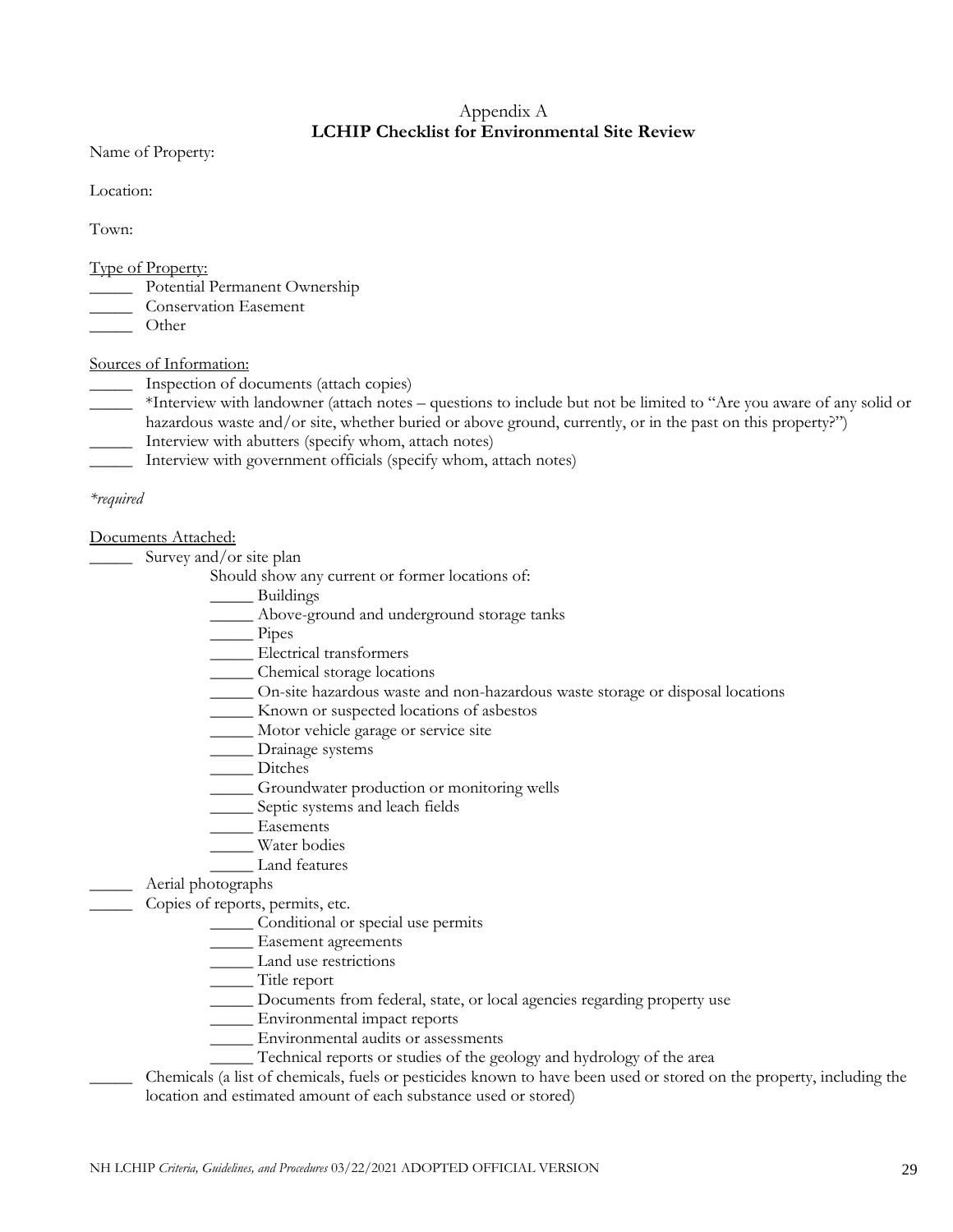Appendix A

**LCHIP Checklist for Environmental Site Review**

Name of Property:

Location:

Town:

Type of Property:

_____ Potential Permanent Ownership
_____ Conservation Easement
_____ Other

Sources of Information:

_____ Inspection of documents (attach copies)
_____ *Interview with landowner (attach notes – questions to include but not be limited to "Are you aware of any solid or hazardous waste and/or site, whether buried or above ground, currently, or in the past on this property?")
_____ Interview with abutters (specify whom, attach notes)
_____ Interview with government officials (specify whom, attach notes)

*\*required*

Documents Attached:

_____ Survey and/or site plan

Should show any current or former locations of:

- _____ Buildings
- _____ Above-ground and underground storage tanks
- _____ Pipes
- _____ Electrical transformers
- _____ Chemical storage locations
- _____ On-site hazardous waste and non-hazardous waste storage or disposal locations
- _____ Known or suspected locations of asbestos
- _____ Motor vehicle garage or service site
- _____ Drainage systems
- _____ Ditches
- _____ Groundwater production or monitoring wells
- _____ Septic systems and leach fields
- _____ Easements
- _____ Water bodies
- _____ Land features

_____ Aerial photographs

_____ Copies of reports, permits, etc.

- _____ Conditional or special use permits
- _____ Easement agreements
- _____ Land use restrictions
- _____ Title report
- _____ Documents from federal, state, or local agencies regarding property use
- _____ Environmental impact reports
- _____ Environmental audits or assessments
- _____ Technical reports or studies of the geology and hydrology of the area

_____ Chemicals (a list of chemicals, fuels or pesticides known to have been used or stored on the property, including the location and estimated amount of each substance used or stored)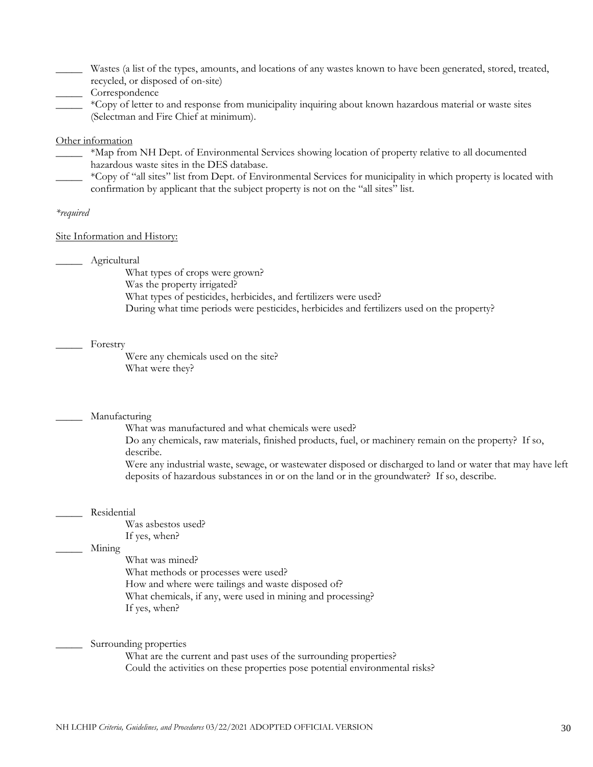_____ Wastes (a list of the types, amounts, and locations of any wastes known to have been generated, stored, treated, recycled, or disposed of on-site)

_____ Correspondence

_____ *Copy of letter to and response from municipality inquiring about known hazardous material or waste sites (Selectman and Fire Chief at minimum).

<u>Other information</u>

_____ *Map from NH Dept. of Environmental Services showing location of property relative to all documented hazardous waste sites in the DES database.

_____ *Copy of "all sites" list from Dept. of Environmental Services for municipality in which property is located with confirmation by applicant that the subject property is not on the "all sites" list.

*\*required*

<u>Site Information and History:</u>

_____ Agricultural

- What types of crops were grown?
- Was the property irrigated?
- What types of pesticides, herbicides, and fertilizers were used?
- During what time periods were pesticides, herbicides and fertilizers used on the property?

_____ Forestry

- Were any chemicals used on the site?
- What were they?

_____ Manufacturing

- What was manufactured and what chemicals were used?
- Do any chemicals, raw materials, finished products, fuel, or machinery remain on the property? If so, describe.
- Were any industrial waste, sewage, or wastewater disposed or discharged to land or water that may have left deposits of hazardous substances in or on the land or in the groundwater? If so, describe.

_____ Residential

- Was asbestos used?
- If yes, when?

_____ Mining

- What was mined?
- What methods or processes were used?
- How and where were tailings and waste disposed of?
- What chemicals, if any, were used in mining and processing?
- If yes, when?

_____ Surrounding properties

- What are the current and past uses of the surrounding properties?
- Could the activities on these properties pose potential environmental risks?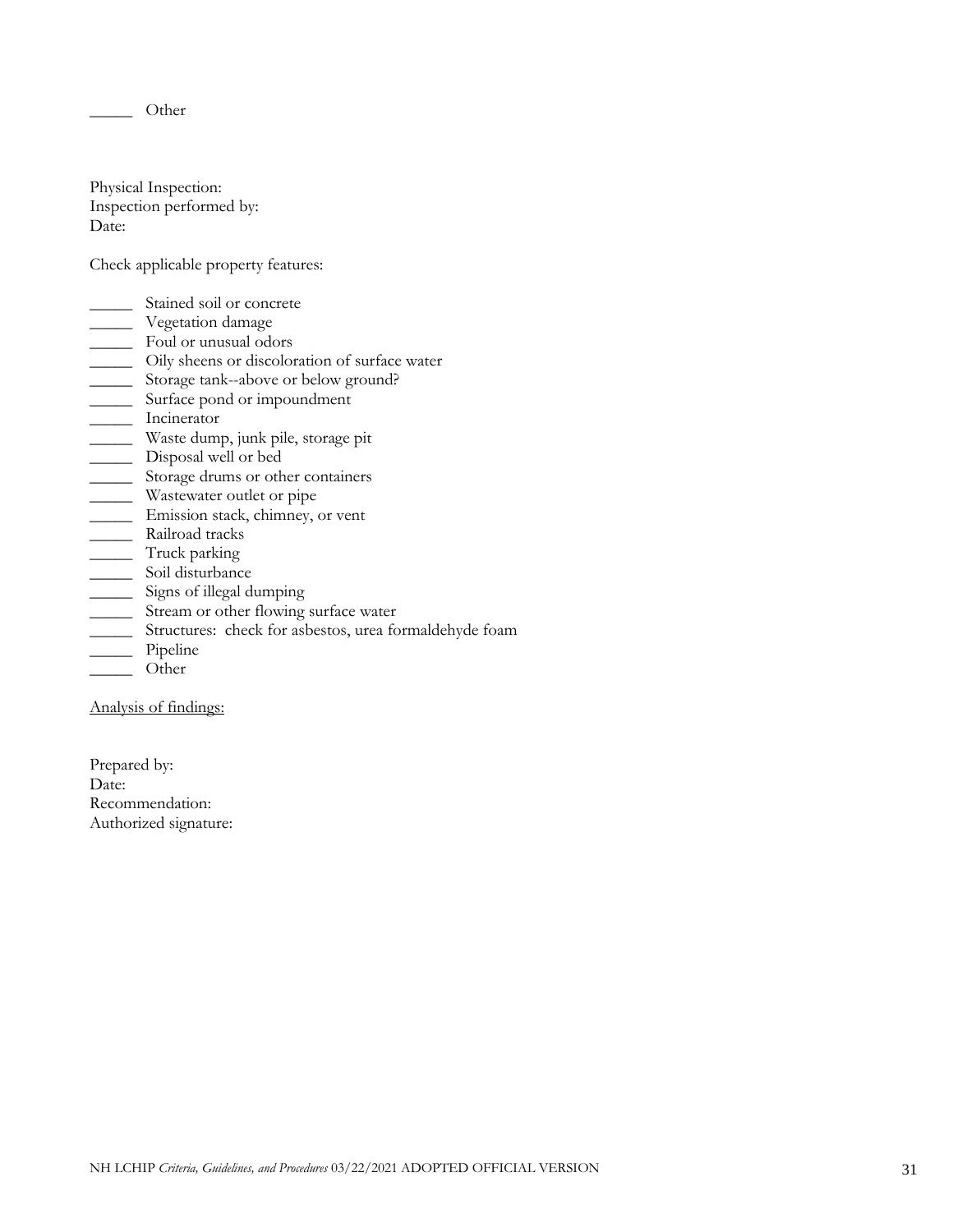_____ Other

Physical Inspection:
Inspection performed by:
Date:

Check applicable property features:

_____ Stained soil or concrete
_____ Vegetation damage
_____ Foul or unusual odors
_____ Oily sheens or discoloration of surface water
_____ Storage tank--above or below ground?
_____ Surface pond or impoundment
_____ Incinerator
_____ Waste dump, junk pile, storage pit
_____ Disposal well or bed
_____ Storage drums or other containers
_____ Wastewater outlet or pipe
_____ Emission stack, chimney, or vent
_____ Railroad tracks
_____ Truck parking
_____ Soil disturbance
_____ Signs of illegal dumping
_____ Stream or other flowing surface water
_____ Structures: check for asbestos, urea formaldehyde foam
_____ Pipeline
_____ Other

<u>Analysis of findings:</u>

Prepared by:
Date:
Recommendation:
Authorized signature: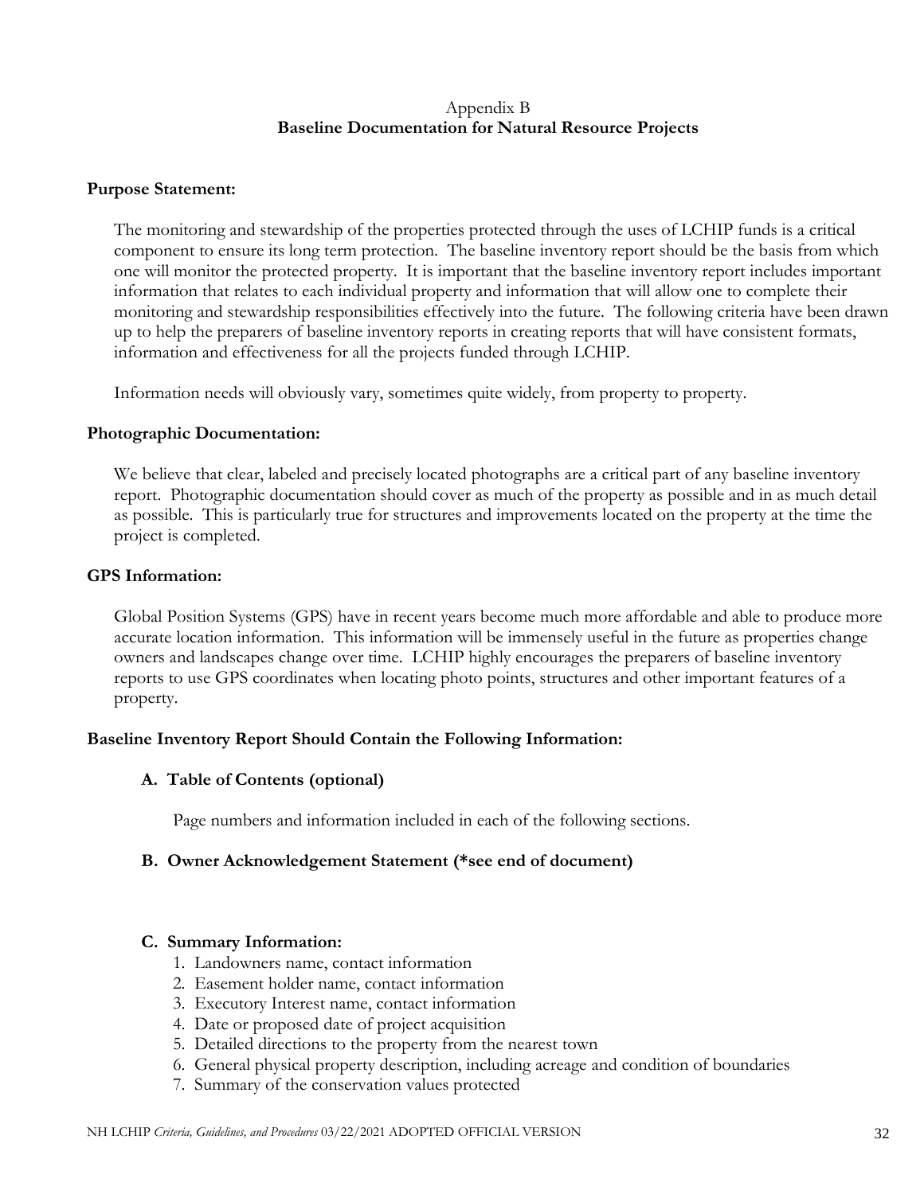Appendix B

## Baseline Documentation for Natural Resource Projects

**Purpose Statement:**

The monitoring and stewardship of the properties protected through the uses of LCHIP funds is a critical component to ensure its long term protection. The baseline inventory report should be the basis from which one will monitor the protected property. It is important that the baseline inventory report includes important information that relates to each individual property and information that will allow one to complete their monitoring and stewardship responsibilities effectively into the future. The following criteria have been drawn up to help the preparers of baseline inventory reports in creating reports that will have consistent formats, information and effectiveness for all the projects funded through LCHIP.

Information needs will obviously vary, sometimes quite widely, from property to property.

**Photographic Documentation:**

We believe that clear, labeled and precisely located photographs are a critical part of any baseline inventory report. Photographic documentation should cover as much of the property as possible and in as much detail as possible. This is particularly true for structures and improvements located on the property at the time the project is completed.

**GPS Information:**

Global Position Systems (GPS) have in recent years become much more affordable and able to produce more accurate location information. This information will be immensely useful in the future as properties change owners and landscapes change over time. LCHIP highly encourages the preparers of baseline inventory reports to use GPS coordinates when locating photo points, structures and other important features of a property.

**Baseline Inventory Report Should Contain the Following Information:**

**A. Table of Contents (optional)**

Page numbers and information included in each of the following sections.

**B. Owner Acknowledgement Statement (*see end of document)**

**C. Summary Information:**

1. Landowners name, contact information
2. Easement holder name, contact information
3. Executory Interest name, contact information
4. Date or proposed date of project acquisition
5. Detailed directions to the property from the nearest town
6. General physical property description, including acreage and condition of boundaries
7. Summary of the conservation values protected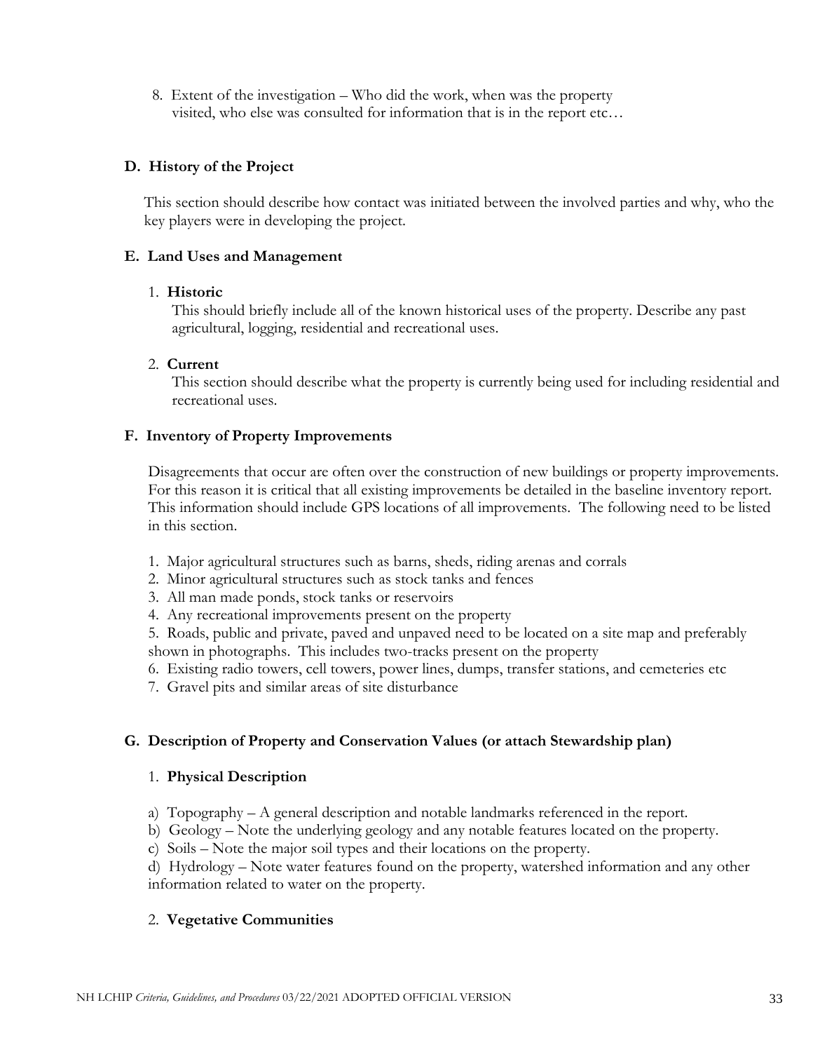8. Extent of the investigation – Who did the work, when was the property visited, who else was consulted for information that is in the report etc…

### D. History of the Project

This section should describe how contact was initiated between the involved parties and why, who the key players were in developing the project.

### E. Land Uses and Management

1. **Historic**

   This should briefly include all of the known historical uses of the property. Describe any past agricultural, logging, residential and recreational uses.

2. **Current**

   This section should describe what the property is currently being used for including residential and recreational uses.

### F. Inventory of Property Improvements

Disagreements that occur are often over the construction of new buildings or property improvements. For this reason it is critical that all existing improvements be detailed in the baseline inventory report. This information should include GPS locations of all improvements. The following need to be listed in this section.

1. Major agricultural structures such as barns, sheds, riding arenas and corrals
2. Minor agricultural structures such as stock tanks and fences
3. All man made ponds, stock tanks or reservoirs
4. Any recreational improvements present on the property
5. Roads, public and private, paved and unpaved need to be located on a site map and preferably shown in photographs. This includes two-tracks present on the property
6. Existing radio towers, cell towers, power lines, dumps, transfer stations, and cemeteries etc
7. Gravel pits and similar areas of site disturbance

### G. Description of Property and Conservation Values (or attach Stewardship plan)

1. **Physical Description**

a) Topography – A general description and notable landmarks referenced in the report.
b) Geology – Note the underlying geology and any notable features located on the property.
c) Soils – Note the major soil types and their locations on the property.
d) Hydrology – Note water features found on the property, watershed information and any other information related to water on the property.

2. **Vegetative Communities**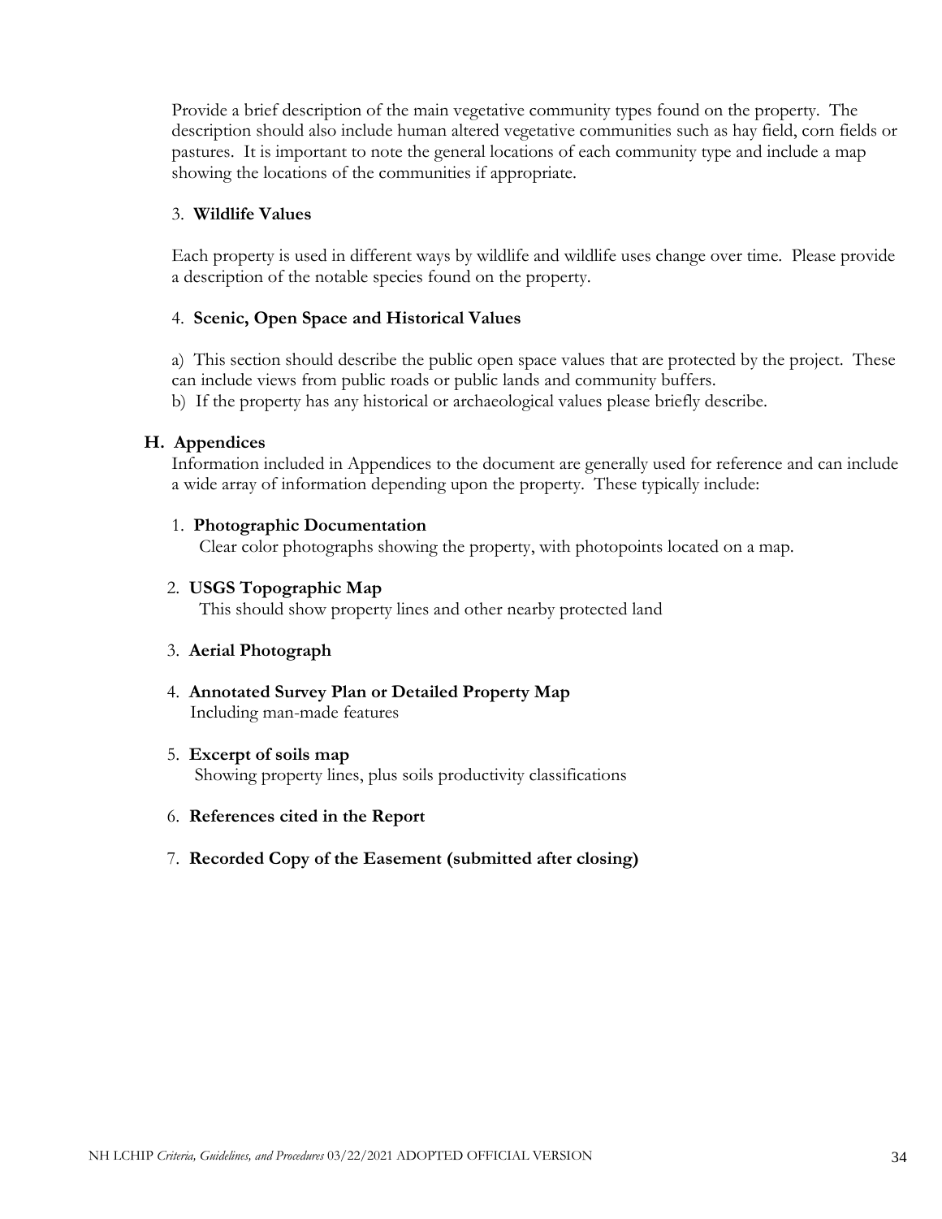Provide a brief description of the main vegetative community types found on the property. The description should also include human altered vegetative communities such as hay field, corn fields or pastures. It is important to note the general locations of each community type and include a map showing the locations of the communities if appropriate.

3. **Wildlife Values**

Each property is used in different ways by wildlife and wildlife uses change over time. Please provide a description of the notable species found on the property.

4. **Scenic, Open Space and Historical Values**

a) This section should describe the public open space values that are protected by the project. These can include views from public roads or public lands and community buffers.
b) If the property has any historical or archaeological values please briefly describe.

**H. Appendices**

Information included in Appendices to the document are generally used for reference and can include a wide array of information depending upon the property. These typically include:

1. **Photographic Documentation**
   Clear color photographs showing the property, with photopoints located on a map.

2. **USGS Topographic Map**
   This should show property lines and other nearby protected land

3. **Aerial Photograph**

4. **Annotated Survey Plan or Detailed Property Map**
   Including man-made features

5. **Excerpt of soils map**
   Showing property lines, plus soils productivity classifications

6. **References cited in the Report**

7. **Recorded Copy of the Easement (submitted after closing)**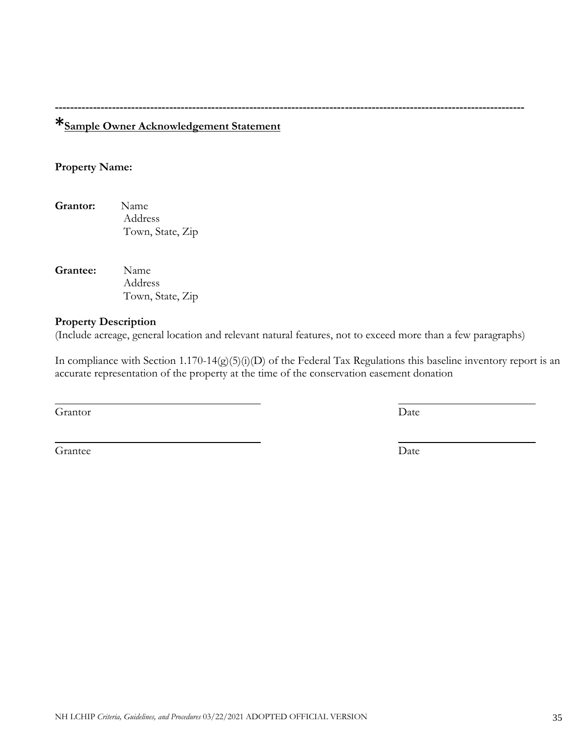---

**\*Sample Owner Acknowledgement Statement**

**Property Name:**

**Grantor:** Name
Address
Town, State, Zip

**Grantee:** Name
Address
Town, State, Zip

**Property Description**
(Include acreage, general location and relevant natural features, not to exceed more than a few paragraphs)

In compliance with Section 1.170-14(g)(5)(i)(D) of the Federal Tax Regulations this baseline inventory report is an accurate representation of the property at the time of the conservation easement donation

| | |
|---|---|
| ______________________________ | __________________ |
| Grantor | Date |
| ______________________________ | __________________ |
| Grantee | Date |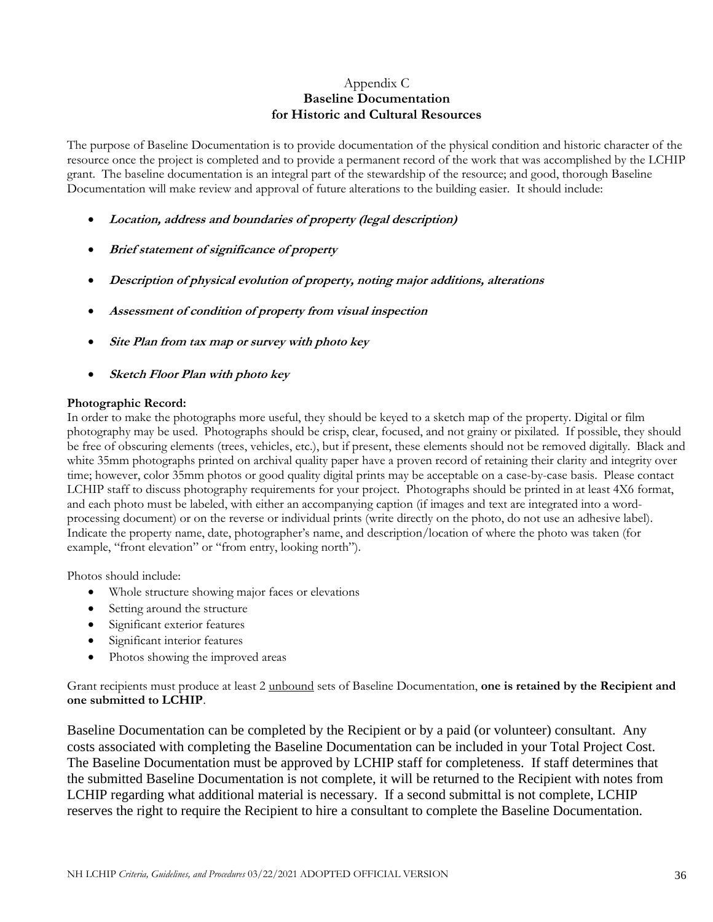# Appendix C
## Baseline Documentation for Historic and Cultural Resources

The purpose of Baseline Documentation is to provide documentation of the physical condition and historic character of the resource once the project is completed and to provide a permanent record of the work that was accomplished by the LCHIP grant. The baseline documentation is an integral part of the stewardship of the resource; and good, thorough Baseline Documentation will make review and approval of future alterations to the building easier. It should include:

- ***Location, address and boundaries of property (legal description)***
- ***Brief statement of significance of property***
- ***Description of physical evolution of property, noting major additions, alterations***
- ***Assessment of condition of property from visual inspection***
- ***Site Plan from tax map or survey with photo key***
- ***Sketch Floor Plan with photo key***

**Photographic Record:**
In order to make the photographs more useful, they should be keyed to a sketch map of the property. Digital or film photography may be used. Photographs should be crisp, clear, focused, and not grainy or pixilated. If possible, they should be free of obscuring elements (trees, vehicles, etc.), but if present, these elements should not be removed digitally. Black and white 35mm photographs printed on archival quality paper have a proven record of retaining their clarity and integrity over time; however, color 35mm photos or good quality digital prints may be acceptable on a case-by-case basis. Please contact LCHIP staff to discuss photography requirements for your project. Photographs should be printed in at least 4X6 format, and each photo must be labeled, with either an accompanying caption (if images and text are integrated into a word-processing document) or on the reverse or individual prints (write directly on the photo, do not use an adhesive label). Indicate the property name, date, photographer's name, and description/location of where the photo was taken (for example, "front elevation" or "from entry, looking north").

Photos should include:

- Whole structure showing major faces or elevations
- Setting around the structure
- Significant exterior features
- Significant interior features
- Photos showing the improved areas

Grant recipients must produce at least 2 <u>unbound</u> sets of Baseline Documentation, **one is retained by the Recipient and one submitted to LCHIP**.

Baseline Documentation can be completed by the Recipient or by a paid (or volunteer) consultant. Any costs associated with completing the Baseline Documentation can be included in your Total Project Cost. The Baseline Documentation must be approved by LCHIP staff for completeness. If staff determines that the submitted Baseline Documentation is not complete, it will be returned to the Recipient with notes from LCHIP regarding what additional material is necessary. If a second submittal is not complete, LCHIP reserves the right to require the Recipient to hire a consultant to complete the Baseline Documentation.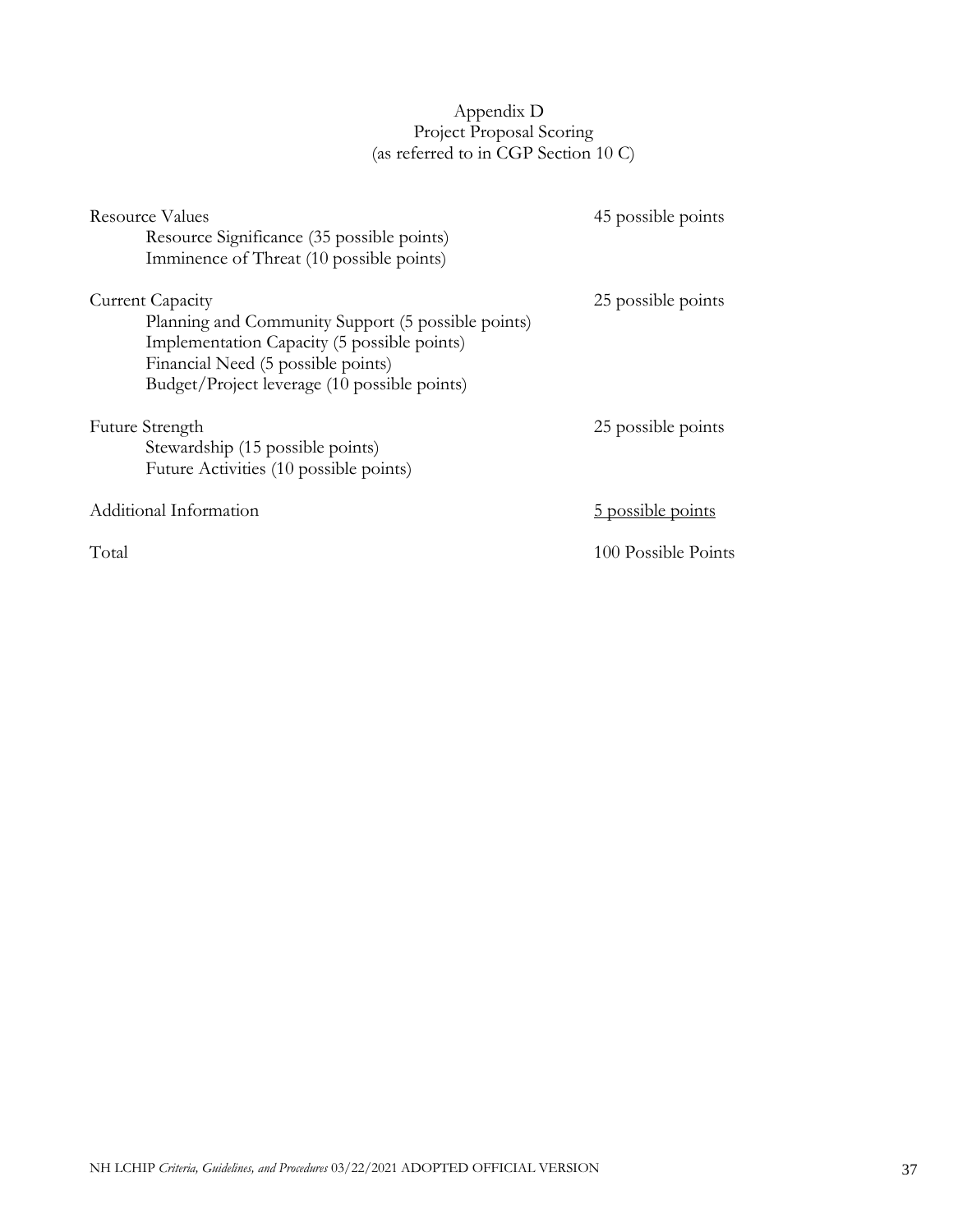# Appendix D
## Project Proposal Scoring
(as referred to in CGP Section 10 C)

| | |
|---|---|
| Resource Values | 45 possible points |
| Resource Significance (35 possible points) | |
| Imminence of Threat (10 possible points) | |
| Current Capacity | 25 possible points |
| Planning and Community Support (5 possible points) | |
| Implementation Capacity (5 possible points) | |
| Financial Need (5 possible points) | |
| Budget/Project leverage (10 possible points) | |
| Future Strength | 25 possible points |
| Stewardship (15 possible points) | |
| Future Activities (10 possible points) | |
| Additional Information | 5 possible points |
| Total | 100 Possible Points |

NH LCHIP *Criteria, Guidelines, and Procedures* 03/22/2021 ADOPTED OFFICIAL VERSION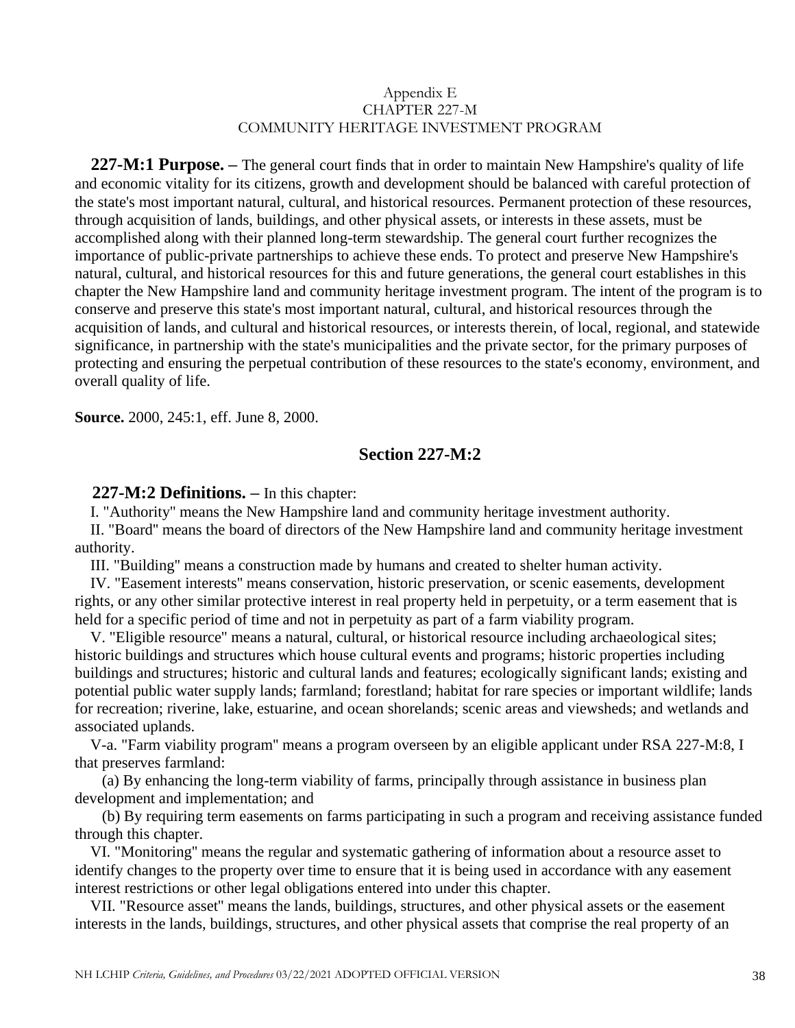Appendix E
CHAPTER 227-M
COMMUNITY HERITAGE INVESTMENT PROGRAM

**227-M:1 Purpose. –** The general court finds that in order to maintain New Hampshire's quality of life and economic vitality for its citizens, growth and development should be balanced with careful protection of the state's most important natural, cultural, and historical resources. Permanent protection of these resources, through acquisition of lands, buildings, and other physical assets, or interests in these assets, must be accomplished along with their planned long-term stewardship. The general court further recognizes the importance of public-private partnerships to achieve these ends. To protect and preserve New Hampshire's natural, cultural, and historical resources for this and future generations, the general court establishes in this chapter the New Hampshire land and community heritage investment program. The intent of the program is to conserve and preserve this state's most important natural, cultural, and historical resources through the acquisition of lands, and cultural and historical resources, or interests therein, of local, regional, and statewide significance, in partnership with the state's municipalities and the private sector, for the primary purposes of protecting and ensuring the perpetual contribution of these resources to the state's economy, environment, and overall quality of life.

**Source.** 2000, 245:1, eff. June 8, 2000.

## Section 227-M:2

**227-M:2 Definitions. –** In this chapter:

I. "Authority" means the New Hampshire land and community heritage investment authority.

II. "Board" means the board of directors of the New Hampshire land and community heritage investment authority.

III. "Building" means a construction made by humans and created to shelter human activity.

IV. "Easement interests" means conservation, historic preservation, or scenic easements, development rights, or any other similar protective interest in real property held in perpetuity, or a term easement that is held for a specific period of time and not in perpetuity as part of a farm viability program.

V. "Eligible resource" means a natural, cultural, or historical resource including archaeological sites; historic buildings and structures which house cultural events and programs; historic properties including buildings and structures; historic and cultural lands and features; ecologically significant lands; existing and potential public water supply lands; farmland; forestland; habitat for rare species or important wildlife; lands for recreation; riverine, lake, estuarine, and ocean shorelands; scenic areas and viewsheds; and wetlands and associated uplands.

V-a. "Farm viability program" means a program overseen by an eligible applicant under RSA 227-M:8, I that preserves farmland:

(a) By enhancing the long-term viability of farms, principally through assistance in business plan development and implementation; and

(b) By requiring term easements on farms participating in such a program and receiving assistance funded through this chapter.

VI. "Monitoring" means the regular and systematic gathering of information about a resource asset to identify changes to the property over time to ensure that it is being used in accordance with any easement interest restrictions or other legal obligations entered into under this chapter.

VII. "Resource asset" means the lands, buildings, structures, and other physical assets or the easement interests in the lands, buildings, structures, and other physical assets that comprise the real property of an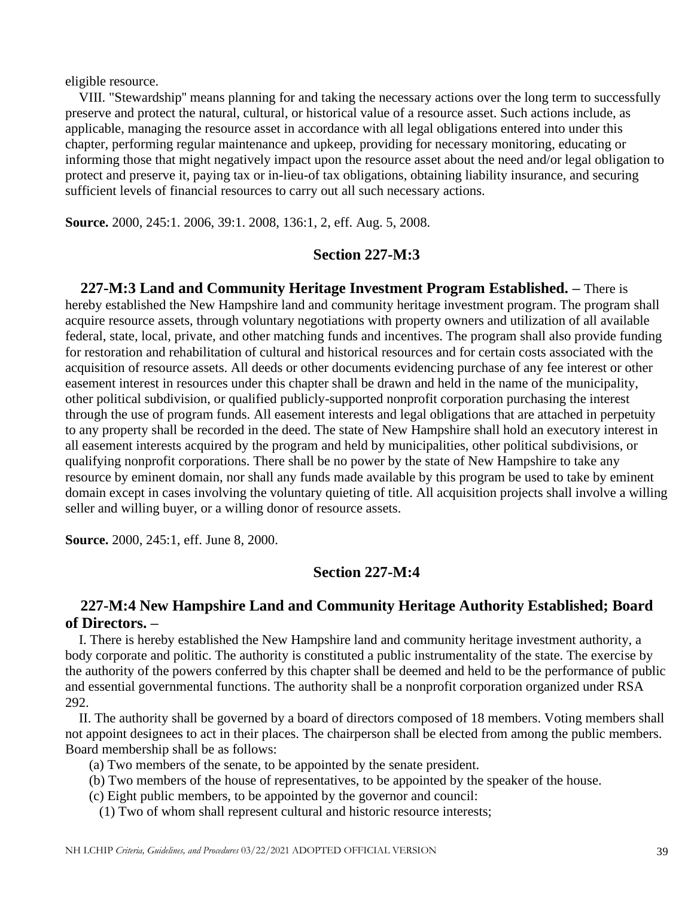eligible resource.

VIII. "Stewardship" means planning for and taking the necessary actions over the long term to successfully preserve and protect the natural, cultural, or historical value of a resource asset. Such actions include, as applicable, managing the resource asset in accordance with all legal obligations entered into under this chapter, performing regular maintenance and upkeep, providing for necessary monitoring, educating or informing those that might negatively impact upon the resource asset about the need and/or legal obligation to protect and preserve it, paying tax or in-lieu-of tax obligations, obtaining liability insurance, and securing sufficient levels of financial resources to carry out all such necessary actions.

**Source.** 2000, 245:1. 2006, 39:1. 2008, 136:1, 2, eff. Aug. 5, 2008.

## Section 227-M:3

**227-M:3 Land and Community Heritage Investment Program Established. –** There is hereby established the New Hampshire land and community heritage investment program. The program shall acquire resource assets, through voluntary negotiations with property owners and utilization of all available federal, state, local, private, and other matching funds and incentives. The program shall also provide funding for restoration and rehabilitation of cultural and historical resources and for certain costs associated with the acquisition of resource assets. All deeds or other documents evidencing purchase of any fee interest or other easement interest in resources under this chapter shall be drawn and held in the name of the municipality, other political subdivision, or qualified publicly-supported nonprofit corporation purchasing the interest through the use of program funds. All easement interests and legal obligations that are attached in perpetuity to any property shall be recorded in the deed. The state of New Hampshire shall hold an executory interest in all easement interests acquired by the program and held by municipalities, other political subdivisions, or qualifying nonprofit corporations. There shall be no power by the state of New Hampshire to take any resource by eminent domain, nor shall any funds made available by this program be used to take by eminent domain except in cases involving the voluntary quieting of title. All acquisition projects shall involve a willing seller and willing buyer, or a willing donor of resource assets.

**Source.** 2000, 245:1, eff. June 8, 2000.

## Section 227-M:4

### 227-M:4 New Hampshire Land and Community Heritage Authority Established; Board of Directors. –

I. There is hereby established the New Hampshire land and community heritage investment authority, a body corporate and politic. The authority is constituted a public instrumentality of the state. The exercise by the authority of the powers conferred by this chapter shall be deemed and held to be the performance of public and essential governmental functions. The authority shall be a nonprofit corporation organized under RSA 292.

II. The authority shall be governed by a board of directors composed of 18 members. Voting members shall not appoint designees to act in their places. The chairperson shall be elected from among the public members. Board membership shall be as follows:

(a) Two members of the senate, to be appointed by the senate president.

(b) Two members of the house of representatives, to be appointed by the speaker of the house.

(c) Eight public members, to be appointed by the governor and council:

(1) Two of whom shall represent cultural and historic resource interests;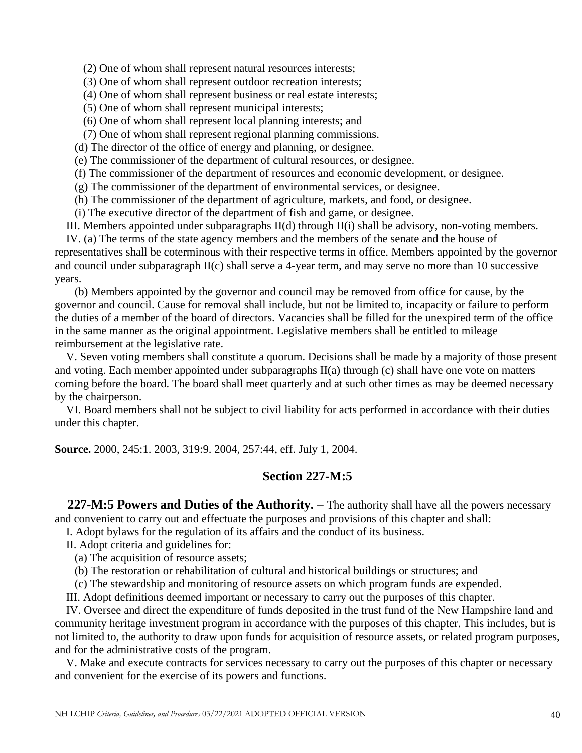(2) One of whom shall represent natural resources interests;

(3) One of whom shall represent outdoor recreation interests;

(4) One of whom shall represent business or real estate interests;

(5) One of whom shall represent municipal interests;

(6) One of whom shall represent local planning interests; and

(7) One of whom shall represent regional planning commissions.

(d) The director of the office of energy and planning, or designee.

(e) The commissioner of the department of cultural resources, or designee.

(f) The commissioner of the department of resources and economic development, or designee.

(g) The commissioner of the department of environmental services, or designee.

(h) The commissioner of the department of agriculture, markets, and food, or designee.

(i) The executive director of the department of fish and game, or designee.

III. Members appointed under subparagraphs II(d) through II(i) shall be advisory, non-voting members.

IV. (a) The terms of the state agency members and the members of the senate and the house of representatives shall be coterminous with their respective terms in office. Members appointed by the governor and council under subparagraph II(c) shall serve a 4-year term, and may serve no more than 10 successive years.

(b) Members appointed by the governor and council may be removed from office for cause, by the governor and council. Cause for removal shall include, but not be limited to, incapacity or failure to perform the duties of a member of the board of directors. Vacancies shall be filled for the unexpired term of the office in the same manner as the original appointment. Legislative members shall be entitled to mileage reimbursement at the legislative rate.

V. Seven voting members shall constitute a quorum. Decisions shall be made by a majority of those present and voting. Each member appointed under subparagraphs II(a) through (c) shall have one vote on matters coming before the board. The board shall meet quarterly and at such other times as may be deemed necessary by the chairperson.

VI. Board members shall not be subject to civil liability for acts performed in accordance with their duties under this chapter.

**Source.** 2000, 245:1. 2003, 319:9. 2004, 257:44, eff. July 1, 2004.

## Section 227-M:5

**227-M:5 Powers and Duties of the Authority. –** The authority shall have all the powers necessary and convenient to carry out and effectuate the purposes and provisions of this chapter and shall:

I. Adopt bylaws for the regulation of its affairs and the conduct of its business.

II. Adopt criteria and guidelines for:

(a) The acquisition of resource assets;

(b) The restoration or rehabilitation of cultural and historical buildings or structures; and

(c) The stewardship and monitoring of resource assets on which program funds are expended.

III. Adopt definitions deemed important or necessary to carry out the purposes of this chapter.

IV. Oversee and direct the expenditure of funds deposited in the trust fund of the New Hampshire land and community heritage investment program in accordance with the purposes of this chapter. This includes, but is not limited to, the authority to draw upon funds for acquisition of resource assets, or related program purposes, and for the administrative costs of the program.

V. Make and execute contracts for services necessary to carry out the purposes of this chapter or necessary and convenient for the exercise of its powers and functions.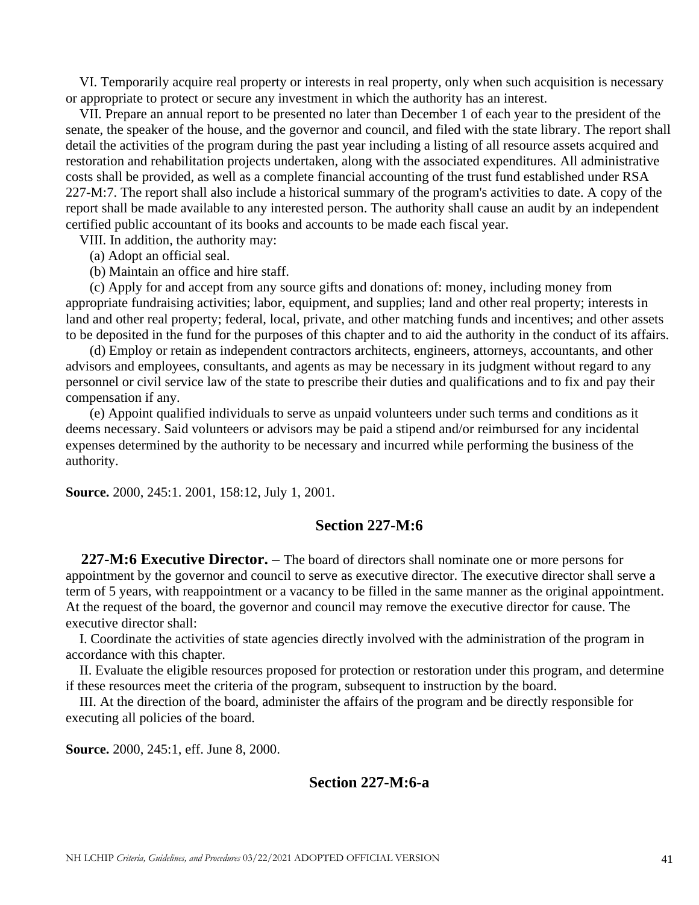VI. Temporarily acquire real property or interests in real property, only when such acquisition is necessary or appropriate to protect or secure any investment in which the authority has an interest.

VII. Prepare an annual report to be presented no later than December 1 of each year to the president of the senate, the speaker of the house, and the governor and council, and filed with the state library. The report shall detail the activities of the program during the past year including a listing of all resource assets acquired and restoration and rehabilitation projects undertaken, along with the associated expenditures. All administrative costs shall be provided, as well as a complete financial accounting of the trust fund established under RSA 227-M:7. The report shall also include a historical summary of the program's activities to date. A copy of the report shall be made available to any interested person. The authority shall cause an audit by an independent certified public accountant of its books and accounts to be made each fiscal year.

VIII. In addition, the authority may:

(a) Adopt an official seal.

(b) Maintain an office and hire staff.

(c) Apply for and accept from any source gifts and donations of: money, including money from appropriate fundraising activities; labor, equipment, and supplies; land and other real property; interests in land and other real property; federal, local, private, and other matching funds and incentives; and other assets to be deposited in the fund for the purposes of this chapter and to aid the authority in the conduct of its affairs.

(d) Employ or retain as independent contractors architects, engineers, attorneys, accountants, and other advisors and employees, consultants, and agents as may be necessary in its judgment without regard to any personnel or civil service law of the state to prescribe their duties and qualifications and to fix and pay their compensation if any.

(e) Appoint qualified individuals to serve as unpaid volunteers under such terms and conditions as it deems necessary. Said volunteers or advisors may be paid a stipend and/or reimbursed for any incidental expenses determined by the authority to be necessary and incurred while performing the business of the authority.

**Source.** 2000, 245:1. 2001, 158:12, July 1, 2001.

## Section 227-M:6

**227-M:6 Executive Director. –** The board of directors shall nominate one or more persons for appointment by the governor and council to serve as executive director. The executive director shall serve a term of 5 years, with reappointment or a vacancy to be filled in the same manner as the original appointment. At the request of the board, the governor and council may remove the executive director for cause. The executive director shall:

I. Coordinate the activities of state agencies directly involved with the administration of the program in accordance with this chapter.

II. Evaluate the eligible resources proposed for protection or restoration under this program, and determine if these resources meet the criteria of the program, subsequent to instruction by the board.

III. At the direction of the board, administer the affairs of the program and be directly responsible for executing all policies of the board.

**Source.** 2000, 245:1, eff. June 8, 2000.

## Section 227-M:6-a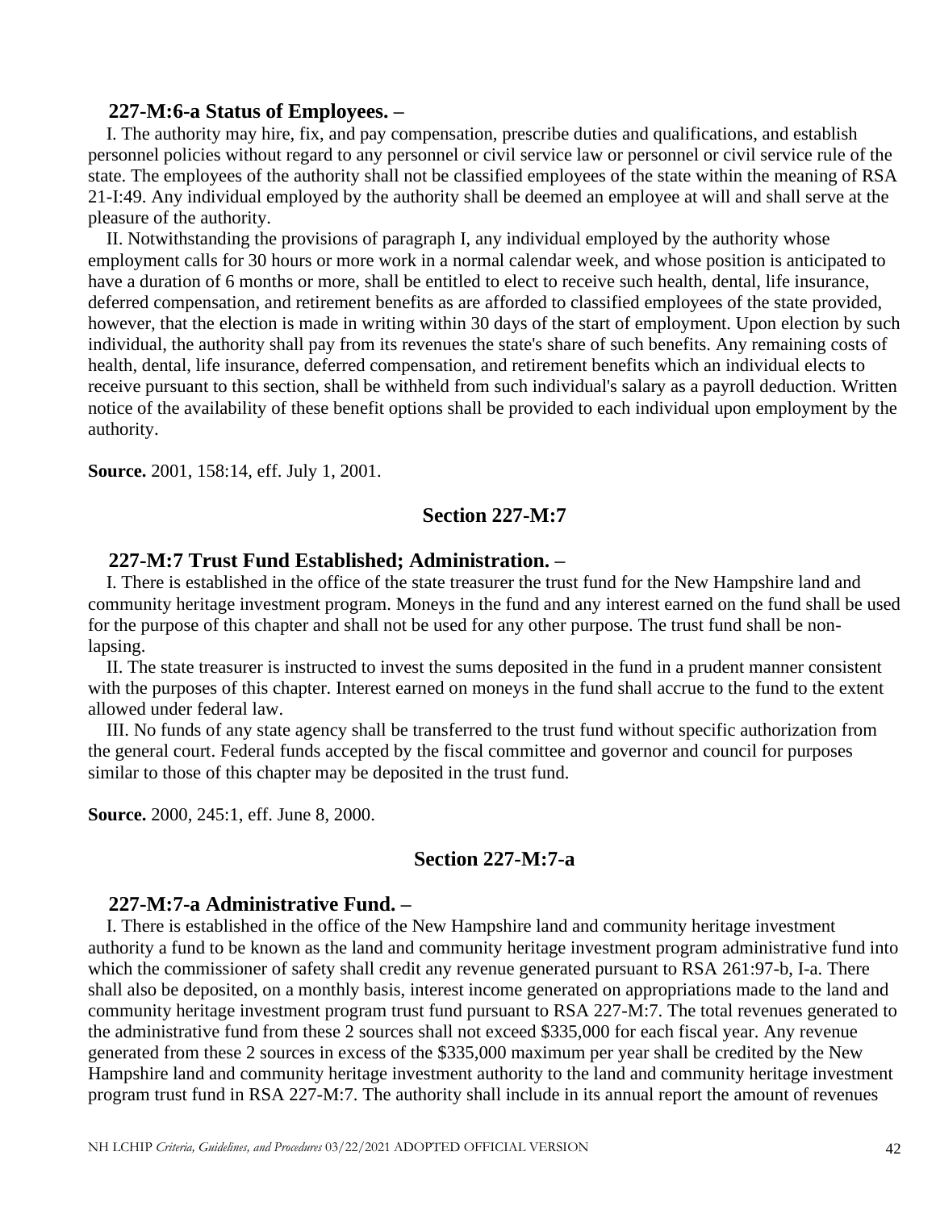### 227-M:6-a Status of Employees. –

I. The authority may hire, fix, and pay compensation, prescribe duties and qualifications, and establish personnel policies without regard to any personnel or civil service law or personnel or civil service rule of the state. The employees of the authority shall not be classified employees of the state within the meaning of RSA 21-I:49. Any individual employed by the authority shall be deemed an employee at will and shall serve at the pleasure of the authority.

II. Notwithstanding the provisions of paragraph I, any individual employed by the authority whose employment calls for 30 hours or more work in a normal calendar week, and whose position is anticipated to have a duration of 6 months or more, shall be entitled to elect to receive such health, dental, life insurance, deferred compensation, and retirement benefits as are afforded to classified employees of the state provided, however, that the election is made in writing within 30 days of the start of employment. Upon election by such individual, the authority shall pay from its revenues the state's share of such benefits. Any remaining costs of health, dental, life insurance, deferred compensation, and retirement benefits which an individual elects to receive pursuant to this section, shall be withheld from such individual's salary as a payroll deduction. Written notice of the availability of these benefit options shall be provided to each individual upon employment by the authority.

**Source.** 2001, 158:14, eff. July 1, 2001.

## Section 227-M:7

### 227-M:7 Trust Fund Established; Administration. –

I. There is established in the office of the state treasurer the trust fund for the New Hampshire land and community heritage investment program. Moneys in the fund and any interest earned on the fund shall be used for the purpose of this chapter and shall not be used for any other purpose. The trust fund shall be non-lapsing.

II. The state treasurer is instructed to invest the sums deposited in the fund in a prudent manner consistent with the purposes of this chapter. Interest earned on moneys in the fund shall accrue to the fund to the extent allowed under federal law.

III. No funds of any state agency shall be transferred to the trust fund without specific authorization from the general court. Federal funds accepted by the fiscal committee and governor and council for purposes similar to those of this chapter may be deposited in the trust fund.

**Source.** 2000, 245:1, eff. June 8, 2000.

## Section 227-M:7-a

### 227-M:7-a Administrative Fund. –

I. There is established in the office of the New Hampshire land and community heritage investment authority a fund to be known as the land and community heritage investment program administrative fund into which the commissioner of safety shall credit any revenue generated pursuant to RSA 261:97-b, I-a. There shall also be deposited, on a monthly basis, interest income generated on appropriations made to the land and community heritage investment program trust fund pursuant to RSA 227-M:7. The total revenues generated to the administrative fund from these 2 sources shall not exceed $335,000 for each fiscal year. Any revenue generated from these 2 sources in excess of the $335,000 maximum per year shall be credited by the New Hampshire land and community heritage investment authority to the land and community heritage investment program trust fund in RSA 227-M:7. The authority shall include in its annual report the amount of revenues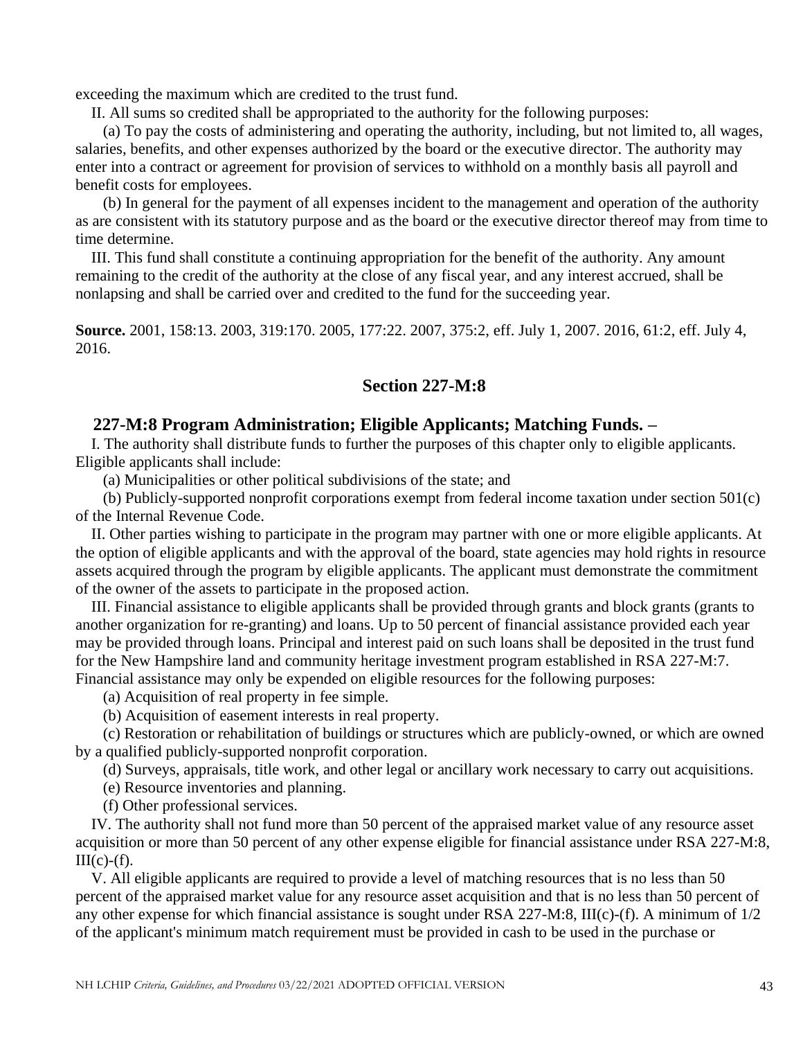exceeding the maximum which are credited to the trust fund.

II. All sums so credited shall be appropriated to the authority for the following purposes:

(a) To pay the costs of administering and operating the authority, including, but not limited to, all wages, salaries, benefits, and other expenses authorized by the board or the executive director. The authority may enter into a contract or agreement for provision of services to withhold on a monthly basis all payroll and benefit costs for employees.

(b) In general for the payment of all expenses incident to the management and operation of the authority as are consistent with its statutory purpose and as the board or the executive director thereof may from time to time determine.

III. This fund shall constitute a continuing appropriation for the benefit of the authority. Any amount remaining to the credit of the authority at the close of any fiscal year, and any interest accrued, shall be nonlapsing and shall be carried over and credited to the fund for the succeeding year.

**Source.** 2001, 158:13. 2003, 319:170. 2005, 177:22. 2007, 375:2, eff. July 1, 2007. 2016, 61:2, eff. July 4, 2016.

## Section 227-M:8

### 227-M:8 Program Administration; Eligible Applicants; Matching Funds. –

I. The authority shall distribute funds to further the purposes of this chapter only to eligible applicants. Eligible applicants shall include:

(a) Municipalities or other political subdivisions of the state; and

(b) Publicly-supported nonprofit corporations exempt from federal income taxation under section 501(c) of the Internal Revenue Code.

II. Other parties wishing to participate in the program may partner with one or more eligible applicants. At the option of eligible applicants and with the approval of the board, state agencies may hold rights in resource assets acquired through the program by eligible applicants. The applicant must demonstrate the commitment of the owner of the assets to participate in the proposed action.

III. Financial assistance to eligible applicants shall be provided through grants and block grants (grants to another organization for re-granting) and loans. Up to 50 percent of financial assistance provided each year may be provided through loans. Principal and interest paid on such loans shall be deposited in the trust fund for the New Hampshire land and community heritage investment program established in RSA 227-M:7. Financial assistance may only be expended on eligible resources for the following purposes:

(a) Acquisition of real property in fee simple.

(b) Acquisition of easement interests in real property.

(c) Restoration or rehabilitation of buildings or structures which are publicly-owned, or which are owned by a qualified publicly-supported nonprofit corporation.

(d) Surveys, appraisals, title work, and other legal or ancillary work necessary to carry out acquisitions.

(e) Resource inventories and planning.

(f) Other professional services.

IV. The authority shall not fund more than 50 percent of the appraised market value of any resource asset acquisition or more than 50 percent of any other expense eligible for financial assistance under RSA 227-M:8, III(c)-(f).

V. All eligible applicants are required to provide a level of matching resources that is no less than 50 percent of the appraised market value for any resource asset acquisition and that is no less than 50 percent of any other expense for which financial assistance is sought under RSA 227-M:8, III(c)-(f). A minimum of 1/2 of the applicant's minimum match requirement must be provided in cash to be used in the purchase or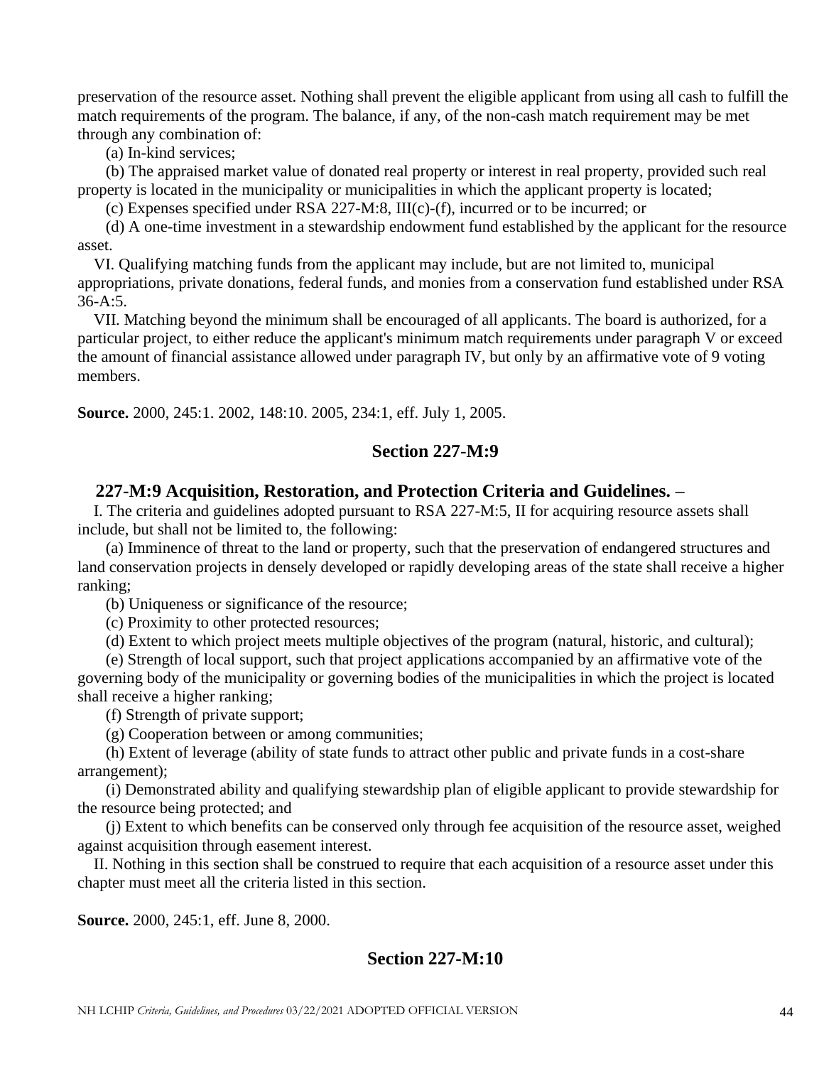preservation of the resource asset. Nothing shall prevent the eligible applicant from using all cash to fulfill the match requirements of the program. The balance, if any, of the non-cash match requirement may be met through any combination of:

(a) In-kind services;

(b) The appraised market value of donated real property or interest in real property, provided such real property is located in the municipality or municipalities in which the applicant property is located;

(c) Expenses specified under RSA 227-M:8, III(c)-(f), incurred or to be incurred; or

(d) A one-time investment in a stewardship endowment fund established by the applicant for the resource asset.

VI. Qualifying matching funds from the applicant may include, but are not limited to, municipal appropriations, private donations, federal funds, and monies from a conservation fund established under RSA 36-A:5.

VII. Matching beyond the minimum shall be encouraged of all applicants. The board is authorized, for a particular project, to either reduce the applicant's minimum match requirements under paragraph V or exceed the amount of financial assistance allowed under paragraph IV, but only by an affirmative vote of 9 voting members.

**Source.** 2000, 245:1. 2002, 148:10. 2005, 234:1, eff. July 1, 2005.

## Section 227-M:9

### 227-M:9 Acquisition, Restoration, and Protection Criteria and Guidelines. –

I. The criteria and guidelines adopted pursuant to RSA 227-M:5, II for acquiring resource assets shall include, but shall not be limited to, the following:

(a) Imminence of threat to the land or property, such that the preservation of endangered structures and land conservation projects in densely developed or rapidly developing areas of the state shall receive a higher ranking;

(b) Uniqueness or significance of the resource;

(c) Proximity to other protected resources;

(d) Extent to which project meets multiple objectives of the program (natural, historic, and cultural);

(e) Strength of local support, such that project applications accompanied by an affirmative vote of the governing body of the municipality or governing bodies of the municipalities in which the project is located shall receive a higher ranking;

(f) Strength of private support;

(g) Cooperation between or among communities;

(h) Extent of leverage (ability of state funds to attract other public and private funds in a cost-share arrangement);

(i) Demonstrated ability and qualifying stewardship plan of eligible applicant to provide stewardship for the resource being protected; and

(j) Extent to which benefits can be conserved only through fee acquisition of the resource asset, weighed against acquisition through easement interest.

II. Nothing in this section shall be construed to require that each acquisition of a resource asset under this chapter must meet all the criteria listed in this section.

**Source.** 2000, 245:1, eff. June 8, 2000.

## Section 227-M:10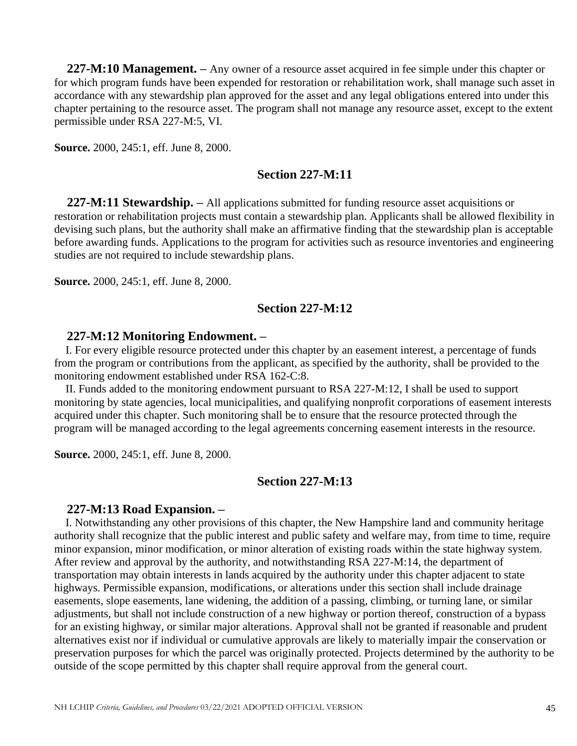**227-M:10 Management. –** Any owner of a resource asset acquired in fee simple under this chapter or for which program funds have been expended for restoration or rehabilitation work, shall manage such asset in accordance with any stewardship plan approved for the asset and any legal obligations entered into under this chapter pertaining to the resource asset. The program shall not manage any resource asset, except to the extent permissible under RSA 227-M:5, VI.

**Source.** 2000, 245:1, eff. June 8, 2000.

## Section 227-M:11

**227-M:11 Stewardship. –** All applications submitted for funding resource asset acquisitions or restoration or rehabilitation projects must contain a stewardship plan. Applicants shall be allowed flexibility in devising such plans, but the authority shall make an affirmative finding that the stewardship plan is acceptable before awarding funds. Applications to the program for activities such as resource inventories and engineering studies are not required to include stewardship plans.

**Source.** 2000, 245:1, eff. June 8, 2000.

## Section 227-M:12

**227-M:12 Monitoring Endowment. –**

I. For every eligible resource protected under this chapter by an easement interest, a percentage of funds from the program or contributions from the applicant, as specified by the authority, shall be provided to the monitoring endowment established under RSA 162-C:8.

II. Funds added to the monitoring endowment pursuant to RSA 227-M:12, I shall be used to support monitoring by state agencies, local municipalities, and qualifying nonprofit corporations of easement interests acquired under this chapter. Such monitoring shall be to ensure that the resource protected through the program will be managed according to the legal agreements concerning easement interests in the resource.

**Source.** 2000, 245:1, eff. June 8, 2000.

## Section 227-M:13

**227-M:13 Road Expansion. –**

I. Notwithstanding any other provisions of this chapter, the New Hampshire land and community heritage authority shall recognize that the public interest and public safety and welfare may, from time to time, require minor expansion, minor modification, or minor alteration of existing roads within the state highway system. After review and approval by the authority, and notwithstanding RSA 227-M:14, the department of transportation may obtain interests in lands acquired by the authority under this chapter adjacent to state highways. Permissible expansion, modifications, or alterations under this section shall include drainage easements, slope easements, lane widening, the addition of a passing, climbing, or turning lane, or similar adjustments, but shall not include construction of a new highway or portion thereof, construction of a bypass for an existing highway, or similar major alterations. Approval shall not be granted if reasonable and prudent alternatives exist nor if individual or cumulative approvals are likely to materially impair the conservation or preservation purposes for which the parcel was originally protected. Projects determined by the authority to be outside of the scope permitted by this chapter shall require approval from the general court.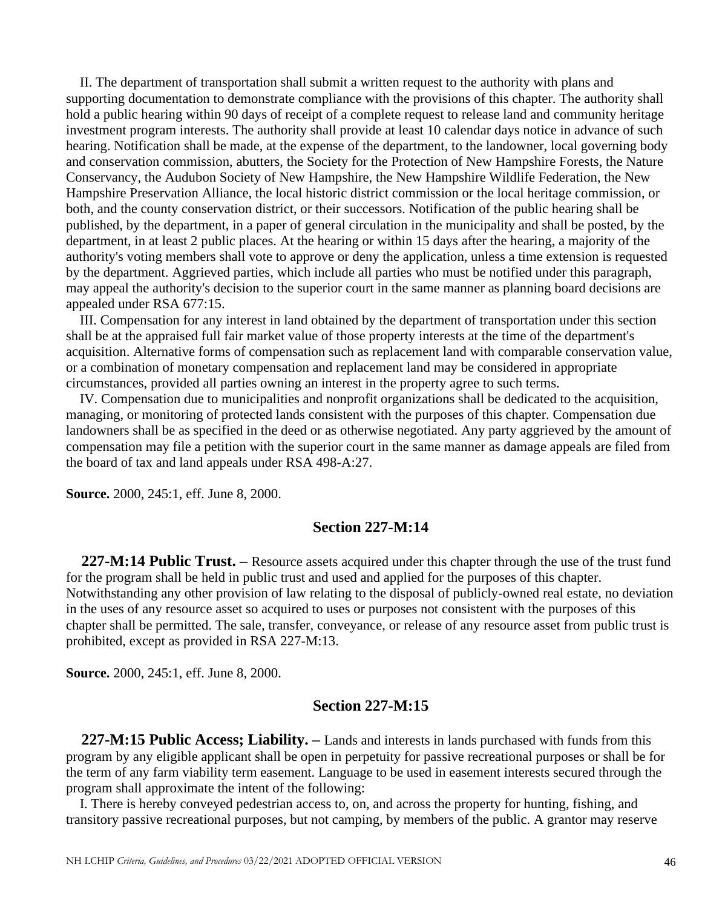II. The department of transportation shall submit a written request to the authority with plans and supporting documentation to demonstrate compliance with the provisions of this chapter. The authority shall hold a public hearing within 90 days of receipt of a complete request to release land and community heritage investment program interests. The authority shall provide at least 10 calendar days notice in advance of such hearing. Notification shall be made, at the expense of the department, to the landowner, local governing body and conservation commission, abutters, the Society for the Protection of New Hampshire Forests, the Nature Conservancy, the Audubon Society of New Hampshire, the New Hampshire Wildlife Federation, the New Hampshire Preservation Alliance, the local historic district commission or the local heritage commission, or both, and the county conservation district, or their successors. Notification of the public hearing shall be published, by the department, in a paper of general circulation in the municipality and shall be posted, by the department, in at least 2 public places. At the hearing or within 15 days after the hearing, a majority of the authority's voting members shall vote to approve or deny the application, unless a time extension is requested by the department. Aggrieved parties, which include all parties who must be notified under this paragraph, may appeal the authority's decision to the superior court in the same manner as planning board decisions are appealed under RSA 677:15.

III. Compensation for any interest in land obtained by the department of transportation under this section shall be at the appraised full fair market value of those property interests at the time of the department's acquisition. Alternative forms of compensation such as replacement land with comparable conservation value, or a combination of monetary compensation and replacement land may be considered in appropriate circumstances, provided all parties owning an interest in the property agree to such terms.

IV. Compensation due to municipalities and nonprofit organizations shall be dedicated to the acquisition, managing, or monitoring of protected lands consistent with the purposes of this chapter. Compensation due landowners shall be as specified in the deed or as otherwise negotiated. Any party aggrieved by the amount of compensation may file a petition with the superior court in the same manner as damage appeals are filed from the board of tax and land appeals under RSA 498-A:27.

**Source.** 2000, 245:1, eff. June 8, 2000.

## Section 227-M:14

**227-M:14 Public Trust. –** Resource assets acquired under this chapter through the use of the trust fund for the program shall be held in public trust and used and applied for the purposes of this chapter. Notwithstanding any other provision of law relating to the disposal of publicly-owned real estate, no deviation in the uses of any resource asset so acquired to uses or purposes not consistent with the purposes of this chapter shall be permitted. The sale, transfer, conveyance, or release of any resource asset from public trust is prohibited, except as provided in RSA 227-M:13.

**Source.** 2000, 245:1, eff. June 8, 2000.

## Section 227-M:15

**227-M:15 Public Access; Liability. –** Lands and interests in lands purchased with funds from this program by any eligible applicant shall be open in perpetuity for passive recreational purposes or shall be for the term of any farm viability term easement. Language to be used in easement interests secured through the program shall approximate the intent of the following:

I. There is hereby conveyed pedestrian access to, on, and across the property for hunting, fishing, and transitory passive recreational purposes, but not camping, by members of the public. A grantor may reserve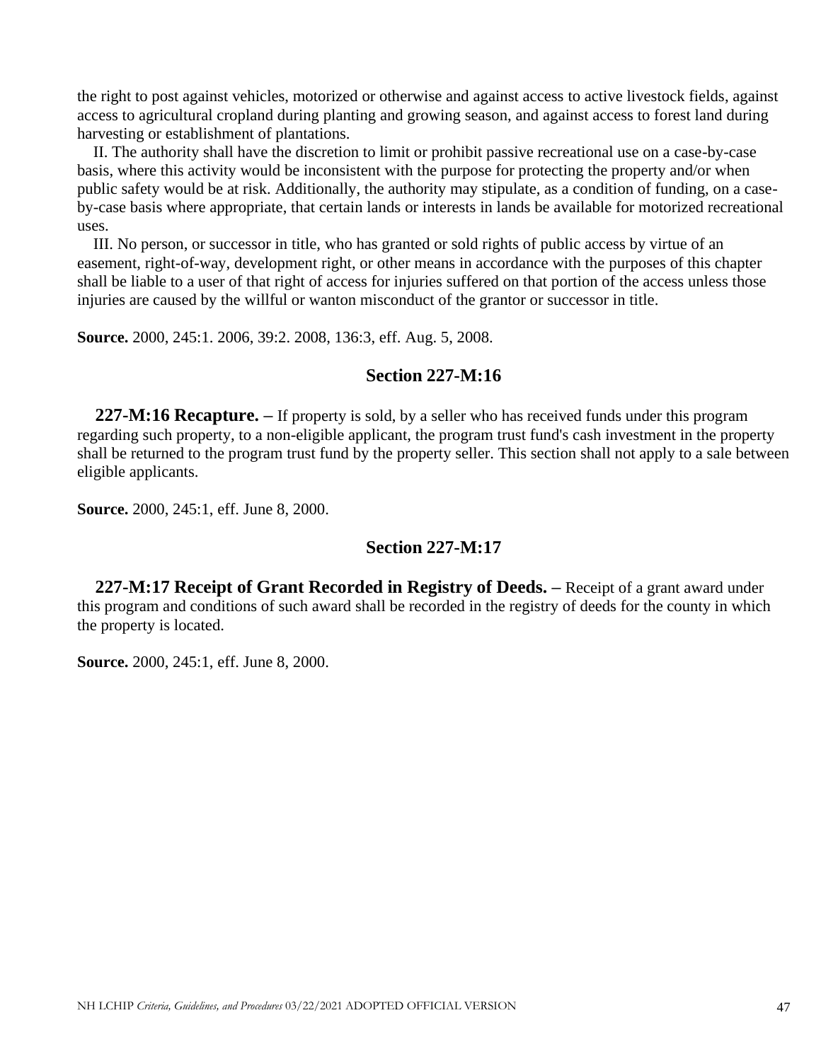the right to post against vehicles, motorized or otherwise and against access to active livestock fields, against access to agricultural cropland during planting and growing season, and against access to forest land during harvesting or establishment of plantations.

II. The authority shall have the discretion to limit or prohibit passive recreational use on a case-by-case basis, where this activity would be inconsistent with the purpose for protecting the property and/or when public safety would be at risk. Additionally, the authority may stipulate, as a condition of funding, on a case-by-case basis where appropriate, that certain lands or interests in lands be available for motorized recreational uses.

III. No person, or successor in title, who has granted or sold rights of public access by virtue of an easement, right-of-way, development right, or other means in accordance with the purposes of this chapter shall be liable to a user of that right of access for injuries suffered on that portion of the access unless those injuries are caused by the willful or wanton misconduct of the grantor or successor in title.

**Source.** 2000, 245:1. 2006, 39:2. 2008, 136:3, eff. Aug. 5, 2008.

## Section 227-M:16

**227-M:16 Recapture. –** If property is sold, by a seller who has received funds under this program regarding such property, to a non-eligible applicant, the program trust fund's cash investment in the property shall be returned to the program trust fund by the property seller. This section shall not apply to a sale between eligible applicants.

**Source.** 2000, 245:1, eff. June 8, 2000.

## Section 227-M:17

**227-M:17 Receipt of Grant Recorded in Registry of Deeds. –** Receipt of a grant award under this program and conditions of such award shall be recorded in the registry of deeds for the county in which the property is located.

**Source.** 2000, 245:1, eff. June 8, 2000.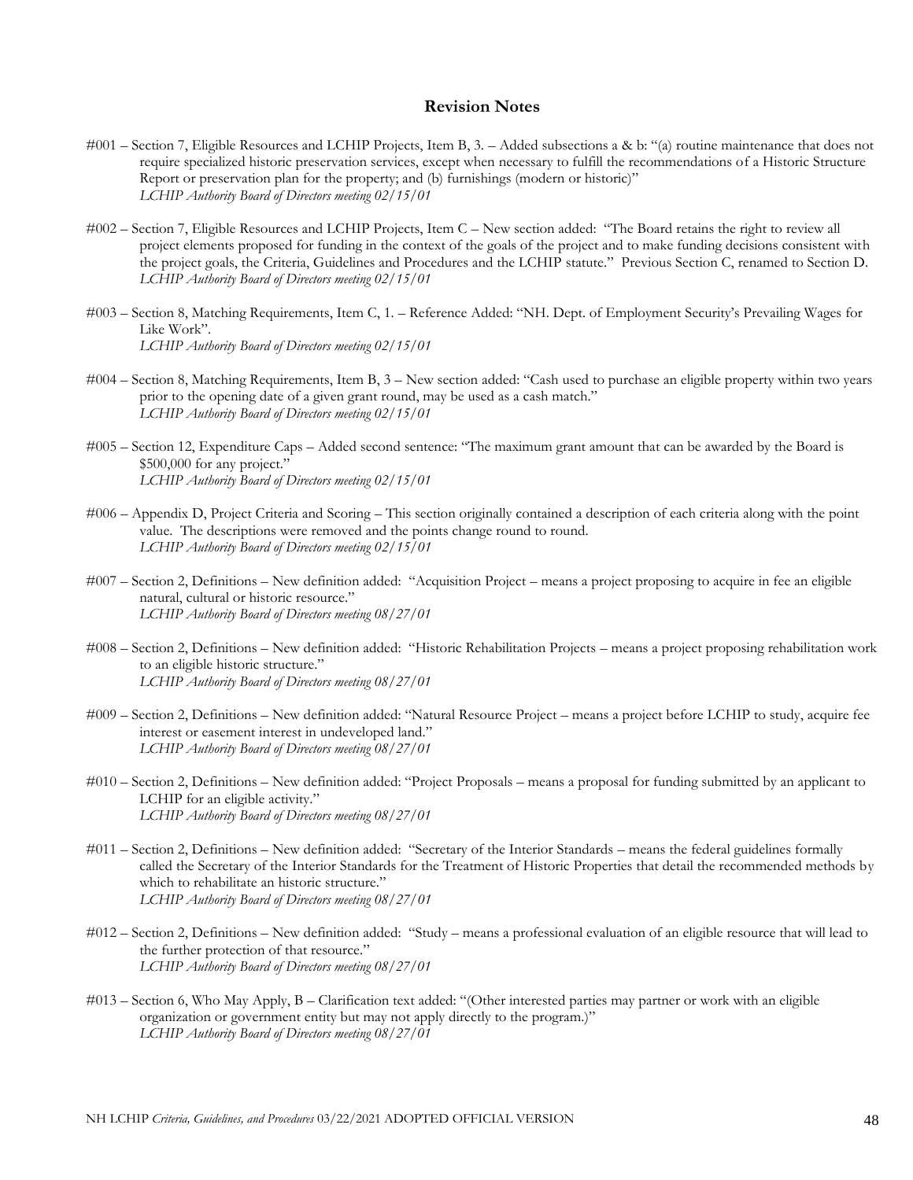## Revision Notes

#001 – Section 7, Eligible Resources and LCHIP Projects, Item B, 3. – Added subsections a & b: "(a) routine maintenance that does not require specialized historic preservation services, except when necessary to fulfill the recommendations of a Historic Structure Report or preservation plan for the property; and (b) furnishings (modern or historic)"
*LCHIP Authority Board of Directors meeting 02/15/01*

#002 – Section 7, Eligible Resources and LCHIP Projects, Item C – New section added: "The Board retains the right to review all project elements proposed for funding in the context of the goals of the project and to make funding decisions consistent with the project goals, the Criteria, Guidelines and Procedures and the LCHIP statute." Previous Section C, renamed to Section D.
*LCHIP Authority Board of Directors meeting 02/15/01*

#003 – Section 8, Matching Requirements, Item C, 1. – Reference Added: "NH. Dept. of Employment Security's Prevailing Wages for Like Work".
*LCHIP Authority Board of Directors meeting 02/15/01*

#004 – Section 8, Matching Requirements, Item B, 3 – New section added: "Cash used to purchase an eligible property within two years prior to the opening date of a given grant round, may be used as a cash match."
*LCHIP Authority Board of Directors meeting 02/15/01*

#005 – Section 12, Expenditure Caps – Added second sentence: "The maximum grant amount that can be awarded by the Board is $500,000 for any project."
*LCHIP Authority Board of Directors meeting 02/15/01*

#006 – Appendix D, Project Criteria and Scoring – This section originally contained a description of each criteria along with the point value. The descriptions were removed and the points change round to round.
*LCHIP Authority Board of Directors meeting 02/15/01*

#007 – Section 2, Definitions – New definition added: "Acquisition Project – means a project proposing to acquire in fee an eligible natural, cultural or historic resource."
*LCHIP Authority Board of Directors meeting 08/27/01*

#008 – Section 2, Definitions – New definition added: "Historic Rehabilitation Projects – means a project proposing rehabilitation work to an eligible historic structure."
*LCHIP Authority Board of Directors meeting 08/27/01*

#009 – Section 2, Definitions – New definition added: "Natural Resource Project – means a project before LCHIP to study, acquire fee interest or easement interest in undeveloped land."
*LCHIP Authority Board of Directors meeting 08/27/01*

#010 – Section 2, Definitions – New definition added: "Project Proposals – means a proposal for funding submitted by an applicant to LCHIP for an eligible activity."
*LCHIP Authority Board of Directors meeting 08/27/01*

#011 – Section 2, Definitions – New definition added: "Secretary of the Interior Standards – means the federal guidelines formally called the Secretary of the Interior Standards for the Treatment of Historic Properties that detail the recommended methods by which to rehabilitate an historic structure."
*LCHIP Authority Board of Directors meeting 08/27/01*

#012 – Section 2, Definitions – New definition added: "Study – means a professional evaluation of an eligible resource that will lead to the further protection of that resource."
*LCHIP Authority Board of Directors meeting 08/27/01*

#013 – Section 6, Who May Apply, B – Clarification text added: "(Other interested parties may partner or work with an eligible organization or government entity but may not apply directly to the program.)"
*LCHIP Authority Board of Directors meeting 08/27/01*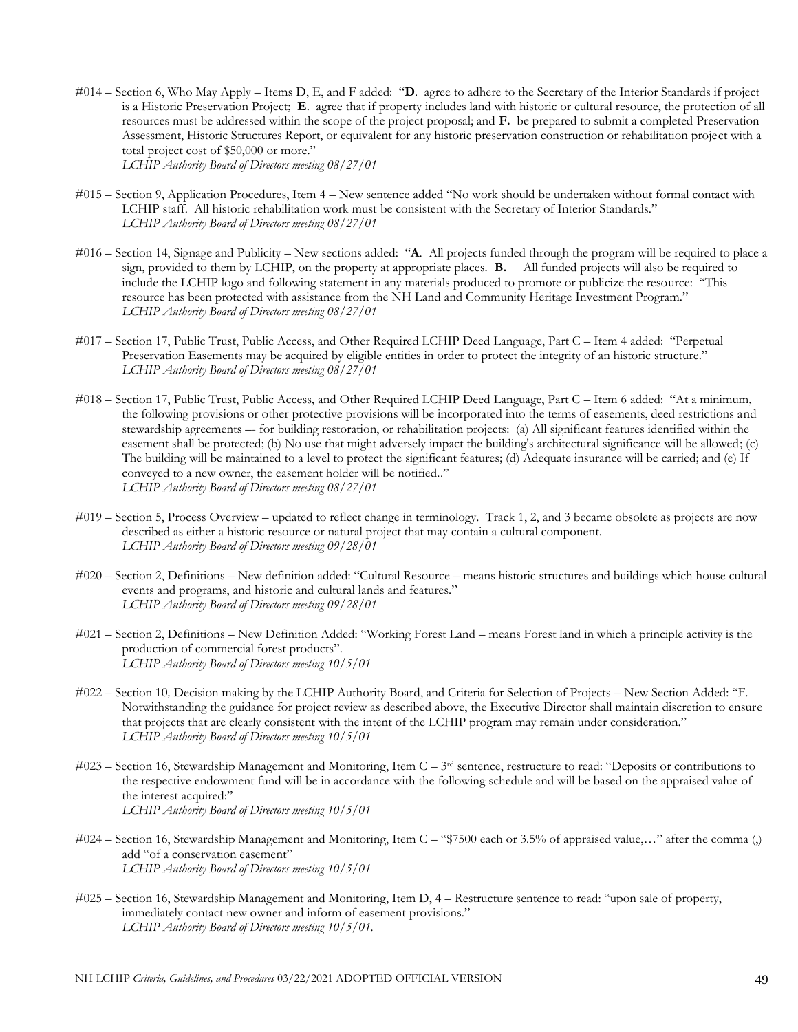#014 – Section 6, Who May Apply – Items D, E, and F added: "**D**. agree to adhere to the Secretary of the Interior Standards if project is a Historic Preservation Project; **E**. agree that if property includes land with historic or cultural resource, the protection of all resources must be addressed within the scope of the project proposal; and **F.** be prepared to submit a completed Preservation Assessment, Historic Structures Report, or equivalent for any historic preservation construction or rehabilitation project with a total project cost of $50,000 or more."
*LCHIP Authority Board of Directors meeting 08/27/01*

#015 – Section 9, Application Procedures, Item 4 – New sentence added "No work should be undertaken without formal contact with LCHIP staff. All historic rehabilitation work must be consistent with the Secretary of Interior Standards."
*LCHIP Authority Board of Directors meeting 08/27/01*

#016 – Section 14, Signage and Publicity – New sections added: "**A**. All projects funded through the program will be required to place a sign, provided to them by LCHIP, on the property at appropriate places. **B.** All funded projects will also be required to include the LCHIP logo and following statement in any materials produced to promote or publicize the resource: "This resource has been protected with assistance from the NH Land and Community Heritage Investment Program."
*LCHIP Authority Board of Directors meeting 08/27/01*

#017 – Section 17, Public Trust, Public Access, and Other Required LCHIP Deed Language, Part C – Item 4 added: "Perpetual Preservation Easements may be acquired by eligible entities in order to protect the integrity of an historic structure."
*LCHIP Authority Board of Directors meeting 08/27/01*

#018 – Section 17, Public Trust, Public Access, and Other Required LCHIP Deed Language, Part C – Item 6 added: "At a minimum, the following provisions or other protective provisions will be incorporated into the terms of easements, deed restrictions and stewardship agreements –- for building restoration, or rehabilitation projects: (a) All significant features identified within the easement shall be protected; (b) No use that might adversely impact the building's architectural significance will be allowed; (c) The building will be maintained to a level to protect the significant features; (d) Adequate insurance will be carried; and (e) If conveyed to a new owner, the easement holder will be notified.."
*LCHIP Authority Board of Directors meeting 08/27/01*

#019 – Section 5, Process Overview – updated to reflect change in terminology. Track 1, 2, and 3 became obsolete as projects are now described as either a historic resource or natural project that may contain a cultural component.
*LCHIP Authority Board of Directors meeting 09/28/01*

#020 – Section 2, Definitions – New definition added: "Cultural Resource – means historic structures and buildings which house cultural events and programs, and historic and cultural lands and features."
*LCHIP Authority Board of Directors meeting 09/28/01*

#021 – Section 2, Definitions – New Definition Added: "Working Forest Land – means Forest land in which a principle activity is the production of commercial forest products".
*LCHIP Authority Board of Directors meeting 10/5/01*

#022 – Section 10, Decision making by the LCHIP Authority Board, and Criteria for Selection of Projects – New Section Added: "F. Notwithstanding the guidance for project review as described above, the Executive Director shall maintain discretion to ensure that projects that are clearly consistent with the intent of the LCHIP program may remain under consideration."
*LCHIP Authority Board of Directors meeting 10/5/01*

#023 – Section 16, Stewardship Management and Monitoring, Item C – 3rd sentence, restructure to read: "Deposits or contributions to the respective endowment fund will be in accordance with the following schedule and will be based on the appraised value of the interest acquired:"
*LCHIP Authority Board of Directors meeting 10/5/01*

#024 – Section 16, Stewardship Management and Monitoring, Item C – "$7500 each or 3.5% of appraised value,…" after the comma (,) add "of a conservation easement"
*LCHIP Authority Board of Directors meeting 10/5/01*

#025 – Section 16, Stewardship Management and Monitoring, Item D, 4 – Restructure sentence to read: "upon sale of property, immediately contact new owner and inform of easement provisions."
*LCHIP Authority Board of Directors meeting 10/5/01.*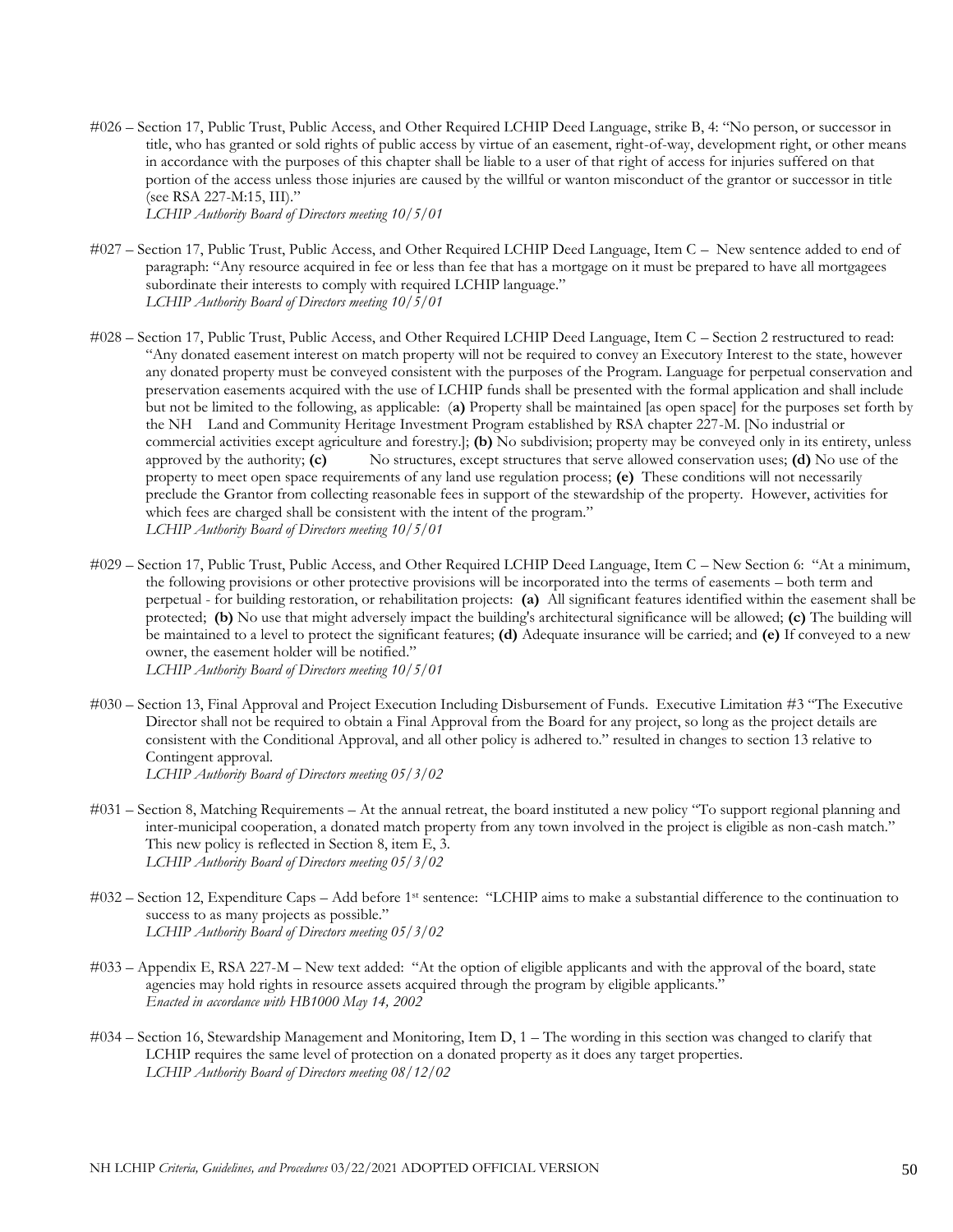#026 – Section 17, Public Trust, Public Access, and Other Required LCHIP Deed Language, strike B, 4: "No person, or successor in title, who has granted or sold rights of public access by virtue of an easement, right-of-way, development right, or other means in accordance with the purposes of this chapter shall be liable to a user of that right of access for injuries suffered on that portion of the access unless those injuries are caused by the willful or wanton misconduct of the grantor or successor in title (see RSA 227-M:15, III)."
*LCHIP Authority Board of Directors meeting 10/5/01*

#027 – Section 17, Public Trust, Public Access, and Other Required LCHIP Deed Language, Item C – New sentence added to end of paragraph: "Any resource acquired in fee or less than fee that has a mortgage on it must be prepared to have all mortgagees subordinate their interests to comply with required LCHIP language."
*LCHIP Authority Board of Directors meeting 10/5/01*

#028 – Section 17, Public Trust, Public Access, and Other Required LCHIP Deed Language, Item C – Section 2 restructured to read: "Any donated easement interest on match property will not be required to convey an Executory Interest to the state, however any donated property must be conveyed consistent with the purposes of the Program. Language for perpetual conservation and preservation easements acquired with the use of LCHIP funds shall be presented with the formal application and shall include but not be limited to the following, as applicable: (**a)** Property shall be maintained [as open space] for the purposes set forth by the NH Land and Community Heritage Investment Program established by RSA chapter 227-M. [No industrial or commercial activities except agriculture and forestry.]; **(b)** No subdivision; property may be conveyed only in its entirety, unless approved by the authority; **(c)** No structures, except structures that serve allowed conservation uses; **(d)** No use of the property to meet open space requirements of any land use regulation process; **(e)** These conditions will not necessarily preclude the Grantor from collecting reasonable fees in support of the stewardship of the property. However, activities for which fees are charged shall be consistent with the intent of the program."
*LCHIP Authority Board of Directors meeting 10/5/01*

#029 – Section 17, Public Trust, Public Access, and Other Required LCHIP Deed Language, Item C – New Section 6: "At a minimum, the following provisions or other protective provisions will be incorporated into the terms of easements – both term and perpetual - for building restoration, or rehabilitation projects: **(a)** All significant features identified within the easement shall be protected; **(b)** No use that might adversely impact the building's architectural significance will be allowed; **(c)** The building will be maintained to a level to protect the significant features; **(d)** Adequate insurance will be carried; and **(e)** If conveyed to a new owner, the easement holder will be notified."
*LCHIP Authority Board of Directors meeting 10/5/01*

#030 – Section 13, Final Approval and Project Execution Including Disbursement of Funds. Executive Limitation #3 "The Executive Director shall not be required to obtain a Final Approval from the Board for any project, so long as the project details are consistent with the Conditional Approval, and all other policy is adhered to." resulted in changes to section 13 relative to Contingent approval.
*LCHIP Authority Board of Directors meeting 05/3/02*

#031 – Section 8, Matching Requirements – At the annual retreat, the board instituted a new policy "To support regional planning and inter-municipal cooperation, a donated match property from any town involved in the project is eligible as non-cash match." This new policy is reflected in Section 8, item E, 3.
*LCHIP Authority Board of Directors meeting 05/3/02*

#032 – Section 12, Expenditure Caps – Add before 1st sentence: "LCHIP aims to make a substantial difference to the continuation to success to as many projects as possible."
*LCHIP Authority Board of Directors meeting 05/3/02*

#033 – Appendix E, RSA 227-M – New text added: "At the option of eligible applicants and with the approval of the board, state agencies may hold rights in resource assets acquired through the program by eligible applicants."
*Enacted in accordance with HB1000 May 14, 2002*

#034 – Section 16, Stewardship Management and Monitoring, Item D, 1 – The wording in this section was changed to clarify that LCHIP requires the same level of protection on a donated property as it does any target properties.
*LCHIP Authority Board of Directors meeting 08/12/02*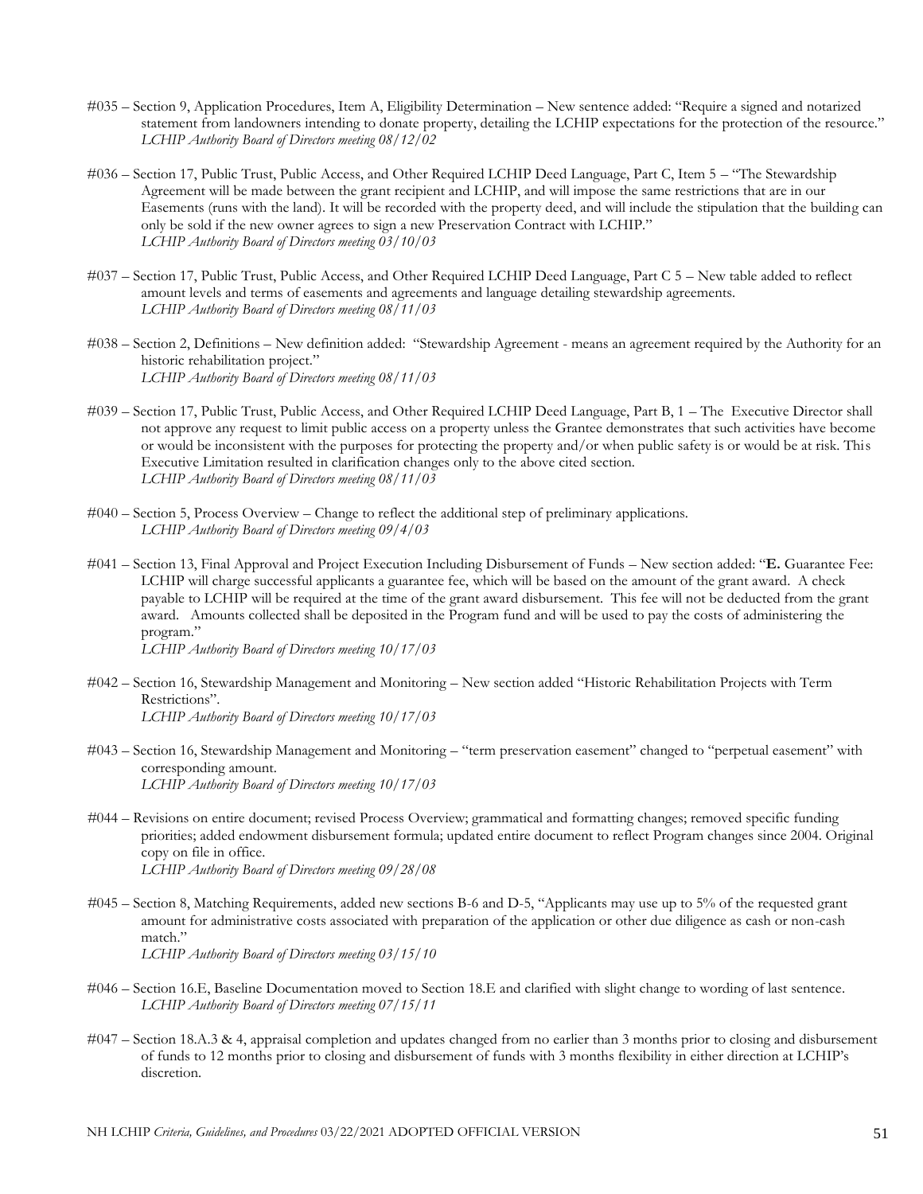#035 – Section 9, Application Procedures, Item A, Eligibility Determination – New sentence added: "Require a signed and notarized statement from landowners intending to donate property, detailing the LCHIP expectations for the protection of the resource."
*LCHIP Authority Board of Directors meeting 08/12/02*

#036 – Section 17, Public Trust, Public Access, and Other Required LCHIP Deed Language, Part C, Item 5 – "The Stewardship Agreement will be made between the grant recipient and LCHIP, and will impose the same restrictions that are in our Easements (runs with the land). It will be recorded with the property deed, and will include the stipulation that the building can only be sold if the new owner agrees to sign a new Preservation Contract with LCHIP."
*LCHIP Authority Board of Directors meeting 03/10/03*

#037 – Section 17, Public Trust, Public Access, and Other Required LCHIP Deed Language, Part C 5 – New table added to reflect amount levels and terms of easements and agreements and language detailing stewardship agreements.
*LCHIP Authority Board of Directors meeting 08/11/03*

#038 – Section 2, Definitions – New definition added: "Stewardship Agreement - means an agreement required by the Authority for an historic rehabilitation project."
*LCHIP Authority Board of Directors meeting 08/11/03*

#039 – Section 17, Public Trust, Public Access, and Other Required LCHIP Deed Language, Part B, 1 – The Executive Director shall not approve any request to limit public access on a property unless the Grantee demonstrates that such activities have become or would be inconsistent with the purposes for protecting the property and/or when public safety is or would be at risk. This Executive Limitation resulted in clarification changes only to the above cited section.
*LCHIP Authority Board of Directors meeting 08/11/03*

#040 – Section 5, Process Overview – Change to reflect the additional step of preliminary applications.
*LCHIP Authority Board of Directors meeting 09/4/03*

#041 – Section 13, Final Approval and Project Execution Including Disbursement of Funds – New section added: "**E.** Guarantee Fee: LCHIP will charge successful applicants a guarantee fee, which will be based on the amount of the grant award. A check payable to LCHIP will be required at the time of the grant award disbursement. This fee will not be deducted from the grant award. Amounts collected shall be deposited in the Program fund and will be used to pay the costs of administering the program."
*LCHIP Authority Board of Directors meeting 10/17/03*

#042 – Section 16, Stewardship Management and Monitoring – New section added "Historic Rehabilitation Projects with Term Restrictions".
*LCHIP Authority Board of Directors meeting 10/17/03*

#043 – Section 16, Stewardship Management and Monitoring – "term preservation easement" changed to "perpetual easement" with corresponding amount.
*LCHIP Authority Board of Directors meeting 10/17/03*

#044 – Revisions on entire document; revised Process Overview; grammatical and formatting changes; removed specific funding priorities; added endowment disbursement formula; updated entire document to reflect Program changes since 2004. Original copy on file in office.
*LCHIP Authority Board of Directors meeting 09/28/08*

#045 – Section 8, Matching Requirements, added new sections B-6 and D-5, "Applicants may use up to 5% of the requested grant amount for administrative costs associated with preparation of the application or other due diligence as cash or non-cash match."
*LCHIP Authority Board of Directors meeting 03/15/10*

#046 – Section 16.E, Baseline Documentation moved to Section 18.E and clarified with slight change to wording of last sentence.
*LCHIP Authority Board of Directors meeting 07/15/11*

#047 – Section 18.A.3 & 4, appraisal completion and updates changed from no earlier than 3 months prior to closing and disbursement of funds to 12 months prior to closing and disbursement of funds with 3 months flexibility in either direction at LCHIP's discretion.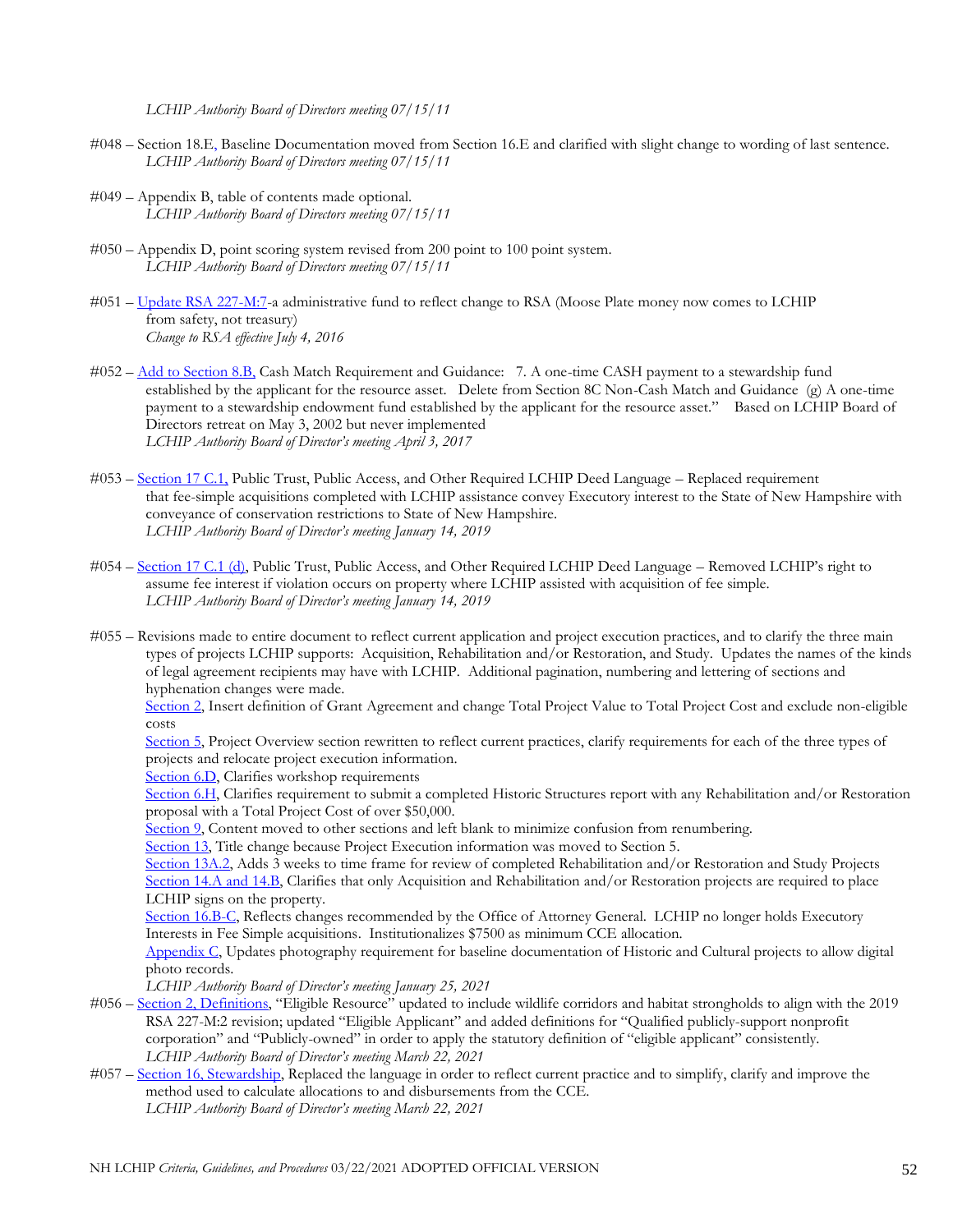*LCHIP Authority Board of Directors meeting 07/15/11*

#048 – Section 18.E, Baseline Documentation moved from Section 16.E and clarified with slight change to wording of last sentence.
*LCHIP Authority Board of Directors meeting 07/15/11*

#049 – Appendix B, table of contents made optional.
*LCHIP Authority Board of Directors meeting 07/15/11*

#050 – Appendix D, point scoring system revised from 200 point to 100 point system.
*LCHIP Authority Board of Directors meeting 07/15/11*

#051 – Update RSA 227-M:7-a administrative fund to reflect change to RSA (Moose Plate money now comes to LCHIP from safety, not treasury)
*Change to RSA effective July 4, 2016*

#052 – Add to Section 8.B, Cash Match Requirement and Guidance: 7. A one-time CASH payment to a stewardship fund established by the applicant for the resource asset. Delete from Section 8C Non-Cash Match and Guidance (g) A one-time payment to a stewardship endowment fund established by the applicant for the resource asset." Based on LCHIP Board of Directors retreat on May 3, 2002 but never implemented
*LCHIP Authority Board of Director's meeting April 3, 2017*

#053 – Section 17 C.1, Public Trust, Public Access, and Other Required LCHIP Deed Language – Replaced requirement that fee-simple acquisitions completed with LCHIP assistance convey Executory interest to the State of New Hampshire with conveyance of conservation restrictions to State of New Hampshire.
*LCHIP Authority Board of Director's meeting January 14, 2019*

#054 – Section 17 C.1 (d), Public Trust, Public Access, and Other Required LCHIP Deed Language – Removed LCHIP's right to assume fee interest if violation occurs on property where LCHIP assisted with acquisition of fee simple.
*LCHIP Authority Board of Director's meeting January 14, 2019*

#055 – Revisions made to entire document to reflect current application and project execution practices, and to clarify the three main types of projects LCHIP supports: Acquisition, Rehabilitation and/or Restoration, and Study. Updates the names of the kinds of legal agreement recipients may have with LCHIP. Additional pagination, numbering and lettering of sections and hyphenation changes were made.
Section 2, Insert definition of Grant Agreement and change Total Project Value to Total Project Cost and exclude non-eligible costs
Section 5, Project Overview section rewritten to reflect current practices, clarify requirements for each of the three types of projects and relocate project execution information.
Section 6.D, Clarifies workshop requirements
Section 6.H, Clarifies requirement to submit a completed Historic Structures report with any Rehabilitation and/or Restoration proposal with a Total Project Cost of over $50,000.
Section 9, Content moved to other sections and left blank to minimize confusion from renumbering.
Section 13, Title change because Project Execution information was moved to Section 5.
Section 13A.2, Adds 3 weeks to time frame for review of completed Rehabilitation and/or Restoration and Study Projects
Section 14.A and 14.B, Clarifies that only Acquisition and Rehabilitation and/or Restoration projects are required to place LCHIP signs on the property.
Section 16.B-C, Reflects changes recommended by the Office of Attorney General. LCHIP no longer holds Executory Interests in Fee Simple acquisitions. Institutionalizes $7500 as minimum CCE allocation.
Appendix C, Updates photography requirement for baseline documentation of Historic and Cultural projects to allow digital photo records.
*LCHIP Authority Board of Director's meeting January 25, 2021*

#056 – Section 2, Definitions, "Eligible Resource" updated to include wildlife corridors and habitat strongholds to align with the 2019 RSA 227-M:2 revision; updated "Eligible Applicant" and added definitions for "Qualified publicly-support nonprofit corporation" and "Publicly-owned" in order to apply the statutory definition of "eligible applicant" consistently.
*LCHIP Authority Board of Director's meeting March 22, 2021*

#057 – Section 16, Stewardship, Replaced the language in order to reflect current practice and to simplify, clarify and improve the method used to calculate allocations to and disbursements from the CCE.
*LCHIP Authority Board of Director's meeting March 22, 2021*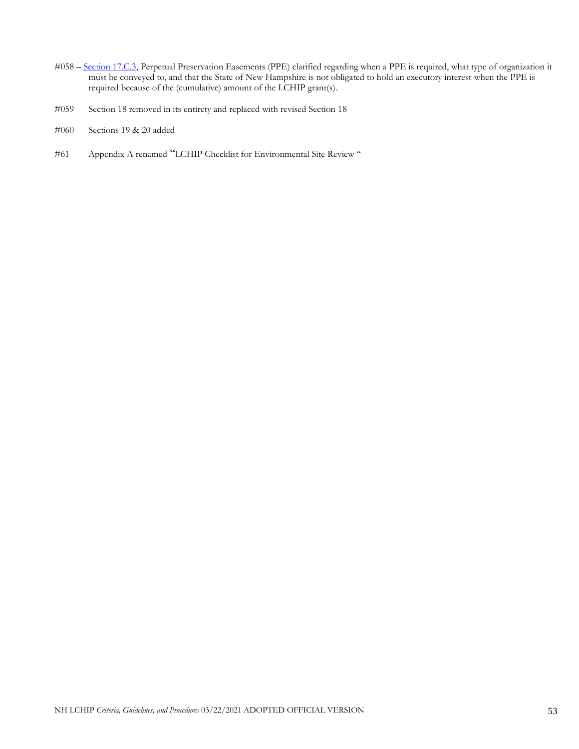#058 – [Section 17.C.3](), Perpetual Preservation Easements (PPE) clarified regarding when a PPE is required, what type of organization it must be conveyed to, and that the State of New Hampshire is not obligated to hold an executory interest when the PPE is required because of the (cumulative) amount of the LCHIP grant(s).

#059 Section 18 removed in its entirety and replaced with revised Section 18

#060 Sections 19 & 20 added

#61 Appendix A renamed "LCHIP Checklist for Environmental Site Review "